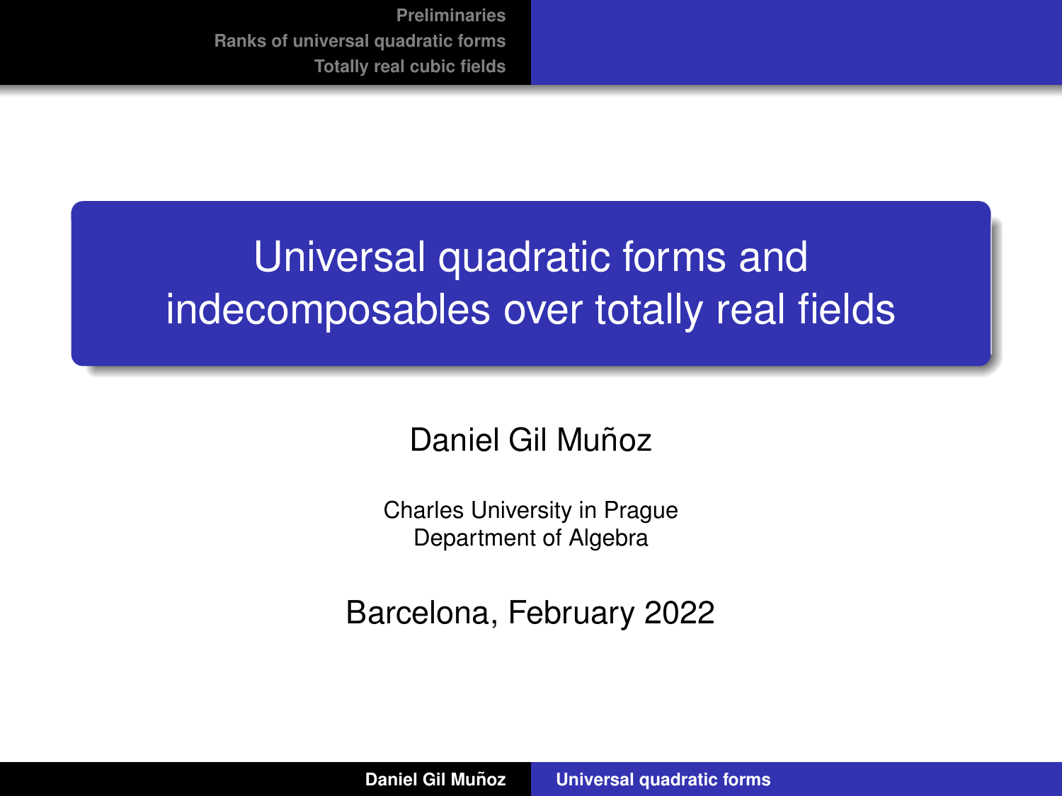# Universal quadratic forms and indecomposables over totally real fields

Daniel Gil Muñoz

Charles University in Prague
Department of Algebra

Barcelona, February 2022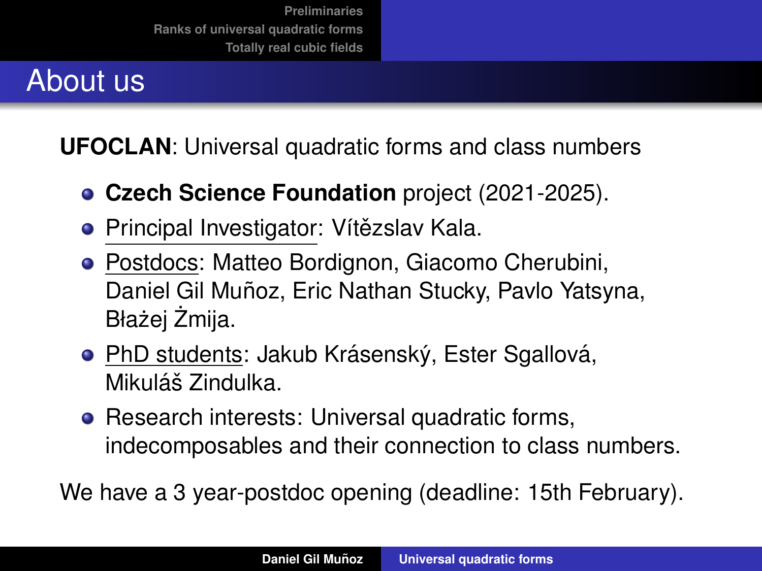# About us

**UFOCLAN**: Universal quadratic forms and class numbers

- **Czech Science Foundation** project (2021-2025).
- Principal Investigator: Vítězslav Kala.
- Postdocs: Matteo Bordignon, Giacomo Cherubini, Daniel Gil Muñoz, Eric Nathan Stucky, Pavlo Yatsyna, Błażej Żmija.
- PhD students: Jakub Krásenský, Ester Sgallová, Mikuláš Zindulka.
- Research interests: Universal quadratic forms, indecomposables and their connection to class numbers.

We have a 3 year-postdoc opening (deadline: 15th February).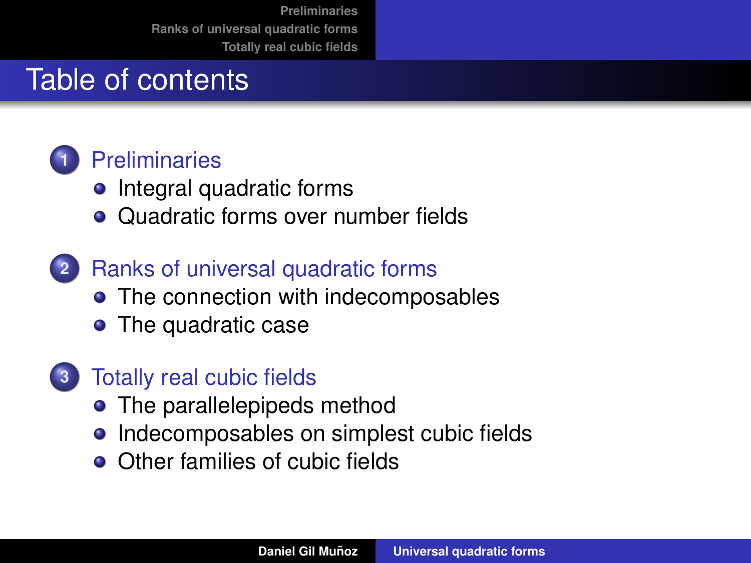# Table of contents

1. Preliminaries
   - Integral quadratic forms
   - Quadratic forms over number fields
2. Ranks of universal quadratic forms
   - The connection with indecomposables
   - The quadratic case
3. Totally real cubic fields
   - The parallelepipeds method
   - Indecomposables on simplest cubic fields
   - Other families of cubic fields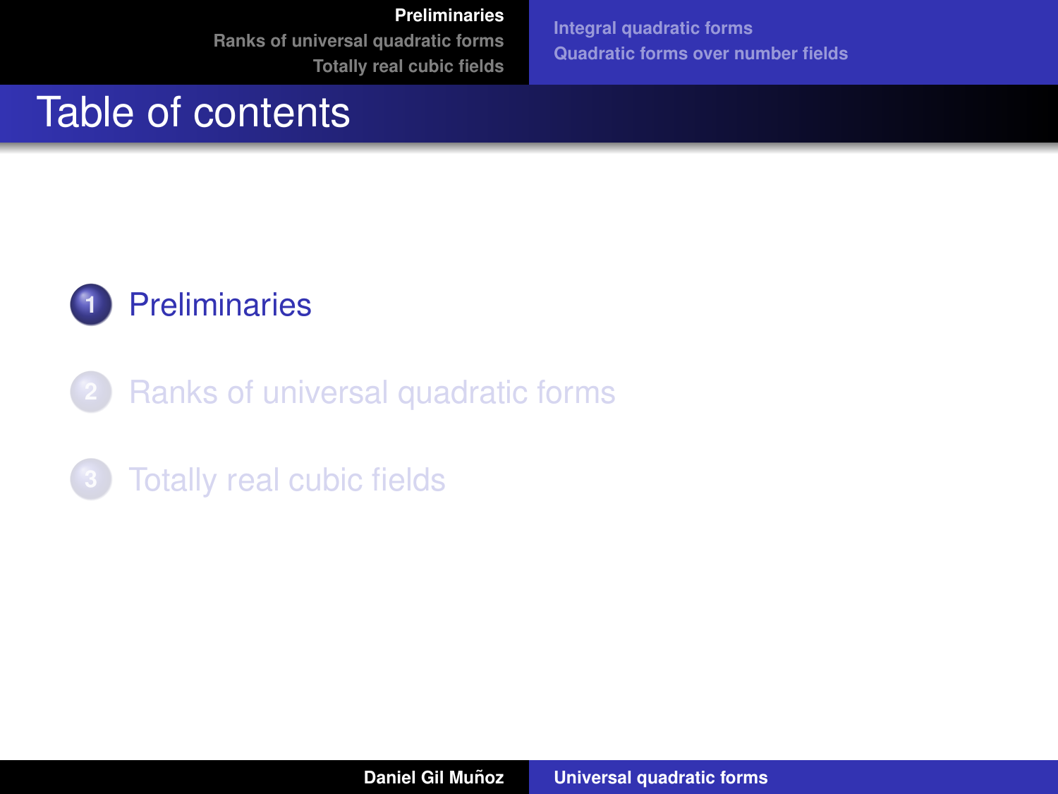# Table of contents

1. Preliminaries
2. Ranks of universal quadratic forms
3. Totally real cubic fields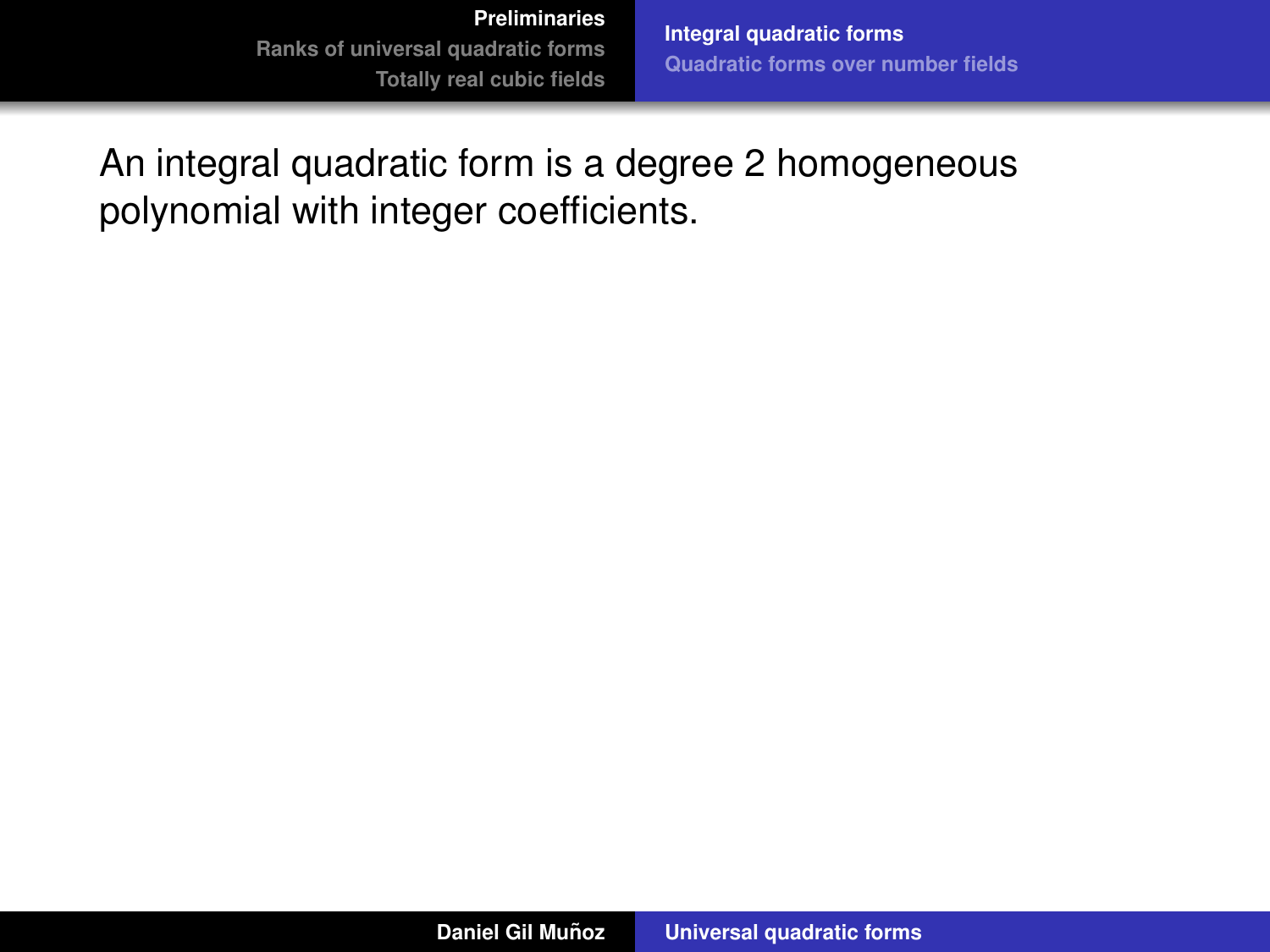An integral quadratic form is a degree 2 homogeneous polynomial with integer coefficients.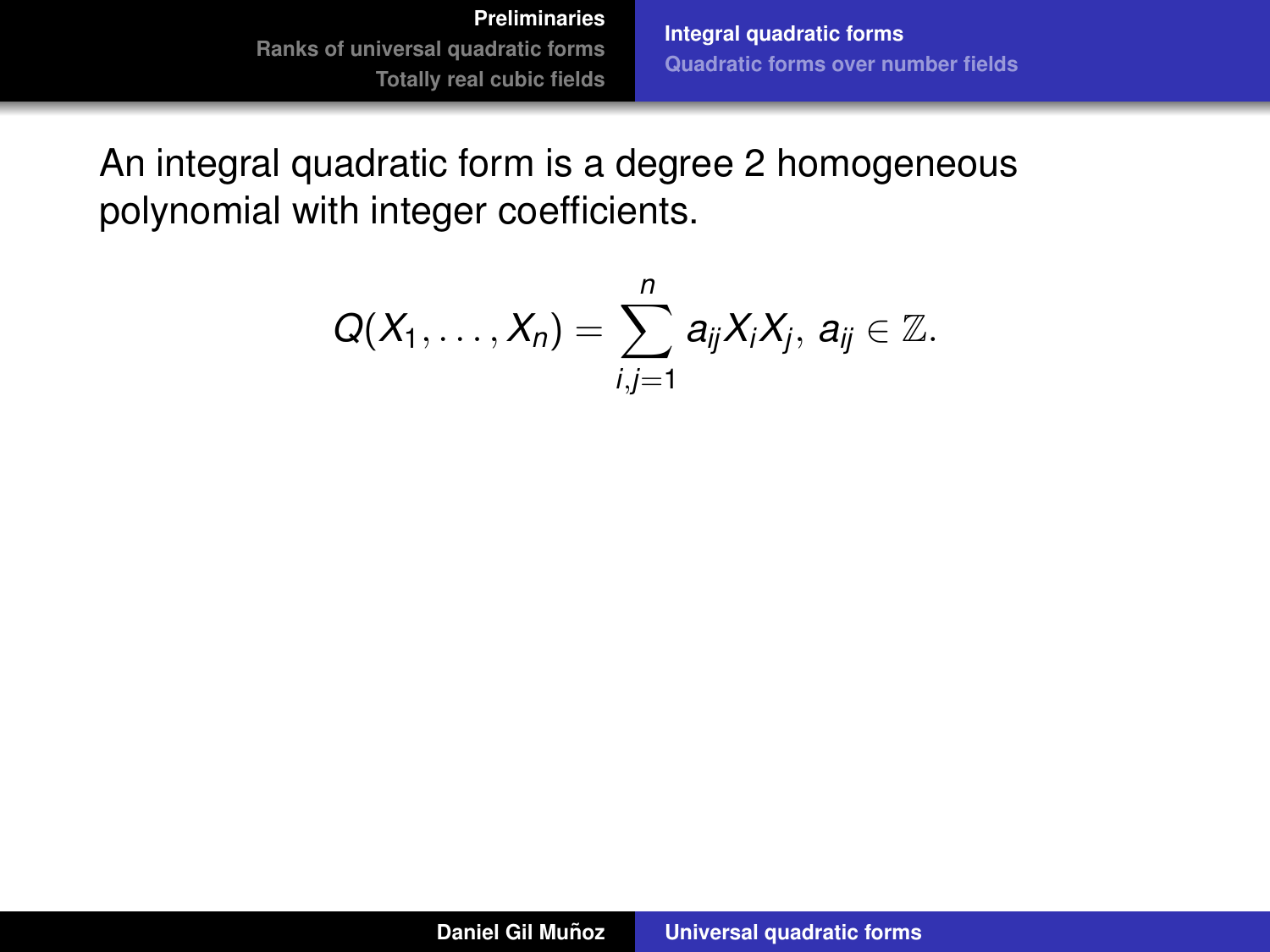An integral quadratic form is a degree 2 homogeneous polynomial with integer coefficients.

$$Q(X_1, \dots, X_n) = \sum_{i,j=1}^{n} a_{ij} X_i X_j, \; a_{ij} \in \mathbb{Z}.$$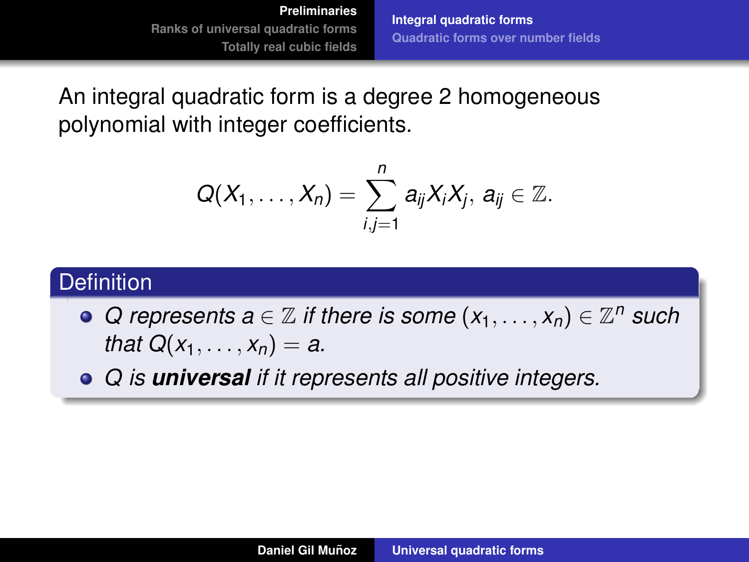An integral quadratic form is a degree 2 homogeneous polynomial with integer coefficients.

$$Q(X_1, \ldots, X_n) = \sum_{i,j=1}^{n} a_{ij} X_i X_j, \; a_{ij} \in \mathbb{Z}.$$

**Definition**

- *$Q$ represents $a \in \mathbb{Z}$ if there is some $(x_1, \ldots, x_n) \in \mathbb{Z}^n$ such that $Q(x_1, \ldots, x_n) = a$.*
- *$Q$ is* ***universal*** *if it represents all positive integers.*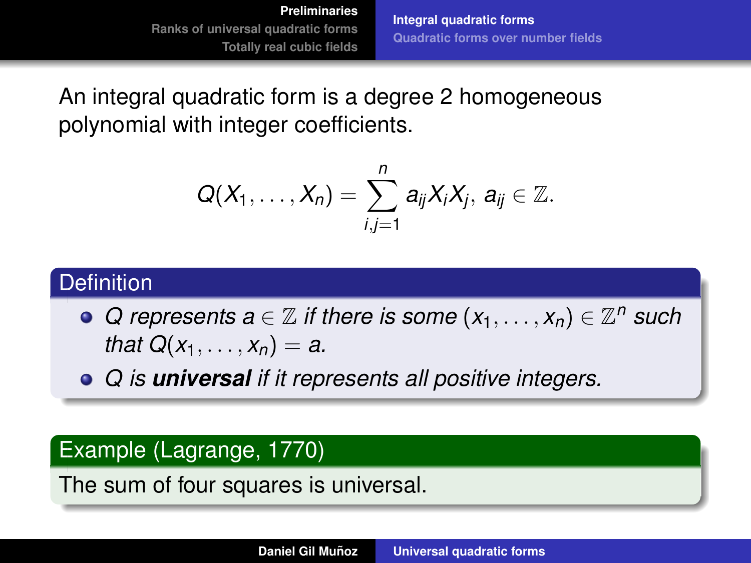An integral quadratic form is a degree 2 homogeneous polynomial with integer coefficients.

$$Q(X_1, \ldots, X_n) = \sum_{i,j=1}^{n} a_{ij} X_i X_j, \; a_{ij} \in \mathbb{Z}.$$

**Definition**

- *$Q$ represents $a \in \mathbb{Z}$ if there is some $(x_1, \ldots, x_n) \in \mathbb{Z}^n$ such that $Q(x_1, \ldots, x_n) = a$.*
- *$Q$ is **universal** if it represents all positive integers.*

**Example (Lagrange, 1770)**

The sum of four squares is universal.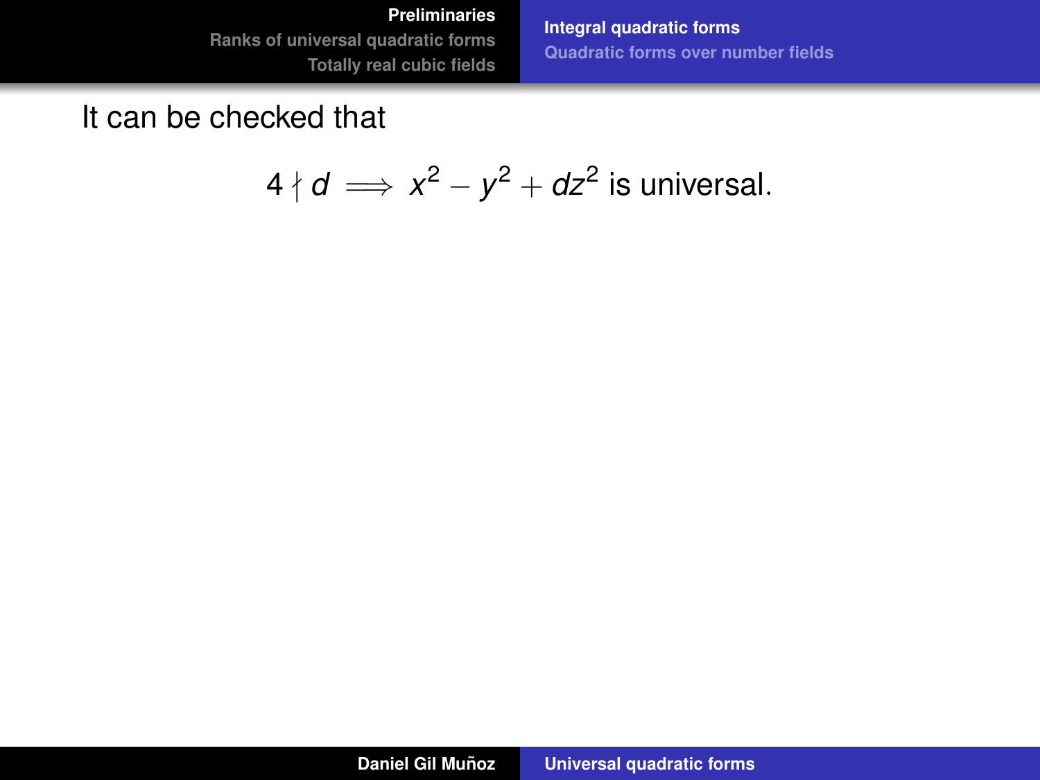It can be checked that

$$4 \nmid d \implies x^2 - y^2 + dz^2 \text{ is universal.}$$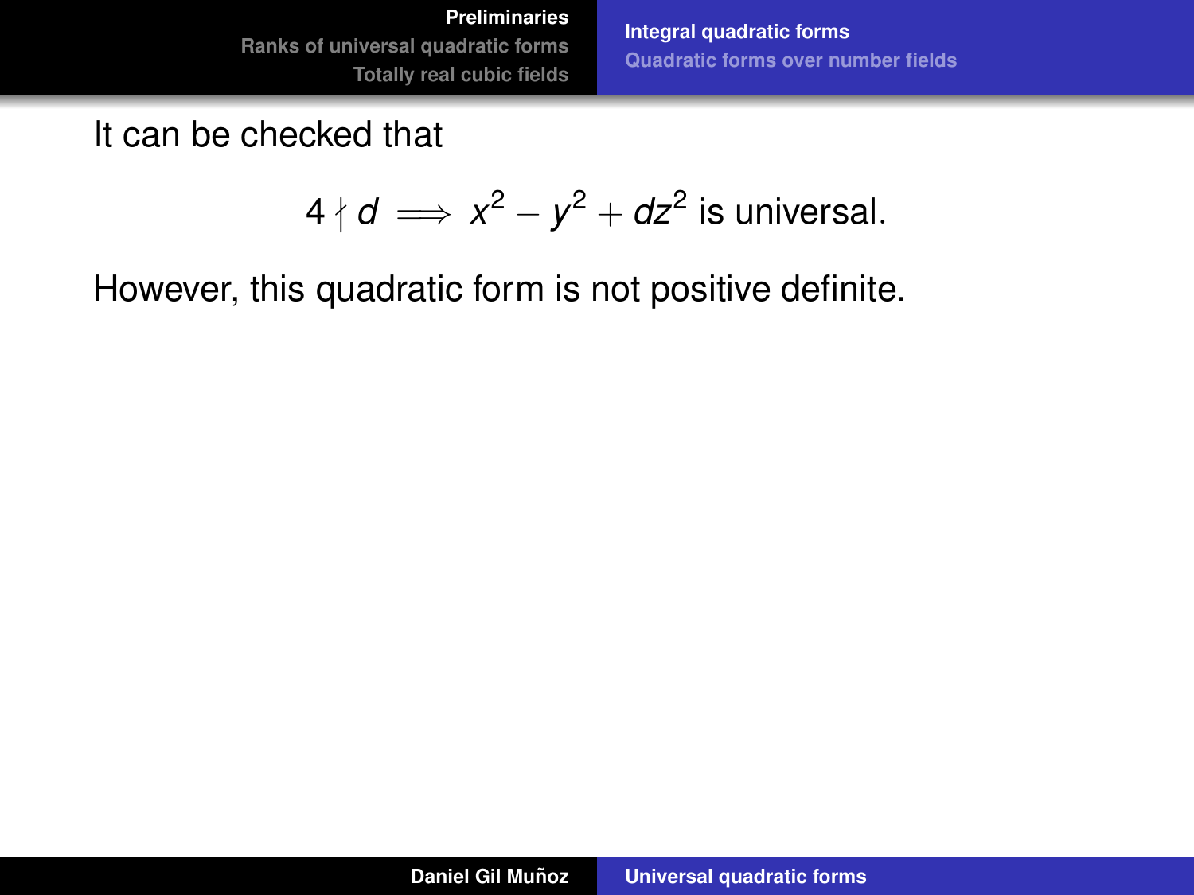It can be checked that

$$4 \nmid d \implies x^2 - y^2 + dz^2 \text{ is universal.}$$

However, this quadratic form is not positive definite.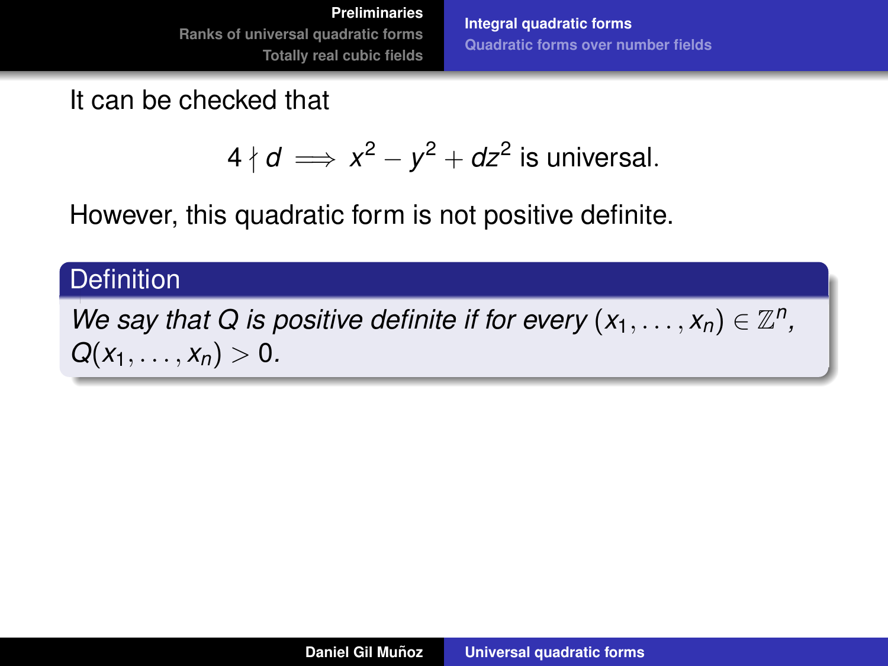It can be checked that

$$4 \nmid d \implies x^2 - y^2 + dz^2 \text{ is universal.}$$

However, this quadratic form is not positive definite.

**Definition**

*We say that $Q$ is positive definite if for every $(x_1, \ldots, x_n) \in \mathbb{Z}^n$, $Q(x_1, \ldots, x_n) > 0$.*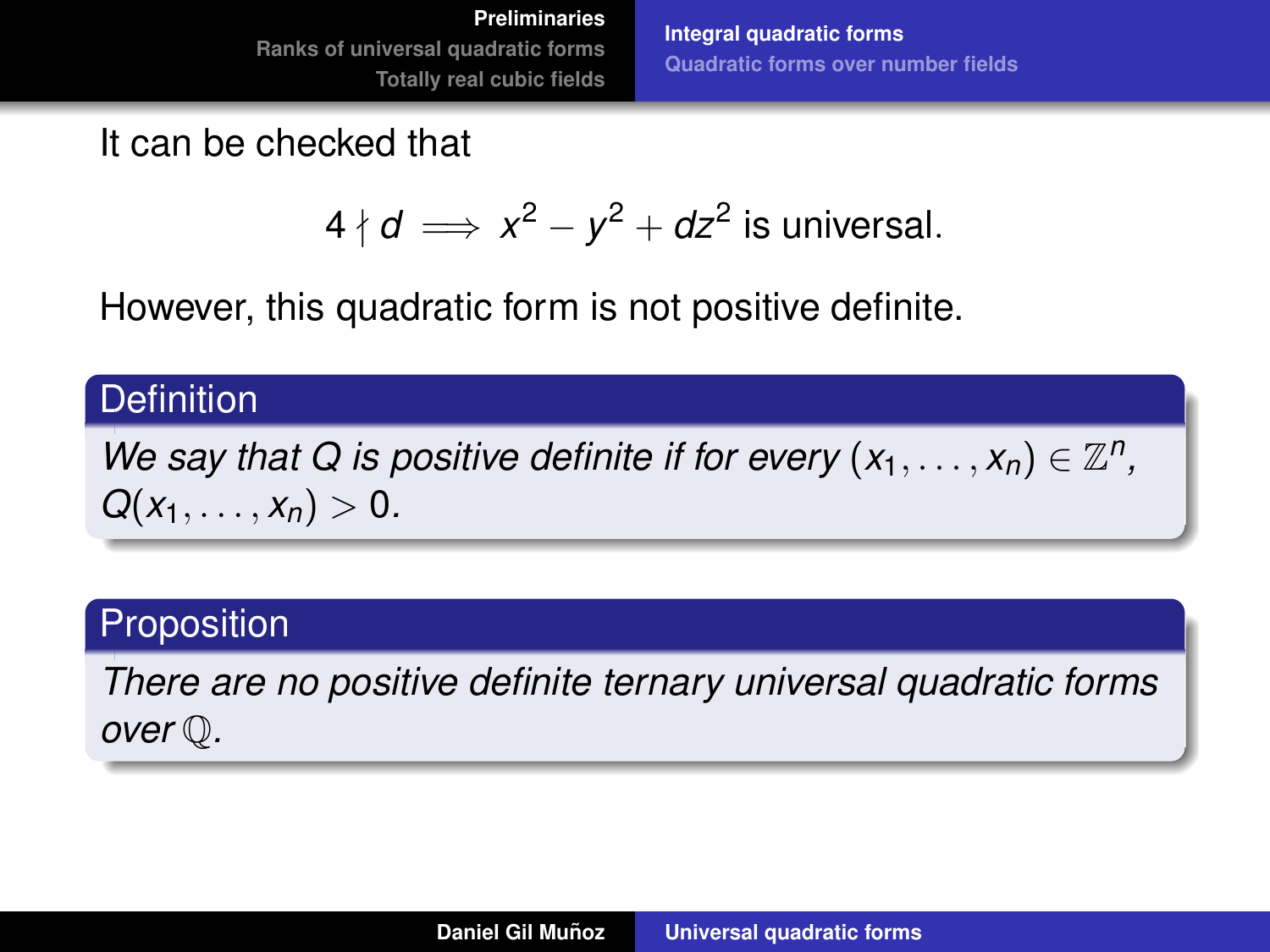It can be checked that

$$4 \nmid d \implies x^2 - y^2 + dz^2 \text{ is universal.}$$

However, this quadratic form is not positive definite.

**Definition**

*We say that $Q$ is positive definite if for every $(x_1, \ldots, x_n) \in \mathbb{Z}^n$, $Q(x_1, \ldots, x_n) > 0$.*

**Proposition**

*There are no positive definite ternary universal quadratic forms over $\mathbb{Q}$.*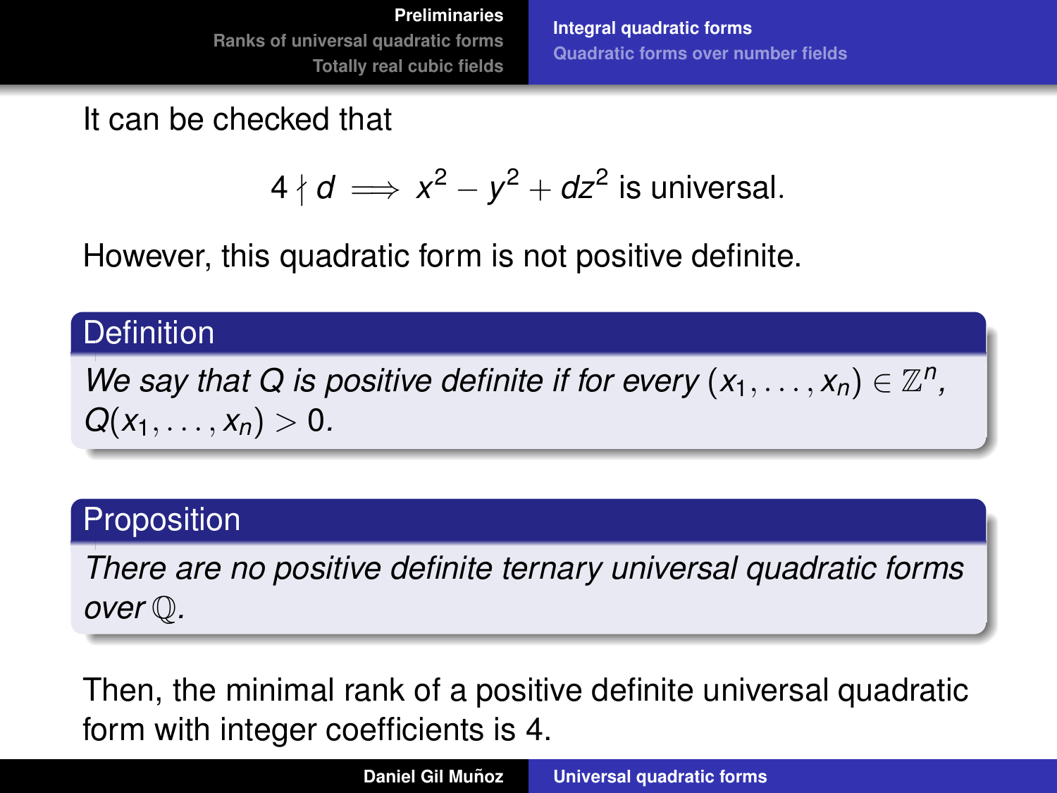It can be checked that

$$4 \nmid d \implies x^2 - y^2 + dz^2 \text{ is universal.}$$

However, this quadratic form is not positive definite.

**Definition**

*We say that $Q$ is positive definite if for every $(x_1, \ldots, x_n) \in \mathbb{Z}^n$, $Q(x_1, \ldots, x_n) > 0$.*

**Proposition**

*There are no positive definite ternary universal quadratic forms over $\mathbb{Q}$.*

Then, the minimal rank of a positive definite universal quadratic form with integer coefficients is 4.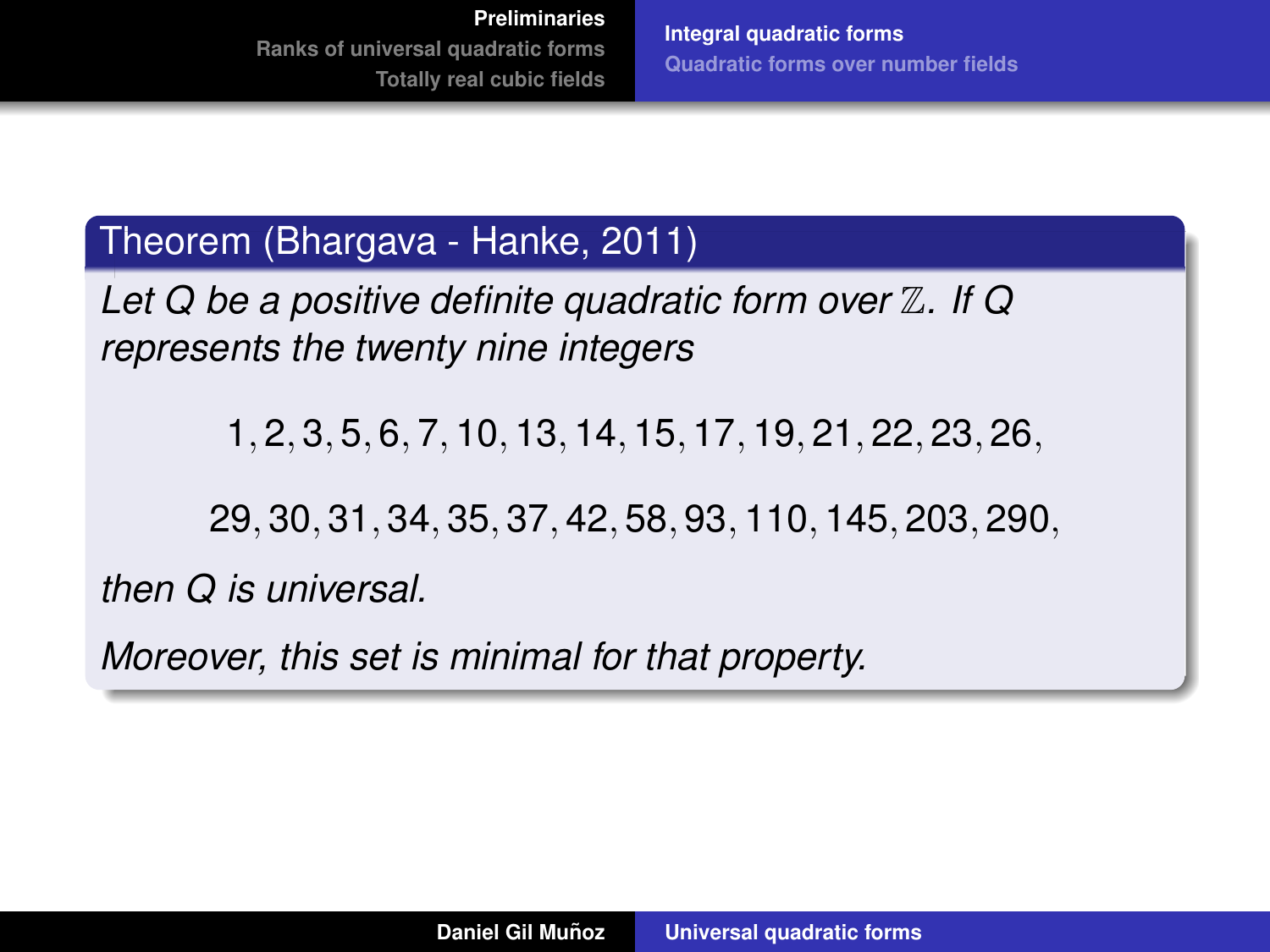**Theorem (Bhargava - Hanke, 2011)**

*Let $Q$ be a positive definite quadratic form over $\mathbb{Z}$. If $Q$ represents the twenty nine integers*

$$1, 2, 3, 5, 6, 7, 10, 13, 14, 15, 17, 19, 21, 22, 23, 26,$$

$$29, 30, 31, 34, 35, 37, 42, 58, 93, 110, 145, 203, 290,$$

*then $Q$ is universal.*

*Moreover, this set is minimal for that property.*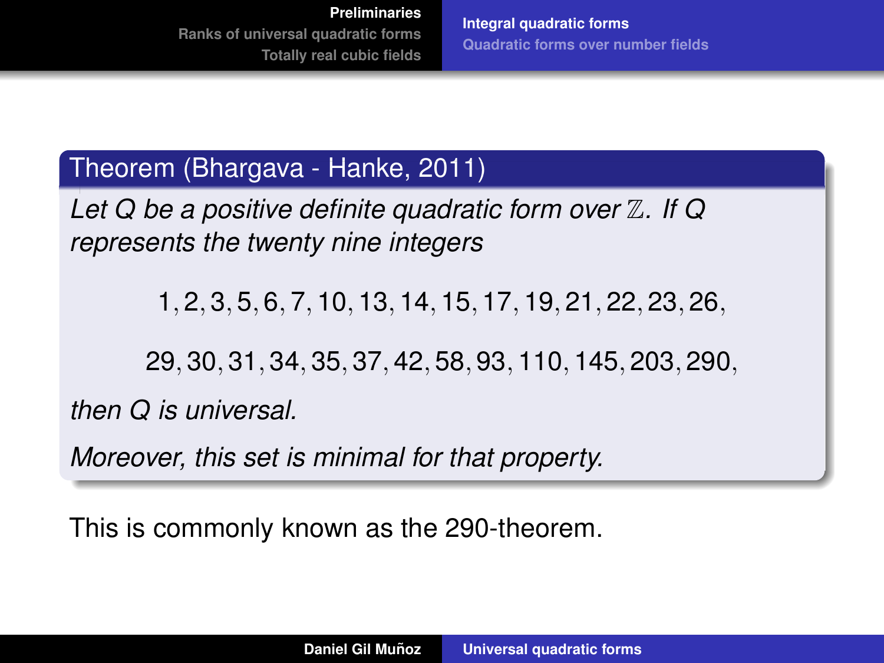**Theorem (Bhargava - Hanke, 2011)**

*Let $Q$ be a positive definite quadratic form over $\mathbb{Z}$. If $Q$ represents the twenty nine integers*

$$1, 2, 3, 5, 6, 7, 10, 13, 14, 15, 17, 19, 21, 22, 23, 26,$$

$$29, 30, 31, 34, 35, 37, 42, 58, 93, 110, 145, 203, 290,$$

*then $Q$ is universal.*

*Moreover, this set is minimal for that property.*

This is commonly known as the 290-theorem.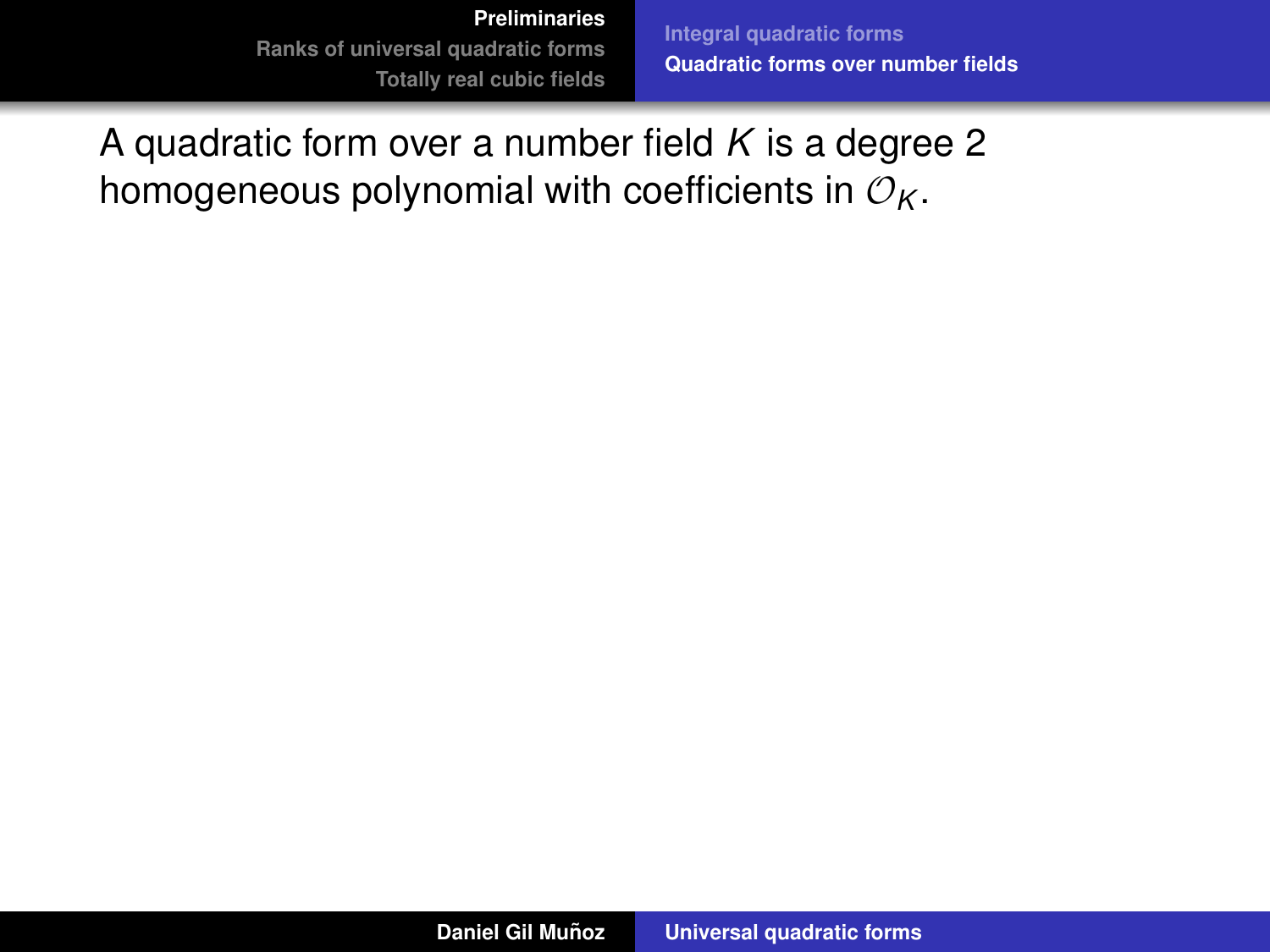A quadratic form over a number field $K$ is a degree 2 homogeneous polynomial with coefficients in $\mathcal{O}_K$.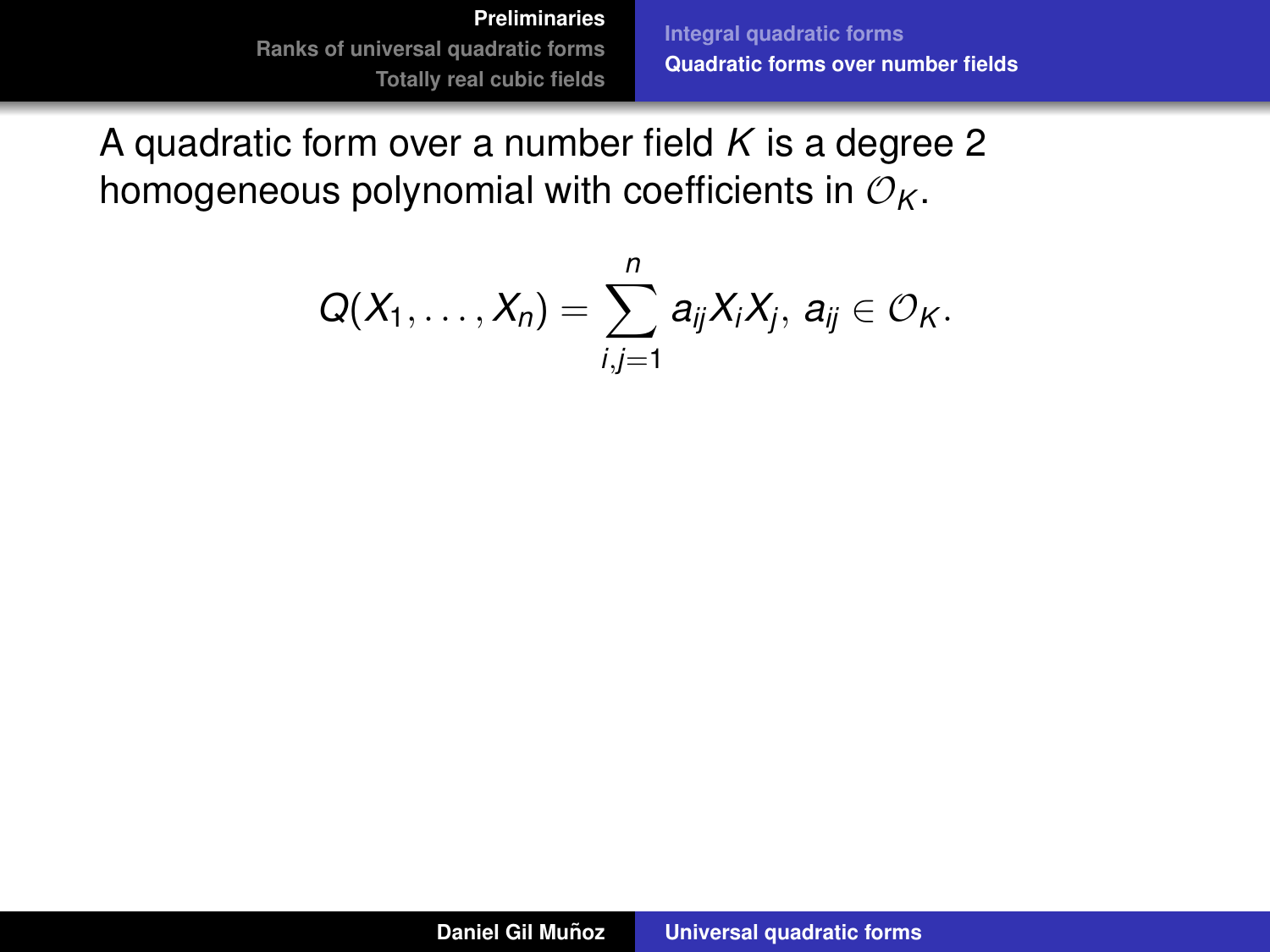A quadratic form over a number field $K$ is a degree 2 homogeneous polynomial with coefficients in $\mathcal{O}_K$.

$$Q(X_1, \ldots, X_n) = \sum_{i,j=1}^{n} a_{ij} X_i X_j, \; a_{ij} \in \mathcal{O}_K.$$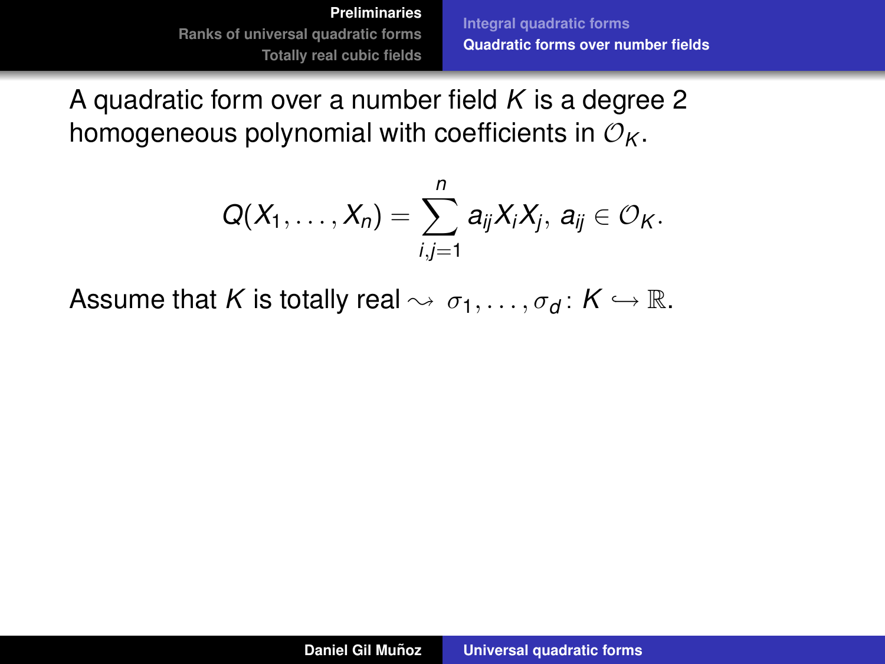A quadratic form over a number field $K$ is a degree 2 homogeneous polynomial with coefficients in $\mathcal{O}_K$.

$$Q(X_1, \ldots, X_n) = \sum_{i,j=1}^{n} a_{ij} X_i X_j, \; a_{ij} \in \mathcal{O}_K.$$

Assume that $K$ is totally real $\rightsquigarrow \sigma_1, \ldots, \sigma_d \colon K \hookrightarrow \mathbb{R}$.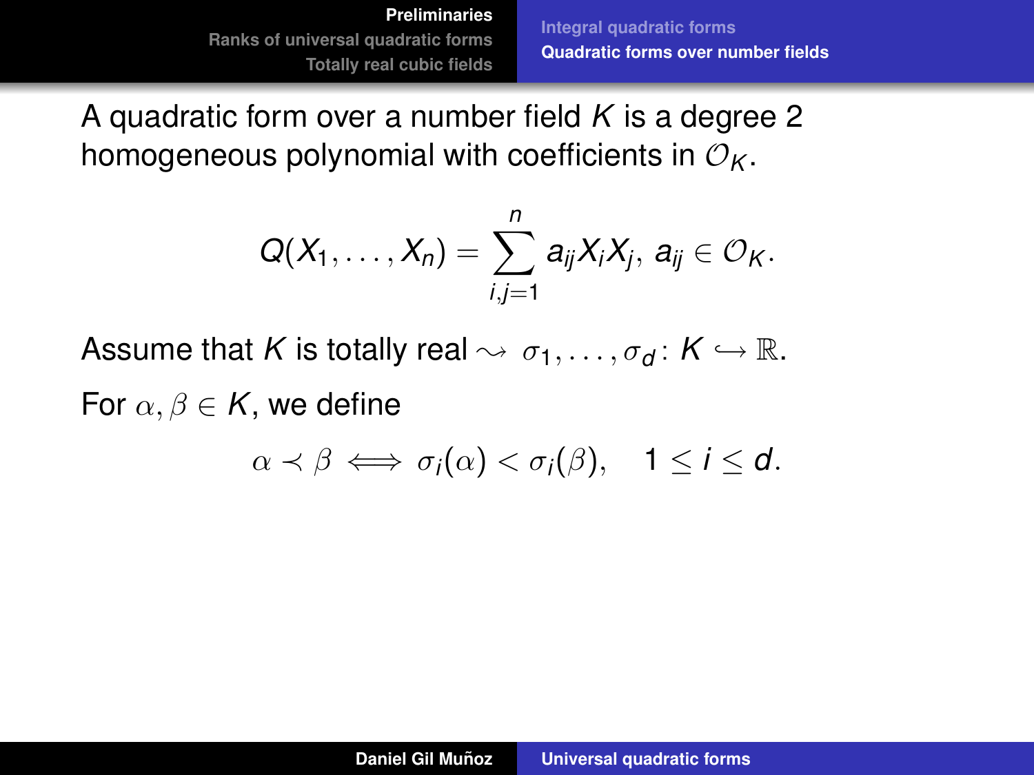A quadratic form over a number field $K$ is a degree 2 homogeneous polynomial with coefficients in $\mathcal{O}_K$.

$$Q(X_1, \dots, X_n) = \sum_{i,j=1}^{n} a_{ij} X_i X_j, \; a_{ij} \in \mathcal{O}_K.$$

Assume that $K$ is totally real $\rightsquigarrow \sigma_1, \dots, \sigma_d \colon K \hookrightarrow \mathbb{R}$.

For $\alpha, \beta \in K$, we define

$$\alpha \prec \beta \iff \sigma_i(\alpha) < \sigma_i(\beta), \quad 1 \leq i \leq d.$$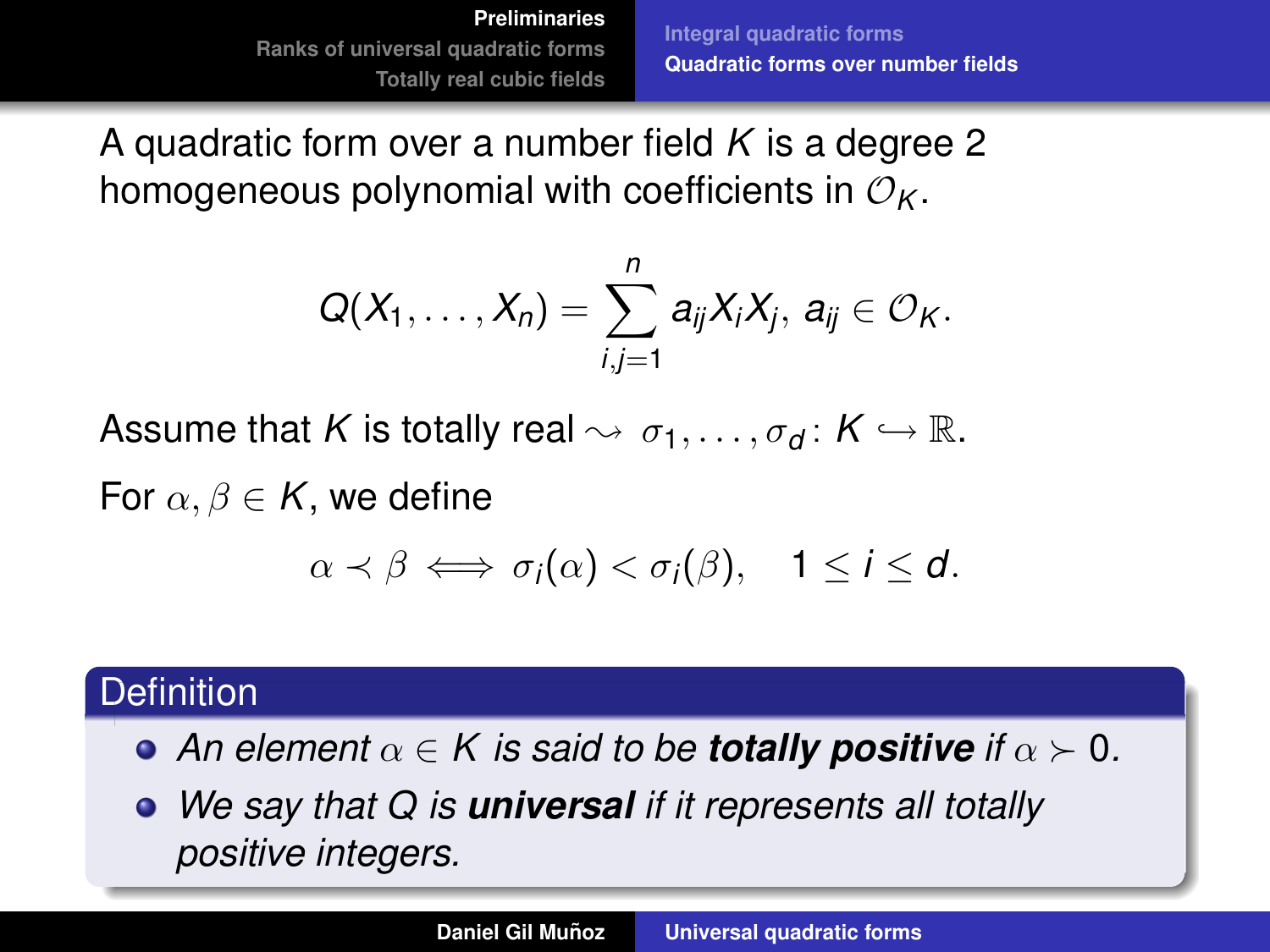A quadratic form over a number field $K$ is a degree 2 homogeneous polynomial with coefficients in $\mathcal{O}_K$.

$$Q(X_1, \ldots, X_n) = \sum_{i,j=1}^{n} a_{ij} X_i X_j, \; a_{ij} \in \mathcal{O}_K.$$

Assume that $K$ is totally real $\rightsquigarrow \sigma_1, \ldots, \sigma_d \colon K \hookrightarrow \mathbb{R}$.

For $\alpha, \beta \in K$, we define

$$\alpha \prec \beta \iff \sigma_i(\alpha) < \sigma_i(\beta), \quad 1 \leq i \leq d.$$

### Definition

- *An element $\alpha \in K$ is said to be* ***totally positive*** *if $\alpha \succ 0$.*
- *We say that $Q$ is* ***universal*** *if it represents all totally positive integers.*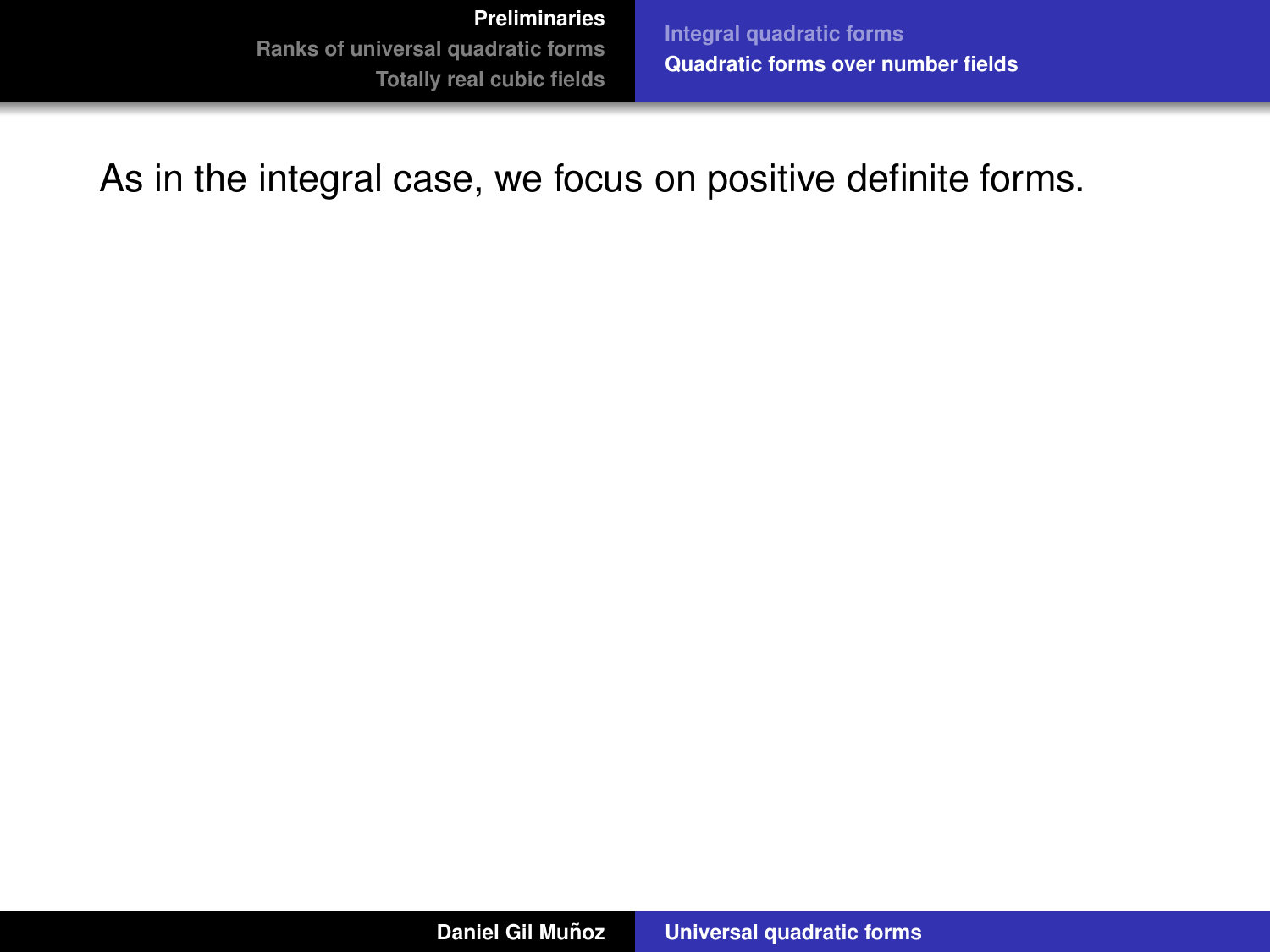As in the integral case, we focus on positive definite forms.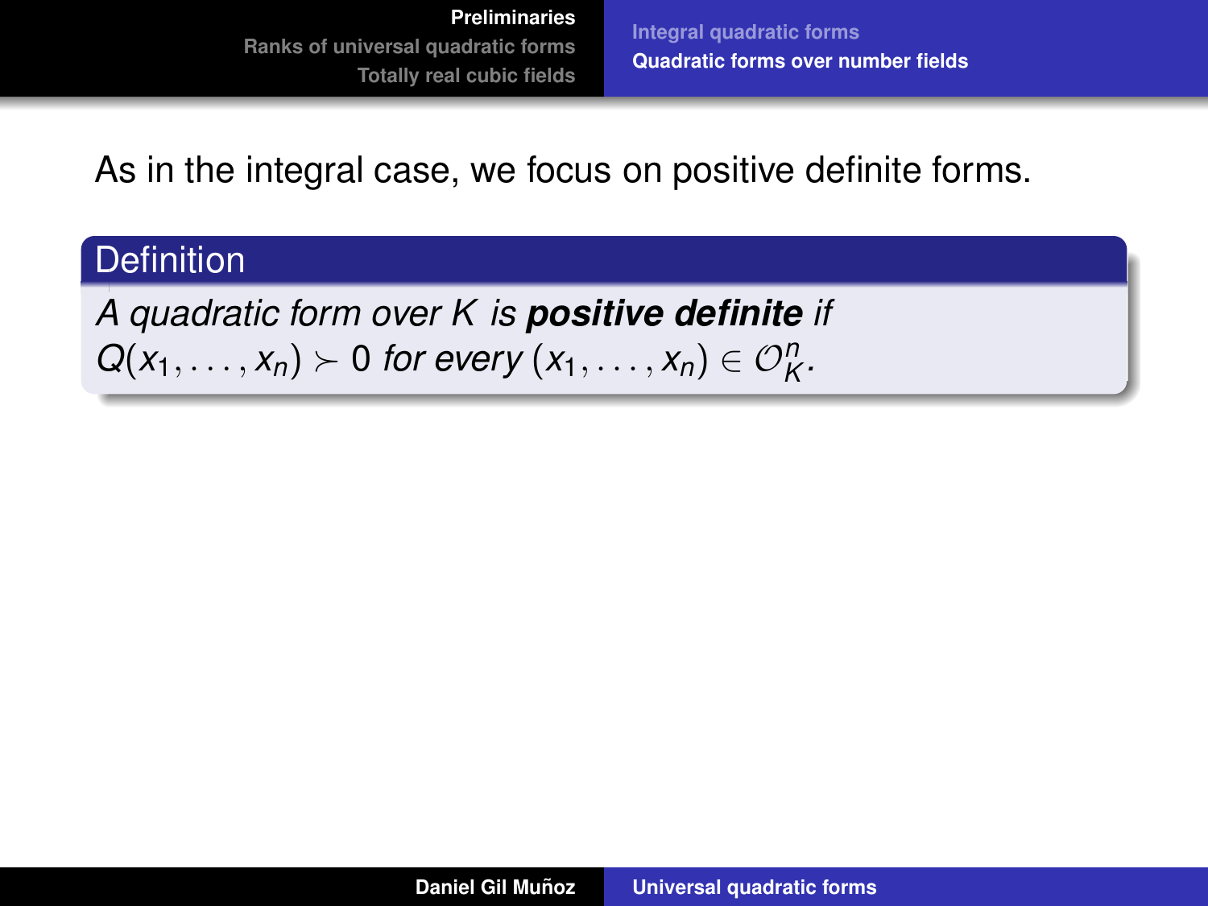As in the integral case, we focus on positive definite forms.

**Definition**

*A quadratic form over $K$ is* ***positive definite*** *if $Q(x_1, \ldots, x_n) \succ 0$ for every $(x_1, \ldots, x_n) \in \mathcal{O}_K^n$.*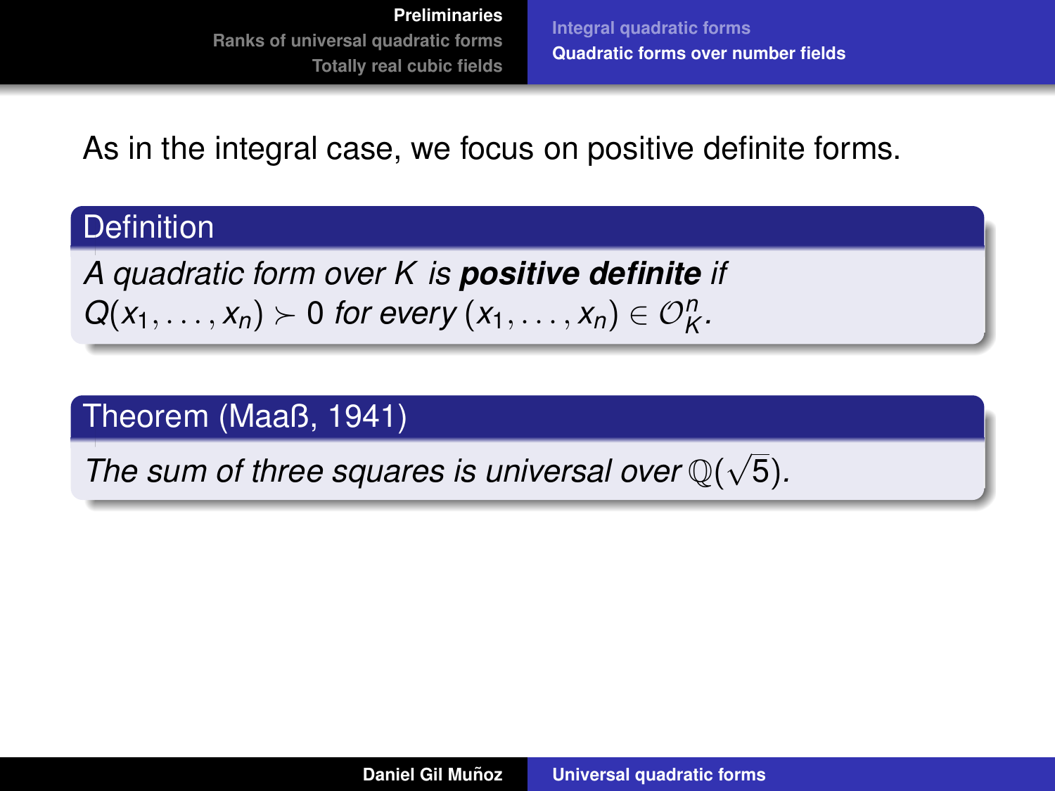As in the integral case, we focus on positive definite forms.

**Definition**

*A quadratic form over $K$ is **positive definite** if $Q(x_1, \ldots, x_n) \succ 0$ for every $(x_1, \ldots, x_n) \in \mathcal{O}_K^n$.*

**Theorem (Maaß, 1941)**

*The sum of three squares is universal over $\mathbb{Q}(\sqrt{5})$.*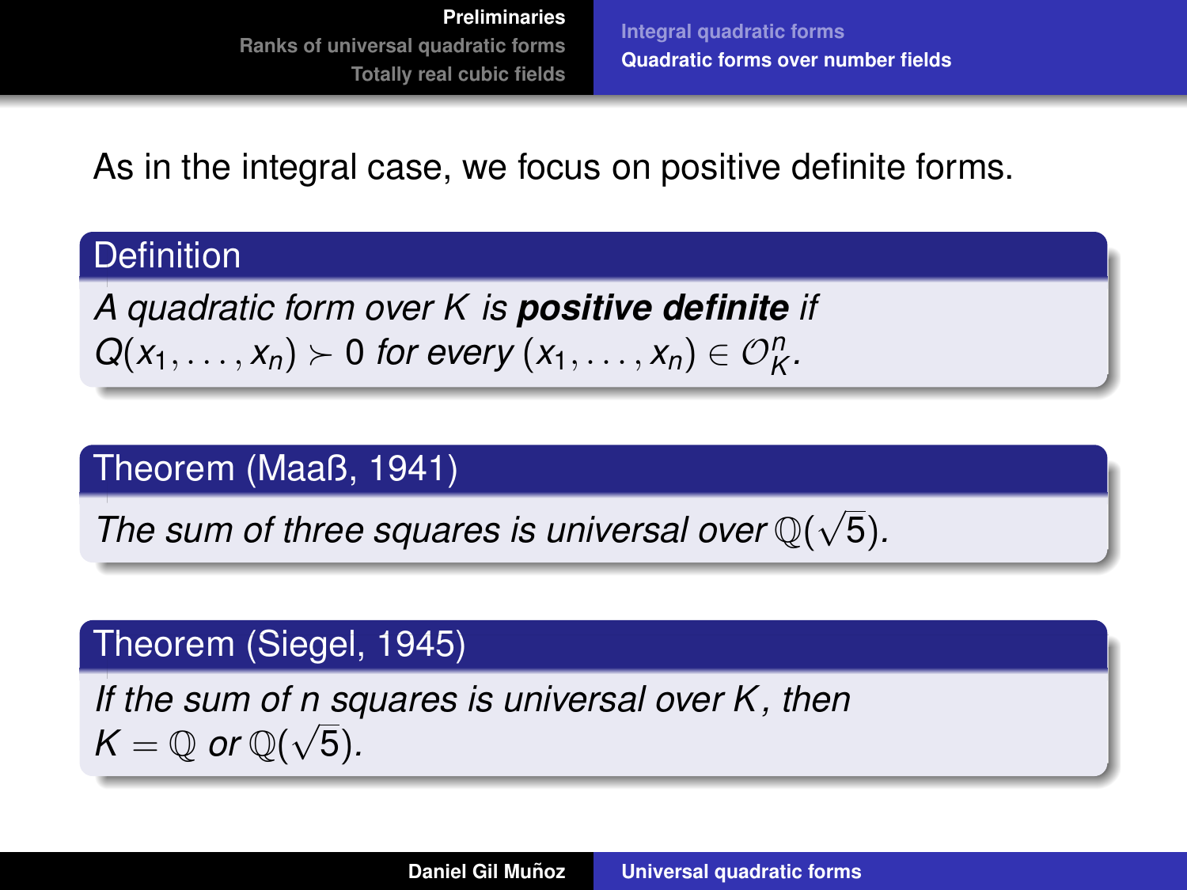As in the integral case, we focus on positive definite forms.

**Definition**

*A quadratic form over $K$ is* ***positive definite*** *if $Q(x_1, \ldots, x_n) \succ 0$ for every $(x_1, \ldots, x_n) \in \mathcal{O}_K^n$.*

**Theorem (Maaß, 1941)**

*The sum of three squares is universal over $\mathbb{Q}(\sqrt{5})$.*

**Theorem (Siegel, 1945)**

*If the sum of $n$ squares is universal over $K$, then $K = \mathbb{Q}$ or $\mathbb{Q}(\sqrt{5})$.*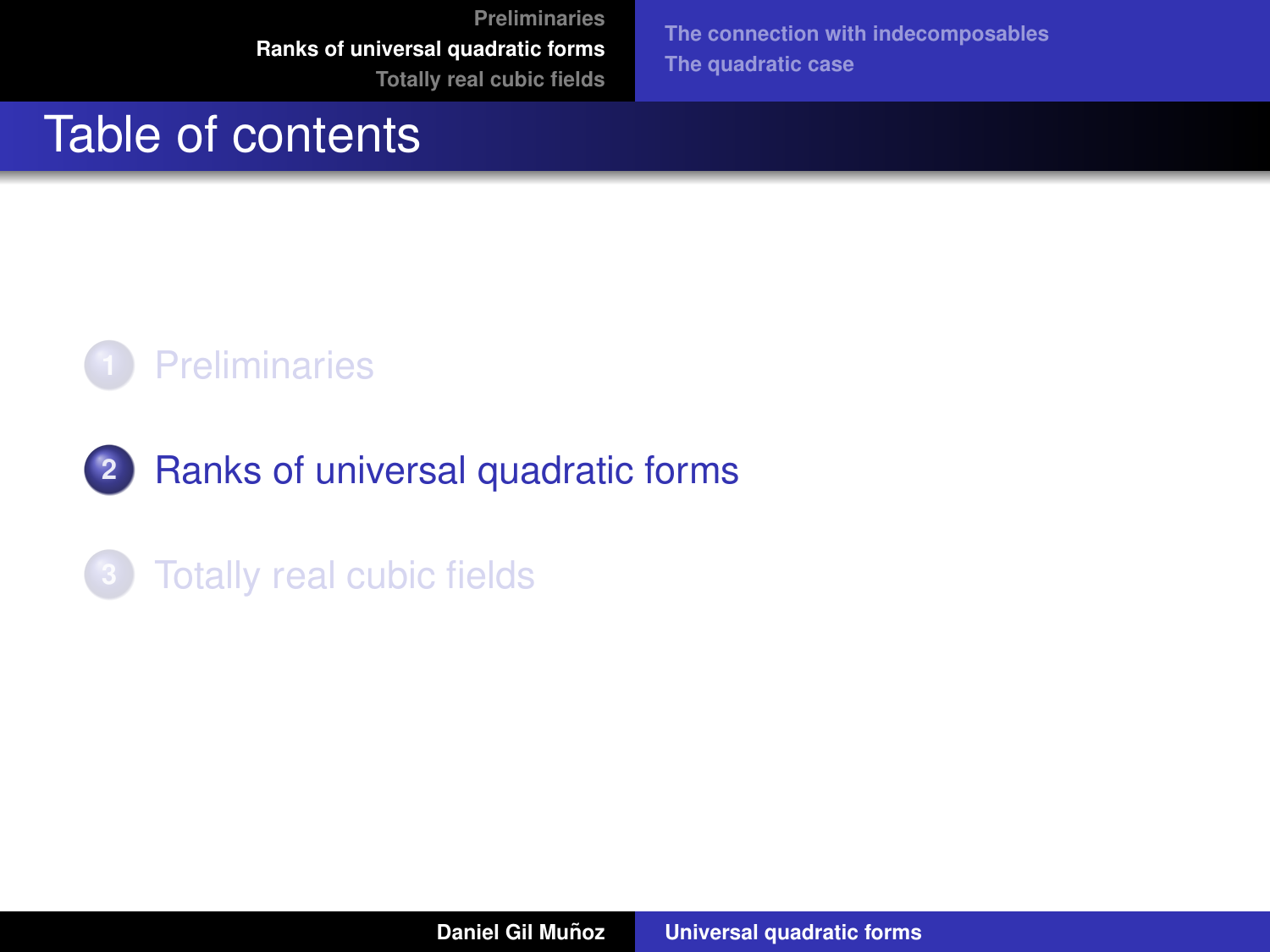# Table of contents

1. Preliminaries
2. Ranks of universal quadratic forms
3. Totally real cubic fields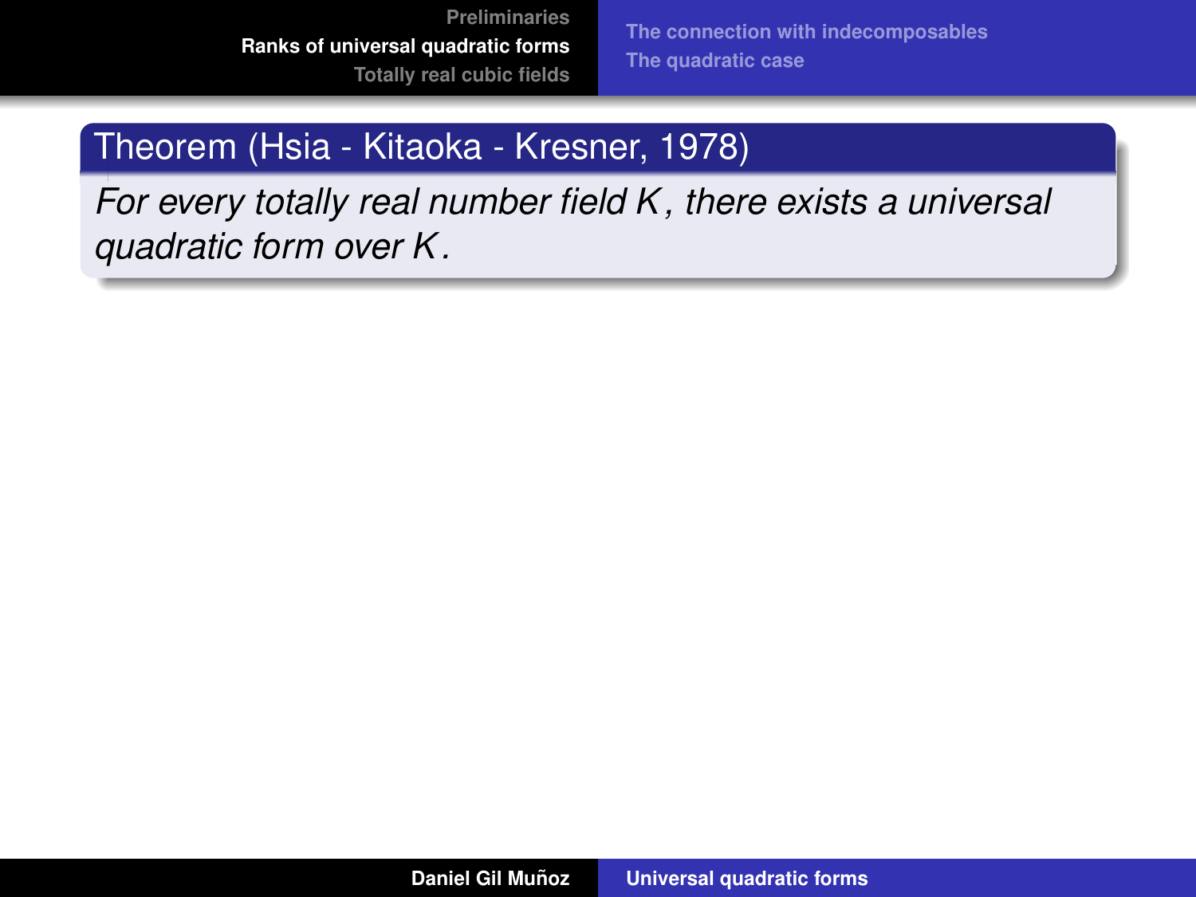**Theorem (Hsia - Kitaoka - Kresner, 1978)**

*For every totally real number field $K$, there exists a universal quadratic form over $K$.*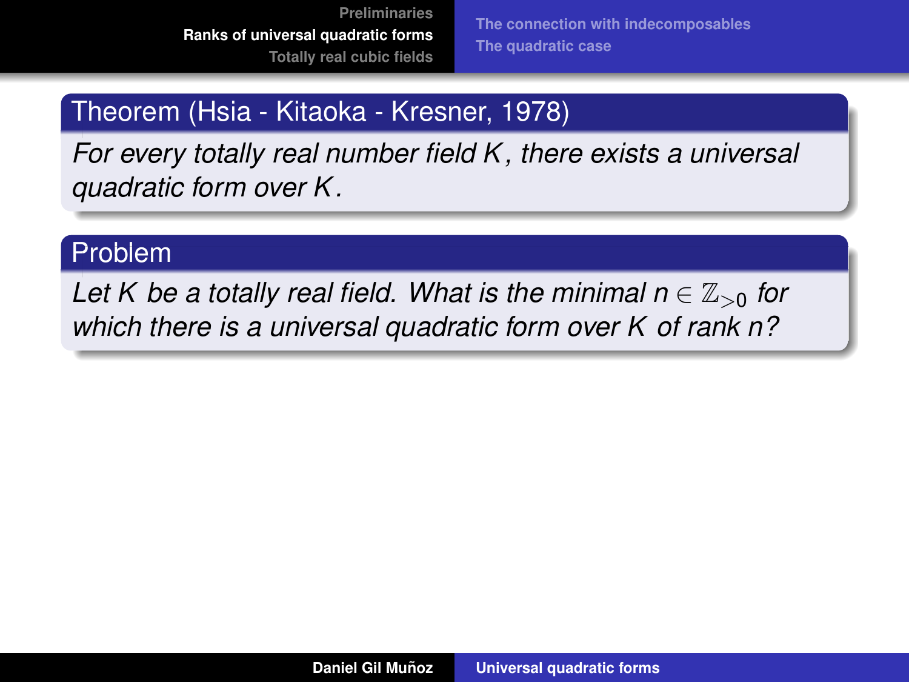**Theorem (Hsia - Kitaoka - Kresner, 1978)**

*For every totally real number field $K$, there exists a universal quadratic form over $K$.*

**Problem**

*Let $K$ be a totally real field. What is the minimal $n \in \mathbb{Z}_{>0}$ for which there is a universal quadratic form over $K$ of rank $n$?*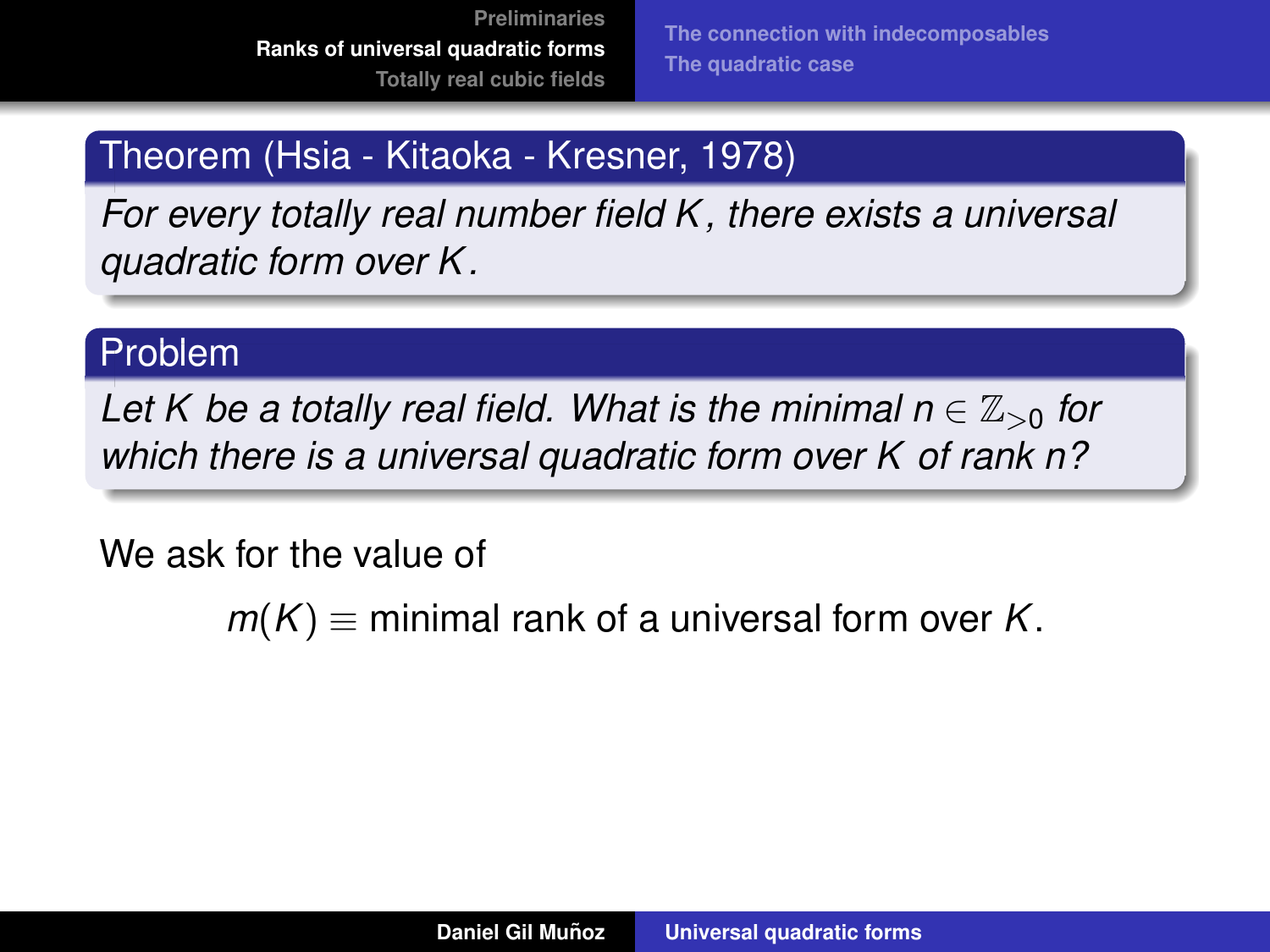**Theorem (Hsia - Kitaoka - Kresner, 1978)**

*For every totally real number field $K$, there exists a universal quadratic form over $K$.*

**Problem**

*Let $K$ be a totally real field. What is the minimal $n \in \mathbb{Z}_{>0}$ for which there is a universal quadratic form over $K$ of rank $n$?*

We ask for the value of

$$m(K) \equiv \text{minimal rank of a universal form over } K.$$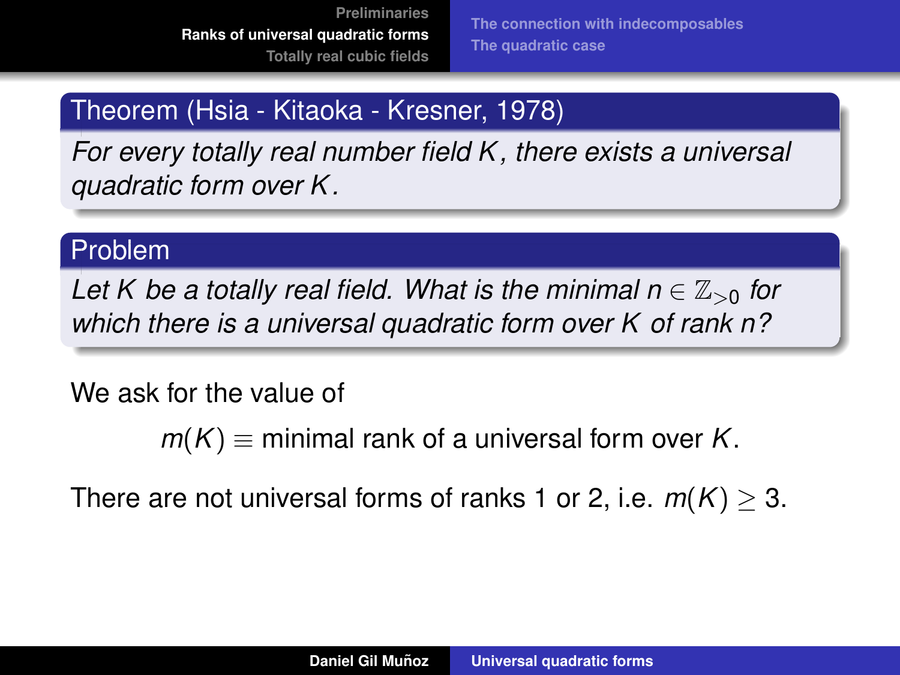**Theorem (Hsia - Kitaoka - Kresner, 1978)**

*For every totally real number field $K$, there exists a universal quadratic form over $K$.*

**Problem**

*Let $K$ be a totally real field. What is the minimal $n \in \mathbb{Z}_{>0}$ for which there is a universal quadratic form over $K$ of rank $n$?*

We ask for the value of

$$m(K) \equiv \text{minimal rank of a universal form over } K.$$

There are not universal forms of ranks 1 or 2, i.e. $m(K) \geq 3$.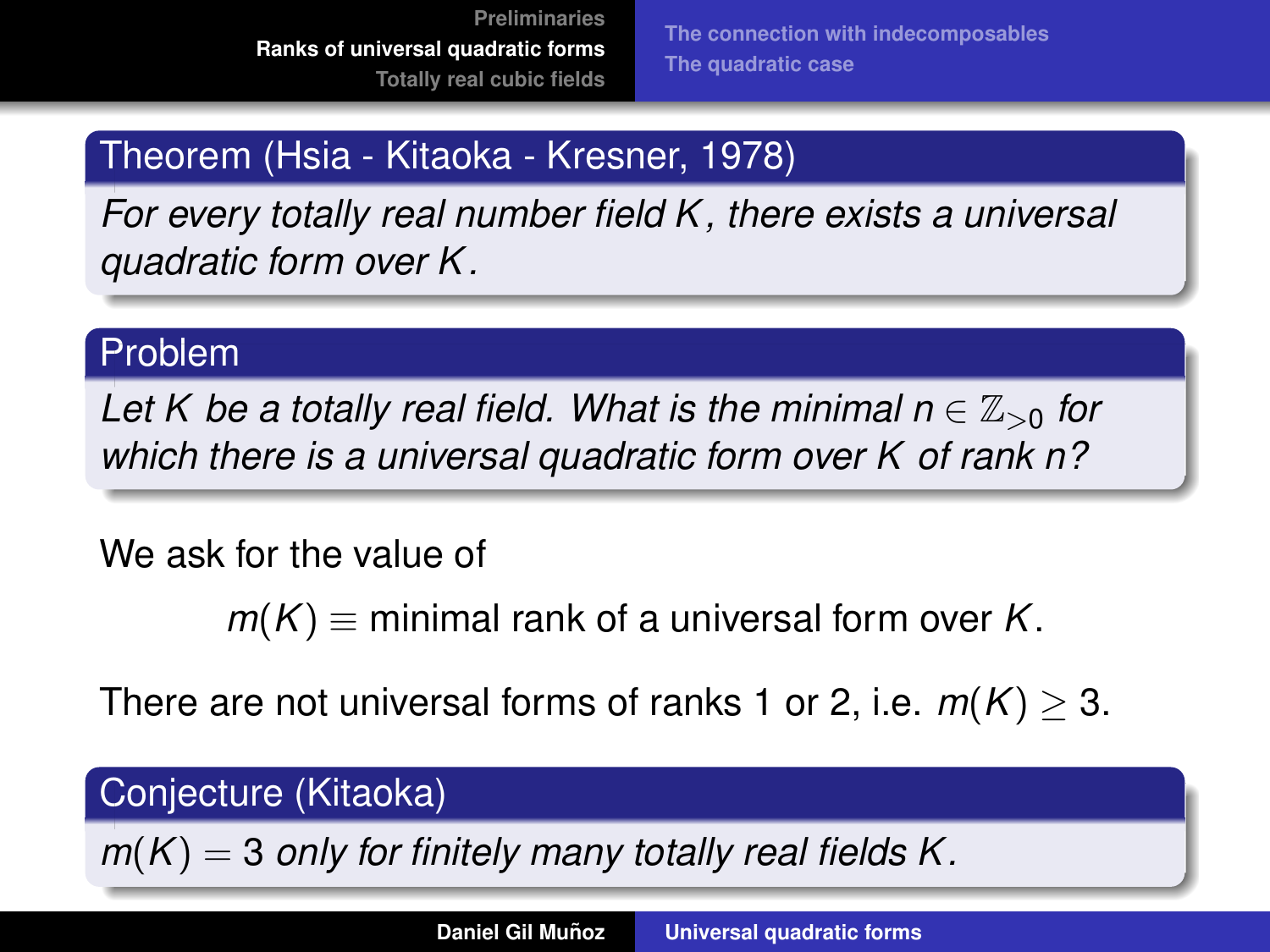**Theorem (Hsia - Kitaoka - Kresner, 1978)**

*For every totally real number field $K$, there exists a universal quadratic form over $K$.*

**Problem**

*Let $K$ be a totally real field. What is the minimal $n \in \mathbb{Z}_{>0}$ for which there is a universal quadratic form over $K$ of rank $n$?*

We ask for the value of

$$m(K) \equiv \text{minimal rank of a universal form over } K.$$

There are not universal forms of ranks 1 or 2, i.e. $m(K) \geq 3$.

**Conjecture (Kitaoka)**

*$m(K) = 3$ only for finitely many totally real fields $K$.*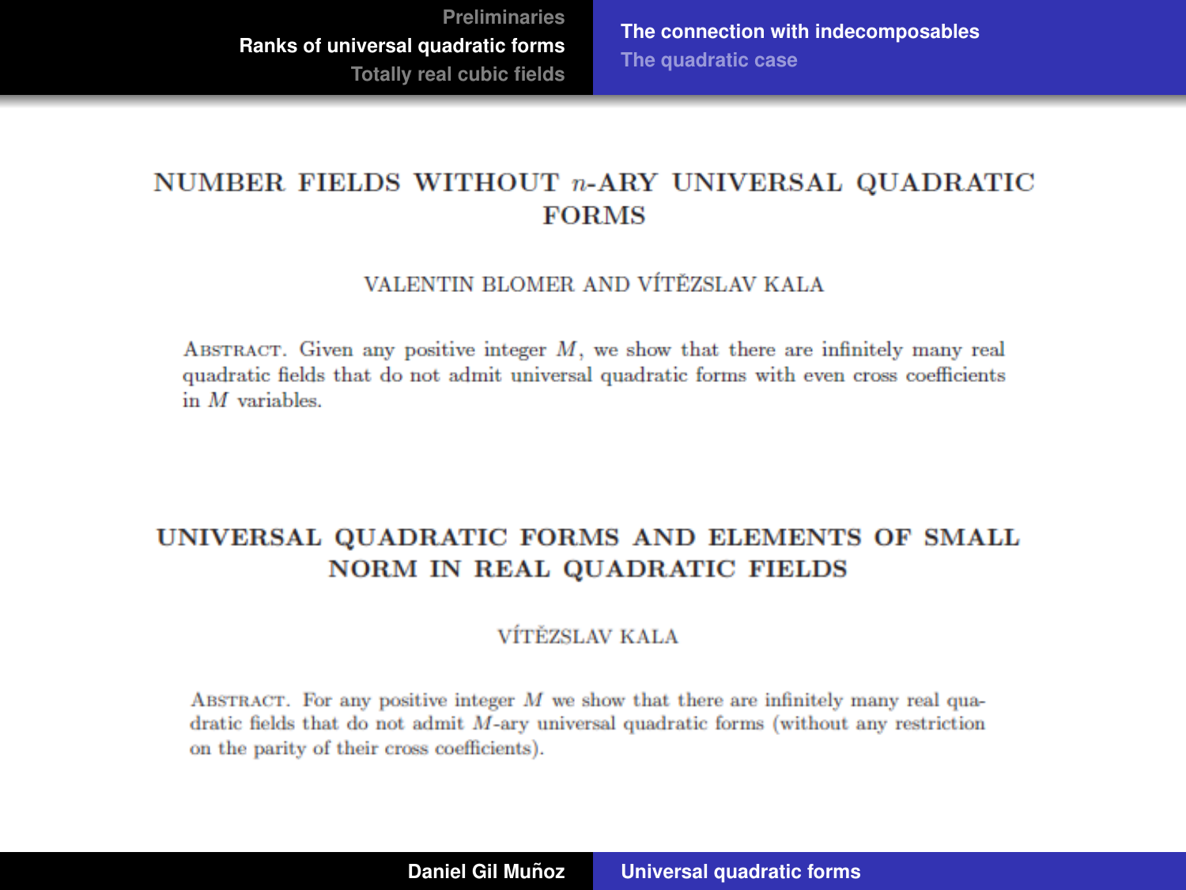# NUMBER FIELDS WITHOUT $n$-ARY UNIVERSAL QUADRATIC FORMS

VALENTIN BLOMER AND VÍTĚZSLAV KALA

ABSTRACT. Given any positive integer $M$, we show that there are infinitely many real quadratic fields that do not admit universal quadratic forms with even cross coefficients in $M$ variables.

# UNIVERSAL QUADRATIC FORMS AND ELEMENTS OF SMALL NORM IN REAL QUADRATIC FIELDS

VÍTĚZSLAV KALA

ABSTRACT. For any positive integer $M$ we show that there are infinitely many real quadratic fields that do not admit $M$-ary universal quadratic forms (without any restriction on the parity of their cross coefficients).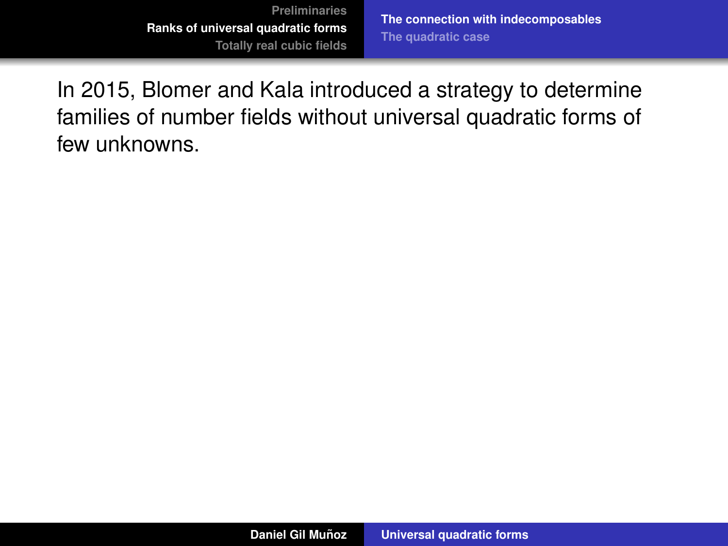In 2015, Blomer and Kala introduced a strategy to determine families of number fields without universal quadratic forms of few unknowns.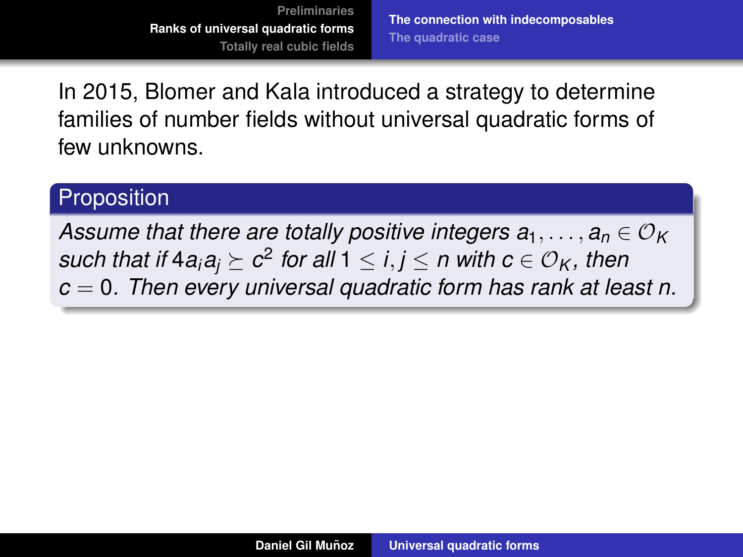In 2015, Blomer and Kala introduced a strategy to determine families of number fields without universal quadratic forms of few unknowns.

**Proposition**

*Assume that there are totally positive integers $a_1, \ldots, a_n \in \mathcal{O}_K$ such that if $4a_i a_j \succeq c^2$ for all $1 \leq i, j \leq n$ with $c \in \mathcal{O}_K$, then $c = 0$. Then every universal quadratic form has rank at least $n$.*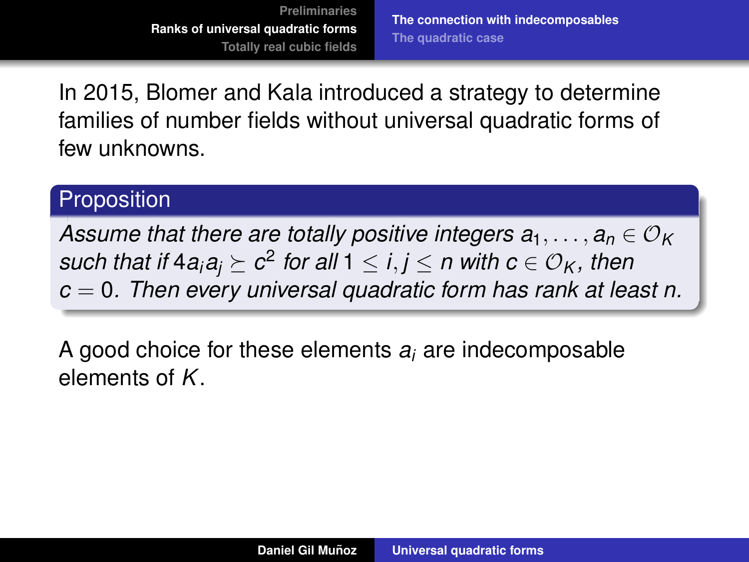In 2015, Blomer and Kala introduced a strategy to determine families of number fields without universal quadratic forms of few unknowns.

**Proposition**

*Assume that there are totally positive integers $a_1, \ldots, a_n \in \mathcal{O}_K$ such that if $4a_ia_j \succeq c^2$ for all $1 \leq i, j \leq n$ with $c \in \mathcal{O}_K$, then $c = 0$. Then every universal quadratic form has rank at least $n$.*

A good choice for these elements $a_i$ are indecomposable elements of $K$.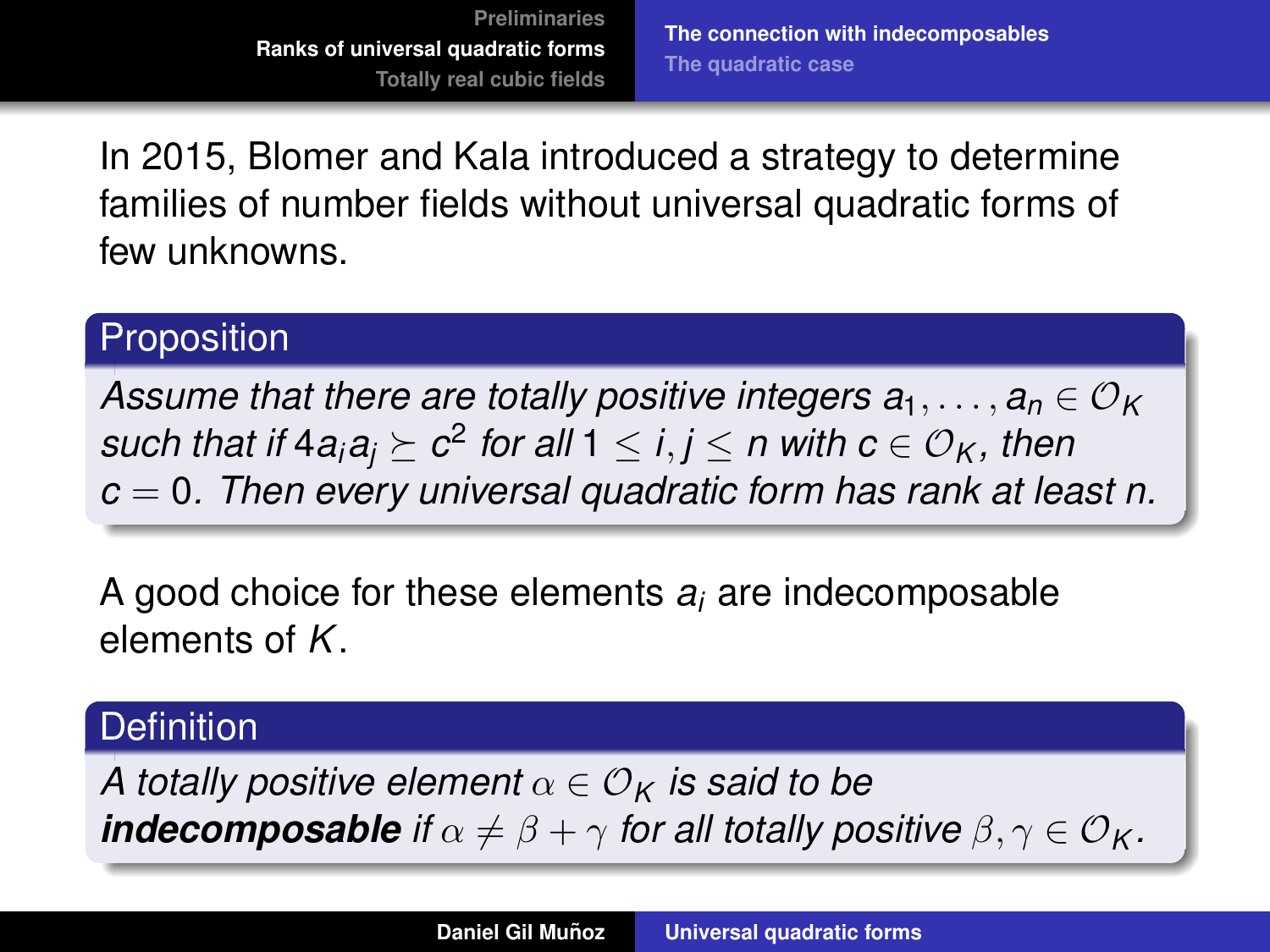In 2015, Blomer and Kala introduced a strategy to determine families of number fields without universal quadratic forms of few unknowns.

**Proposition**

*Assume that there are totally positive integers* $a_1, \ldots, a_n \in \mathcal{O}_K$ *such that if* $4a_ia_j \succeq c^2$ *for all* $1 \leq i, j \leq n$ *with* $c \in \mathcal{O}_K$*, then* $c = 0$*. Then every universal quadratic form has rank at least* $n$*.*

A good choice for these elements $a_i$ are indecomposable elements of $K$.

**Definition**

*A totally positive element* $\alpha \in \mathcal{O}_K$ *is said to be* ***indecomposable*** *if* $\alpha \neq \beta + \gamma$ *for all totally positive* $\beta, \gamma \in \mathcal{O}_K$*.*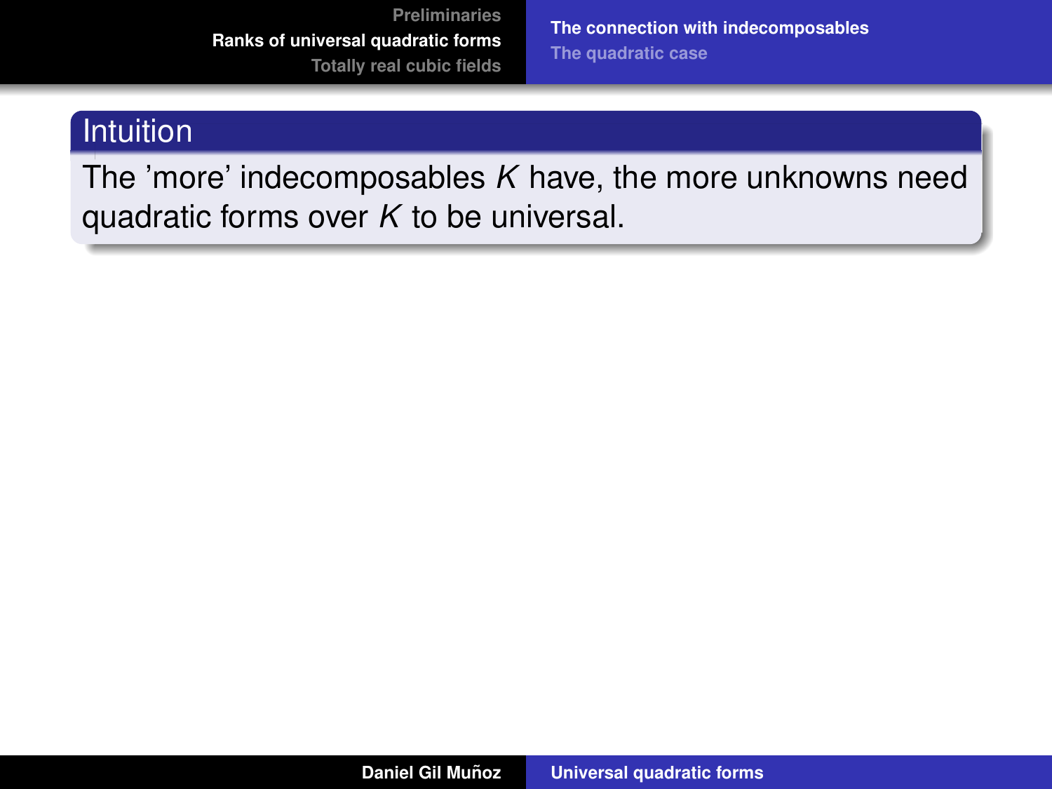### Intuition

The 'more' indecomposables $K$ have, the more unknowns need quadratic forms over $K$ to be universal.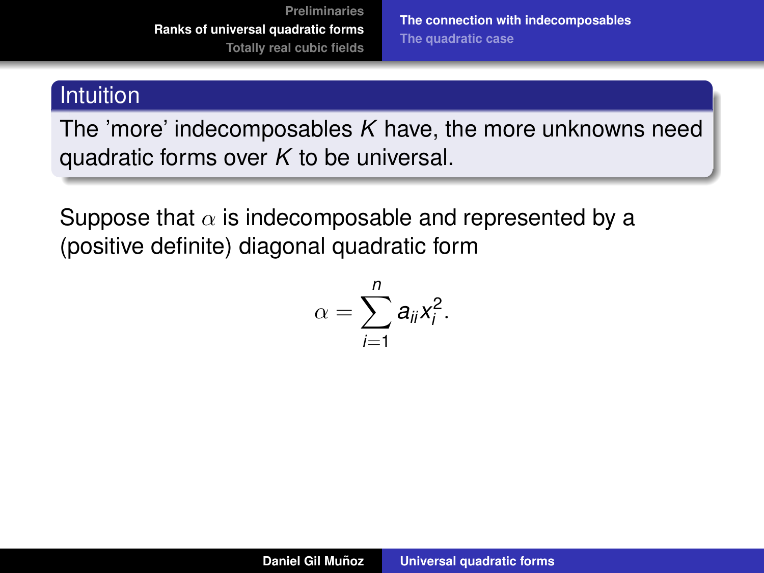### Intuition

The 'more' indecomposables $K$ have, the more unknowns need quadratic forms over $K$ to be universal.

Suppose that $\alpha$ is indecomposable and represented by a (positive definite) diagonal quadratic form

$$\alpha = \sum_{i=1}^{n} a_{ii} x_i^2.$$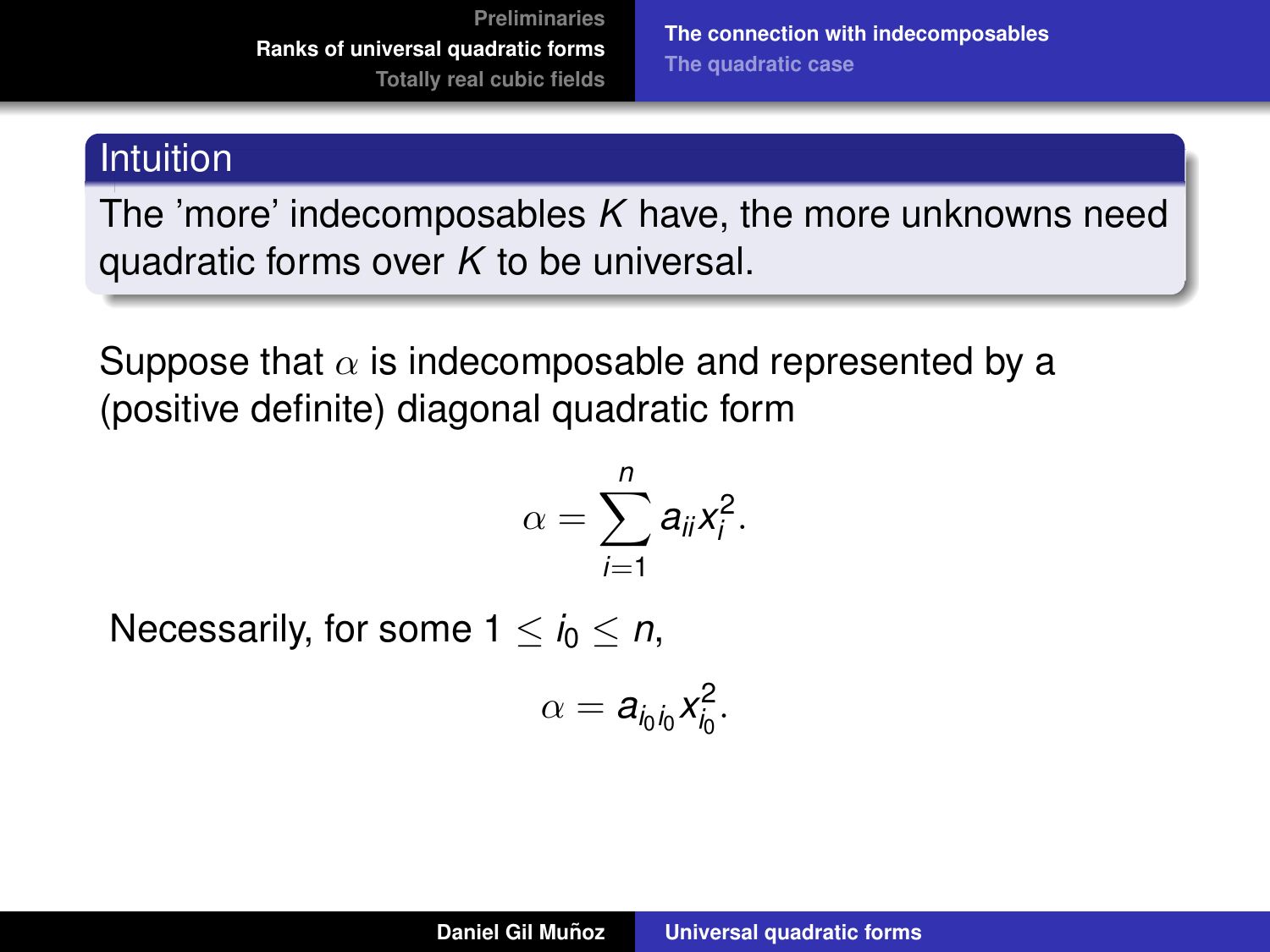### Intuition

The 'more' indecomposables $K$ have, the more unknowns need quadratic forms over $K$ to be universal.

Suppose that $\alpha$ is indecomposable and represented by a (positive definite) diagonal quadratic form

$$\alpha = \sum_{i=1}^{n} a_{ii} x_i^2.$$

Necessarily, for some $1 \leq i_0 \leq n$,

$$\alpha = a_{i_0 i_0} x_{i_0}^2.$$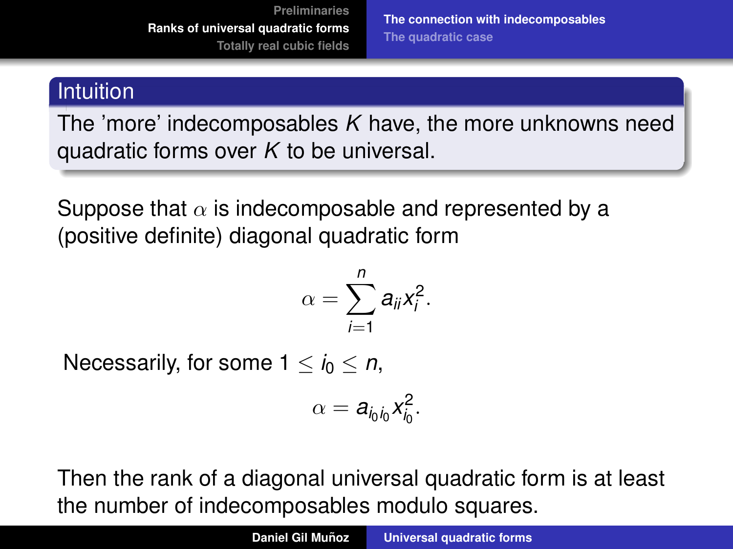## Intuition

The 'more' indecomposables $K$ have, the more unknowns need quadratic forms over $K$ to be universal.

Suppose that $\alpha$ is indecomposable and represented by a (positive definite) diagonal quadratic form

$$\alpha = \sum_{i=1}^{n} a_{ii} x_i^2.$$

Necessarily, for some $1 \leq i_0 \leq n$,

$$\alpha = a_{i_0 i_0} x_{i_0}^2.$$

Then the rank of a diagonal universal quadratic form is at least the number of indecomposables modulo squares.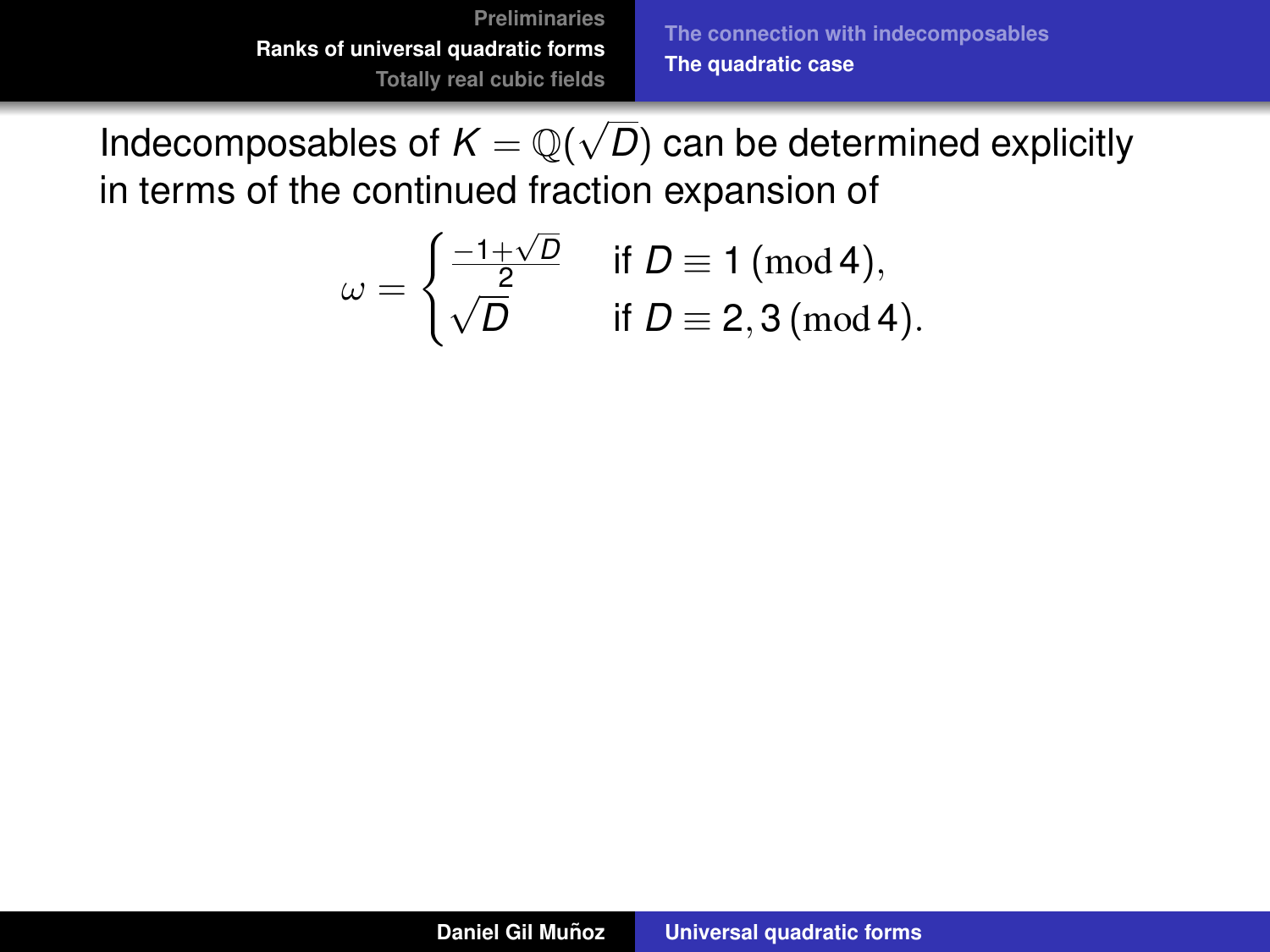Indecomposables of $K = \mathbb{Q}(\sqrt{D})$ can be determined explicitly in terms of the continued fraction expansion of

$$\omega = \begin{cases} \frac{-1+\sqrt{D}}{2} & \text{if } D \equiv 1 \pmod 4, \\ \sqrt{D} & \text{if } D \equiv 2, 3 \pmod 4. \end{cases}$$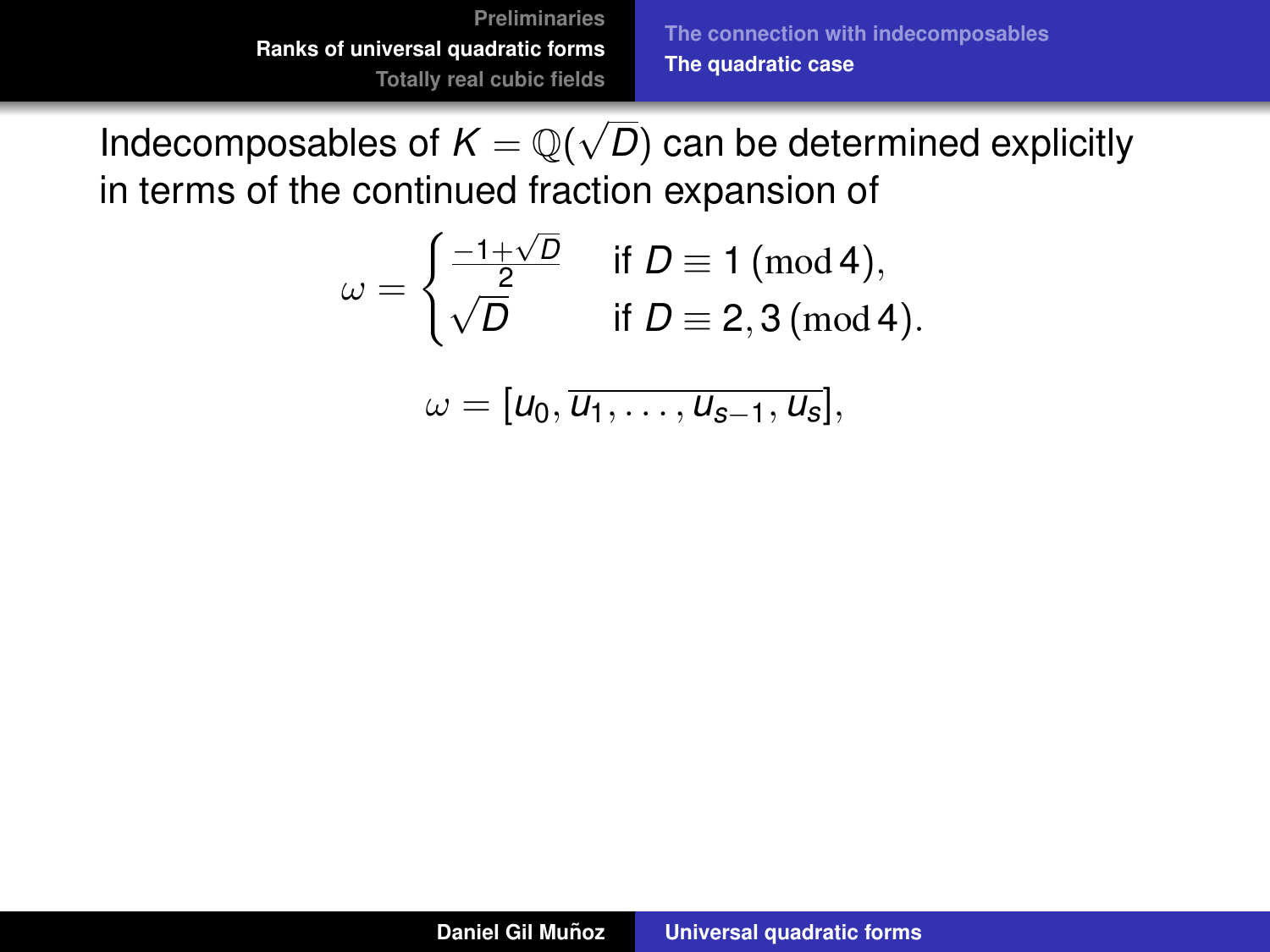Indecomposables of $K = \mathbb{Q}(\sqrt{D})$ can be determined explicitly in terms of the continued fraction expansion of

$$\omega = \begin{cases} \frac{-1+\sqrt{D}}{2} & \text{if } D \equiv 1 \pmod{4}, \\ \sqrt{D} & \text{if } D \equiv 2, 3 \pmod{4}. \end{cases}$$

$$\omega = [u_0, \overline{u_1, \ldots, u_{s-1}, u_s}],$$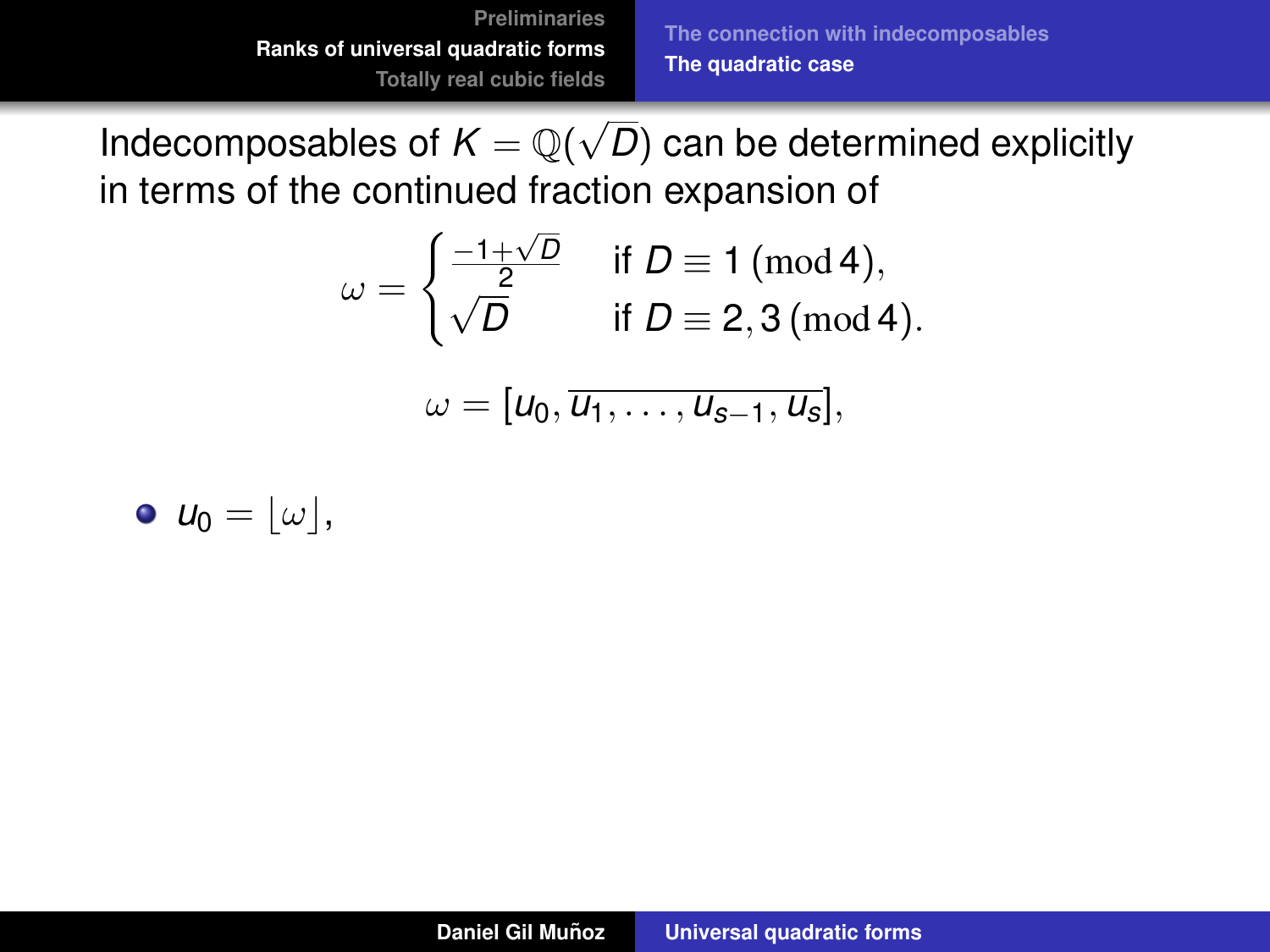Indecomposables of $K = \mathbb{Q}(\sqrt{D})$ can be determined explicitly in terms of the continued fraction expansion of

$$\omega = \begin{cases} \frac{-1+\sqrt{D}}{2} & \text{if } D \equiv 1 \pmod 4, \\ \sqrt{D} & \text{if } D \equiv 2, 3 \pmod 4. \end{cases}$$

$$\omega = [u_0, \overline{u_1, \dots, u_{s-1}, u_s}],$$

- $u_0 = \lfloor \omega \rfloor$,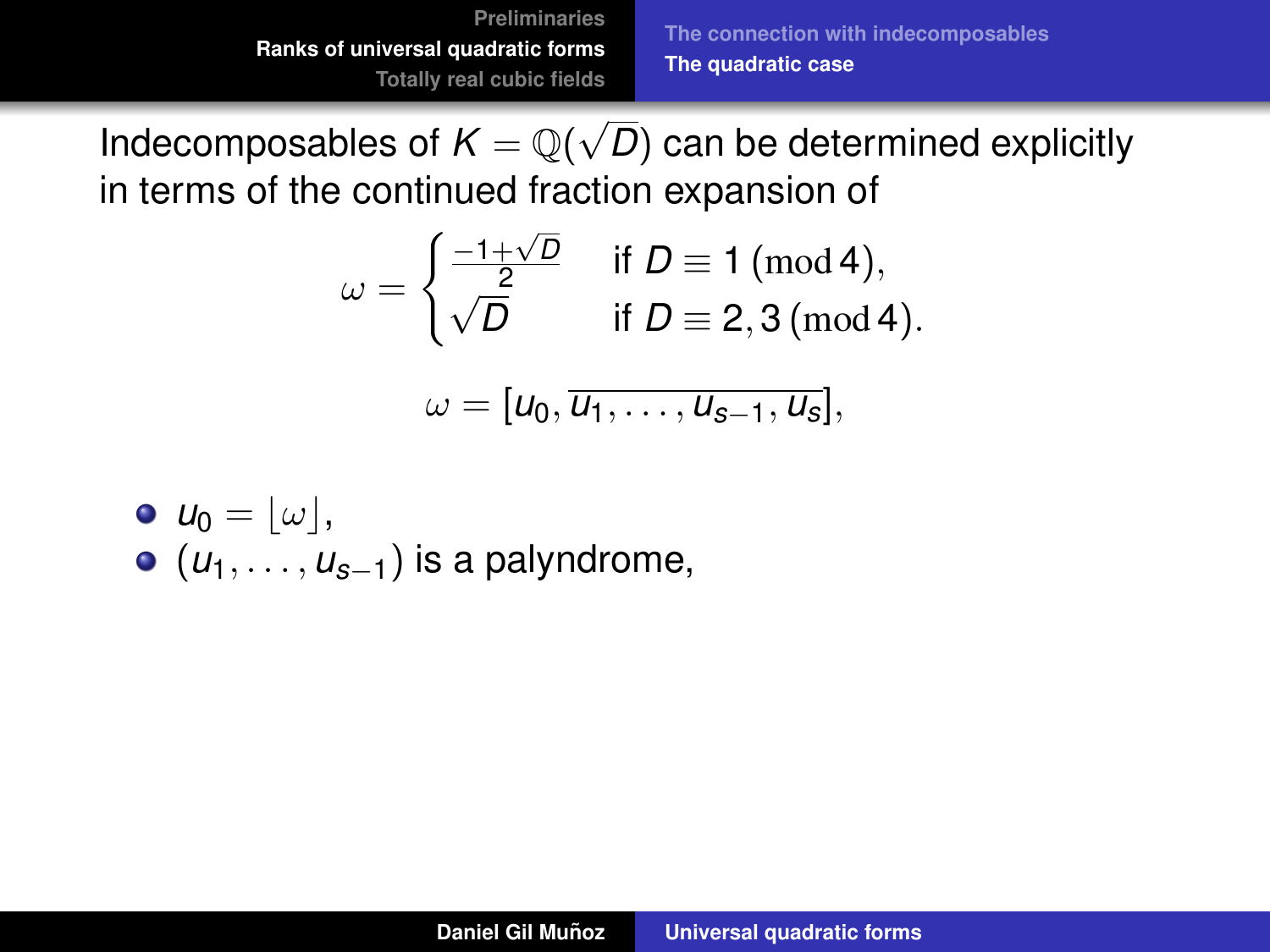Indecomposables of $K = \mathbb{Q}(\sqrt{D})$ can be determined explicitly in terms of the continued fraction expansion of

$$\omega = \begin{cases} \frac{-1+\sqrt{D}}{2} & \text{if } D \equiv 1 \pmod 4, \\ \sqrt{D} & \text{if } D \equiv 2, 3 \pmod 4. \end{cases}$$

$$\omega = [u_0, \overline{u_1, \ldots, u_{s-1}, u_s}],$$

- $u_0 = \lfloor \omega \rfloor$,
- $(u_1, \ldots, u_{s-1})$ is a palyndrome,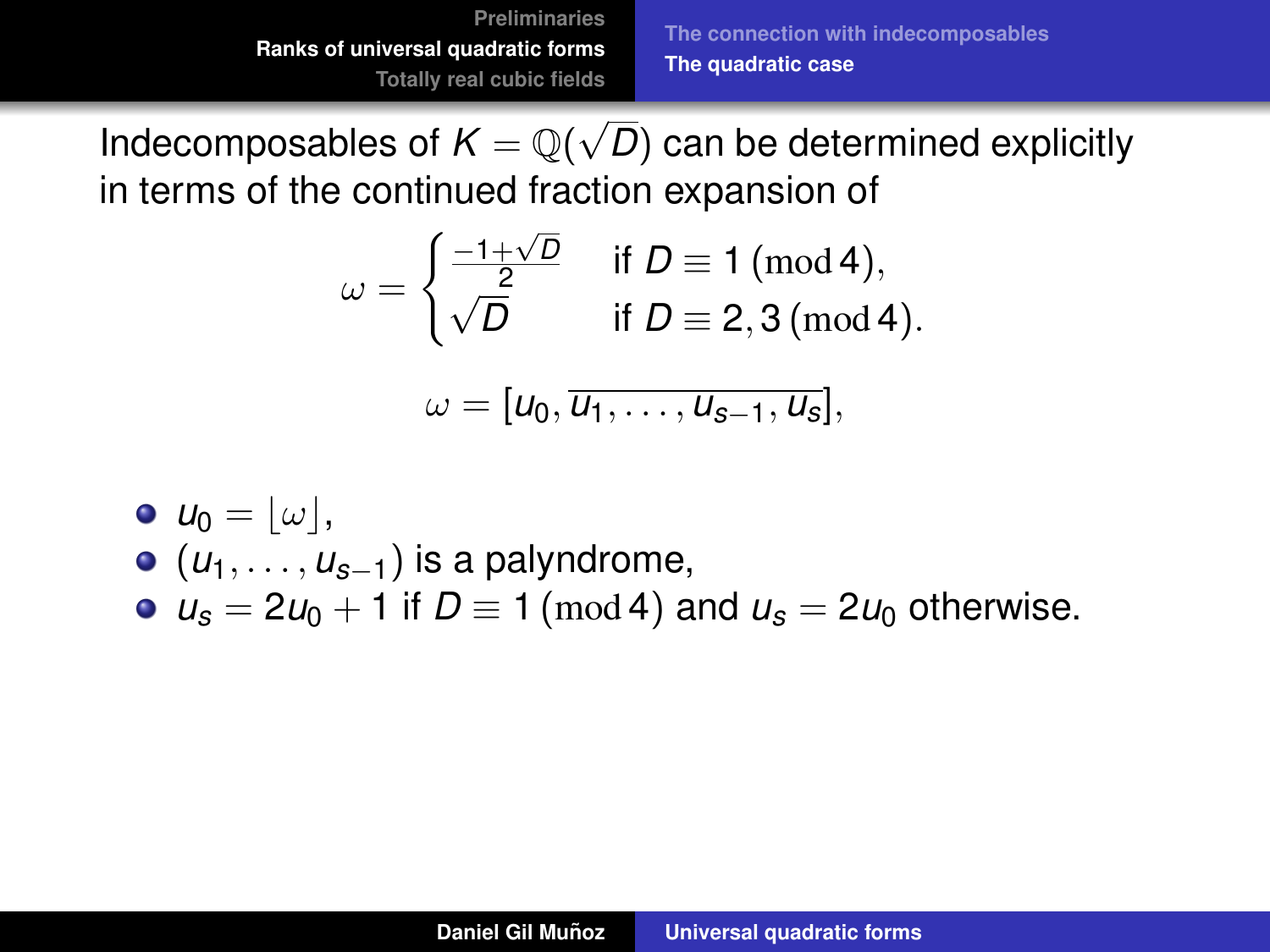Indecomposables of $K = \mathbb{Q}(\sqrt{D})$ can be determined explicitly in terms of the continued fraction expansion of

$$\omega = \begin{cases} \frac{-1+\sqrt{D}}{2} & \text{if } D \equiv 1 \pmod{4}, \\ \sqrt{D} & \text{if } D \equiv 2, 3 \pmod{4}. \end{cases}$$

$$\omega = [u_0, \overline{u_1, \dots, u_{s-1}, u_s}],$$

- $u_0 = \lfloor \omega \rfloor$,
- $(u_1, \dots, u_{s-1})$ is a palyndrome,
- $u_s = 2u_0 + 1$ if $D \equiv 1 \pmod{4}$ and $u_s = 2u_0$ otherwise.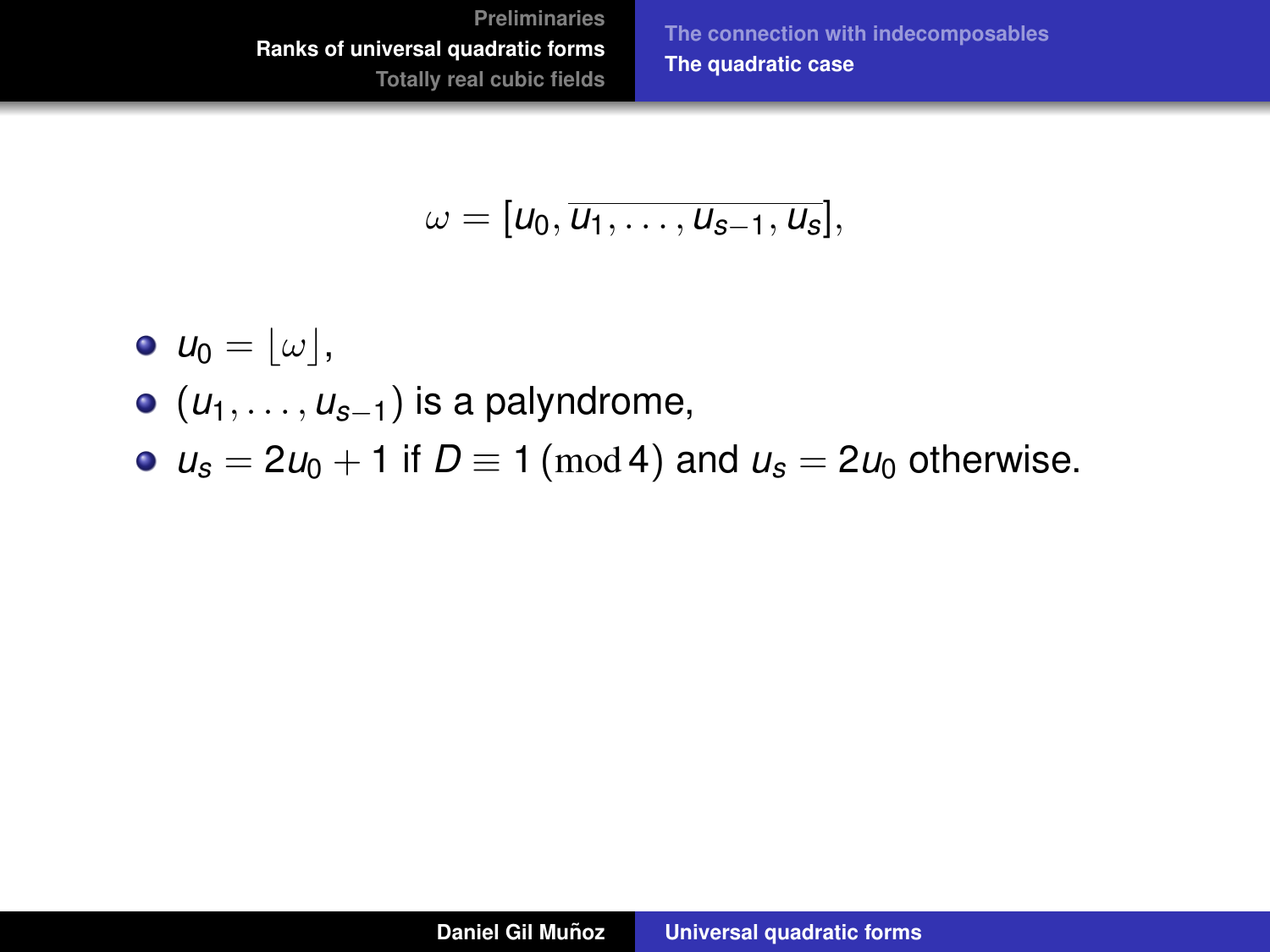$$\omega = [u_0, \overline{u_1, \ldots, u_{s-1}, u_s}],$$

- $u_0 = \lfloor \omega \rfloor$,
- $(u_1, \ldots, u_{s-1})$ is a palyndrome,
- $u_s = 2u_0 + 1$ if $D \equiv 1 \pmod 4$ and $u_s = 2u_0$ otherwise.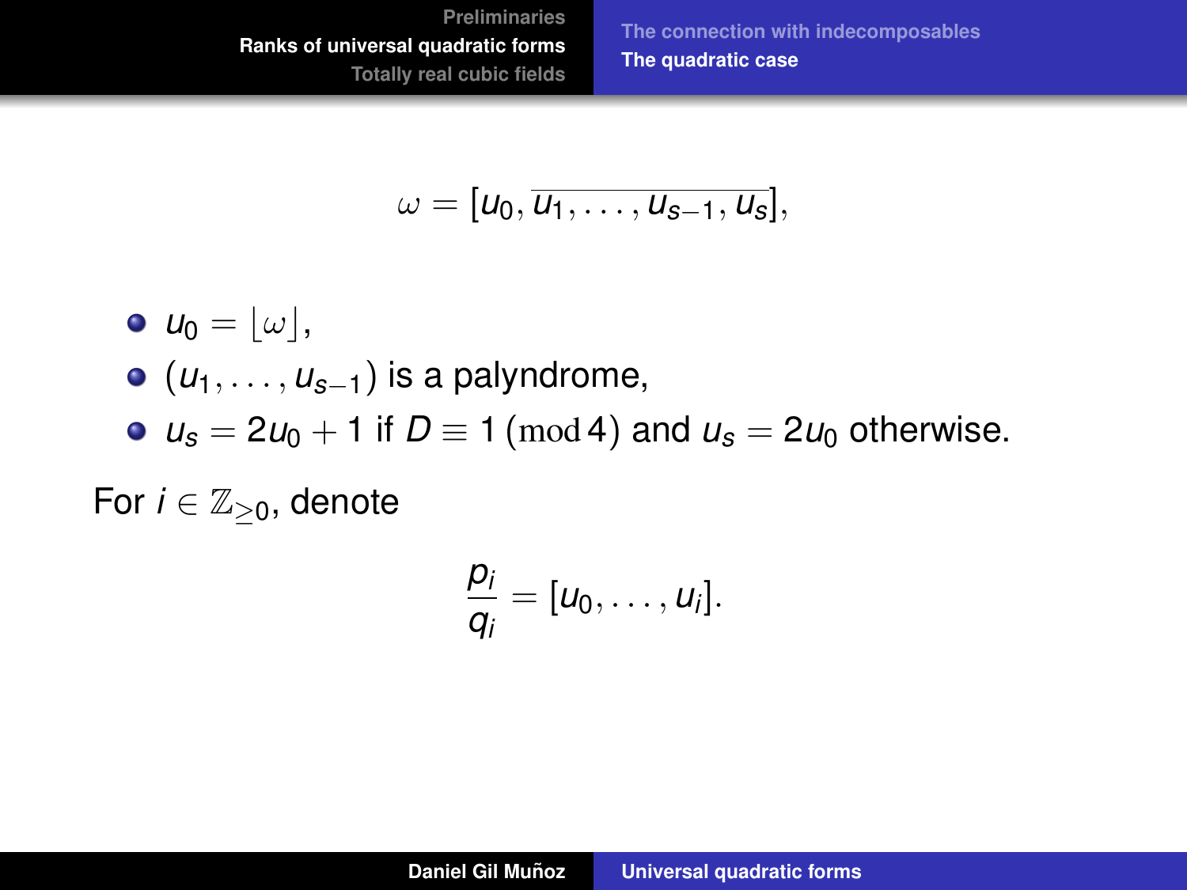$$\omega = [u_0, \overline{u_1, \ldots, u_{s-1}, u_s}],$$

- $u_0 = \lfloor \omega \rfloor$,
- $(u_1, \ldots, u_{s-1})$ is a palyndrome,
- $u_s = 2u_0 + 1$ if $D \equiv 1 \pmod 4$ and $u_s = 2u_0$ otherwise.

For $i \in \mathbb{Z}_{\geq 0}$, denote

$$\frac{p_i}{q_i} = [u_0, \ldots, u_i].$$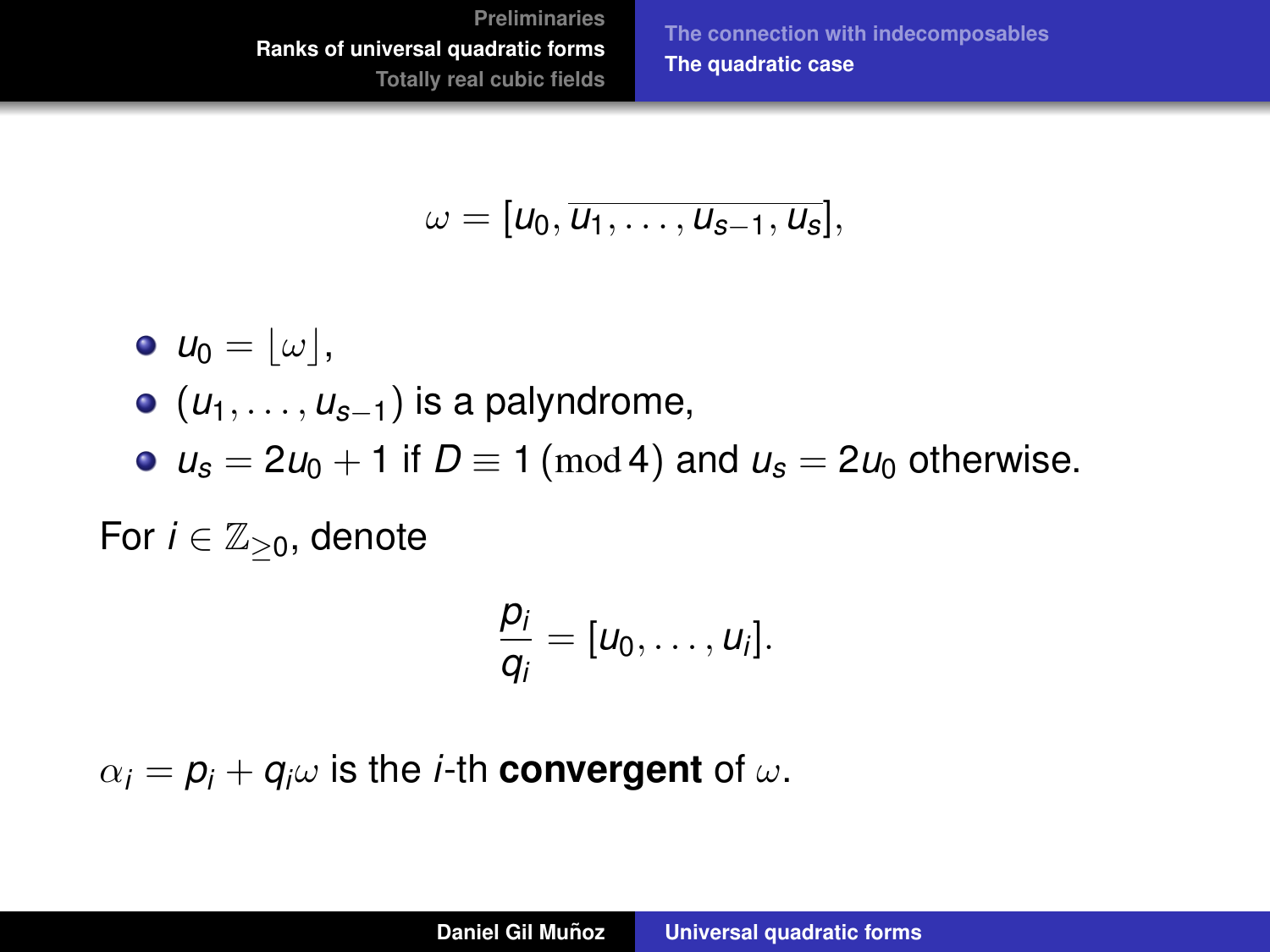$$\omega = [u_0, \overline{u_1, \dots, u_{s-1}, u_s}],$$

- $u_0 = \lfloor \omega \rfloor$,
- $(u_1, \dots, u_{s-1})$ is a palyndrome,
- $u_s = 2u_0 + 1$ if $D \equiv 1 \pmod 4$ and $u_s = 2u_0$ otherwise.

For $i \in \mathbb{Z}_{\geq 0}$, denote

$$\frac{p_i}{q_i} = [u_0, \dots, u_i].$$

$\alpha_i = p_i + q_i\omega$ is the $i$-th **convergent** of $\omega$.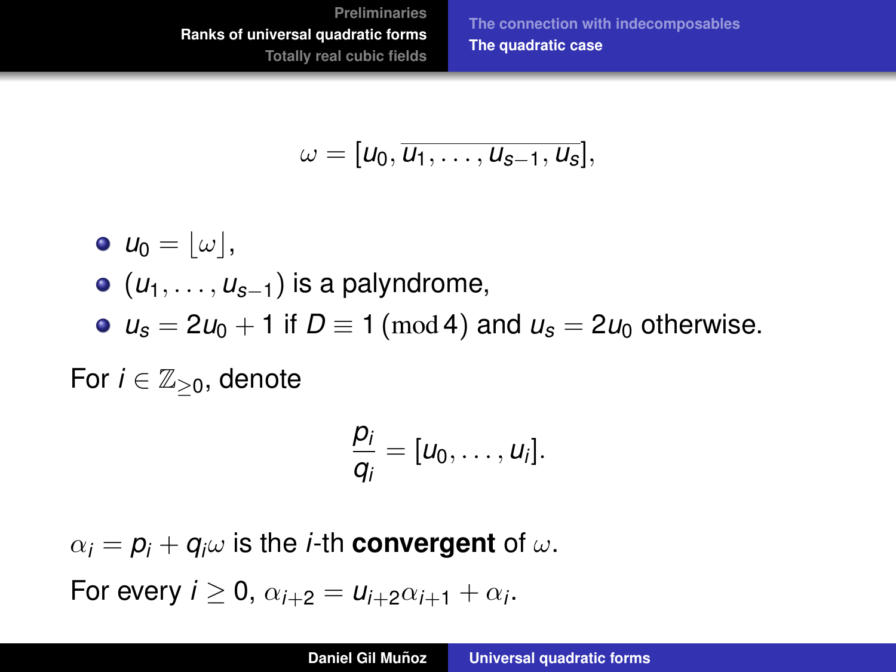$$\omega = [u_0, \overline{u_1, \ldots, u_{s-1}, u_s}],$$

- $u_0 = \lfloor \omega \rfloor$,
- $(u_1, \ldots, u_{s-1})$ is a palyndrome,
- $u_s = 2u_0 + 1$ if $D \equiv 1 \pmod 4$ and $u_s = 2u_0$ otherwise.

For $i \in \mathbb{Z}_{\geq 0}$, denote

$$\frac{p_i}{q_i} = [u_0, \ldots, u_i].$$

$\alpha_i = p_i + q_i\omega$ is the $i$-th **convergent** of $\omega$.

For every $i \geq 0$, $\alpha_{i+2} = u_{i+2}\alpha_{i+1} + \alpha_i$.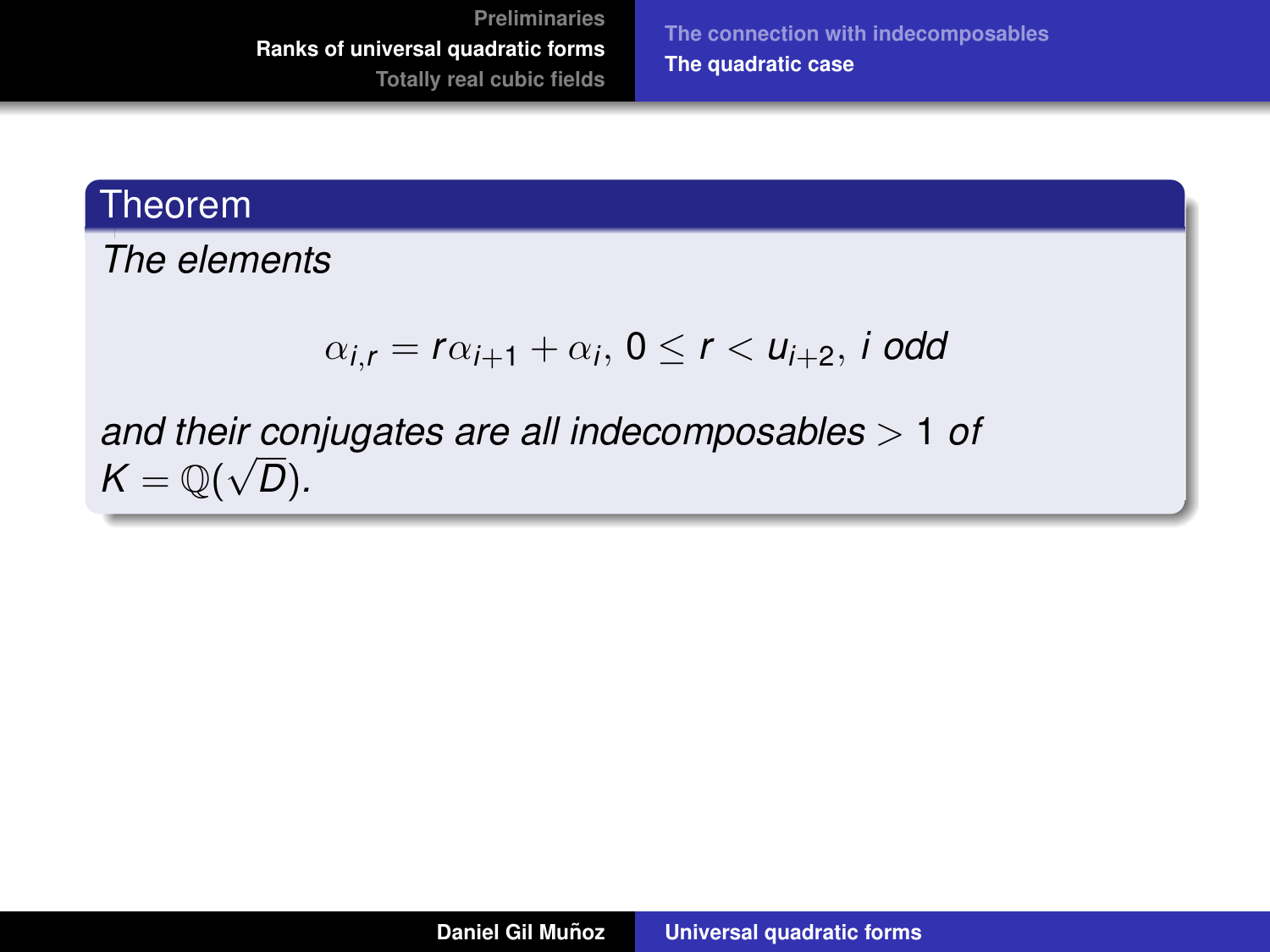**Theorem**

*The elements*

$$\alpha_{i,r} = r\alpha_{i+1} + \alpha_i,\ 0 \leq r < u_{i+2},\ i \text{ odd}$$

*and their conjugates are all indecomposables* $> 1$ *of* $K = \mathbb{Q}(\sqrt{D})$.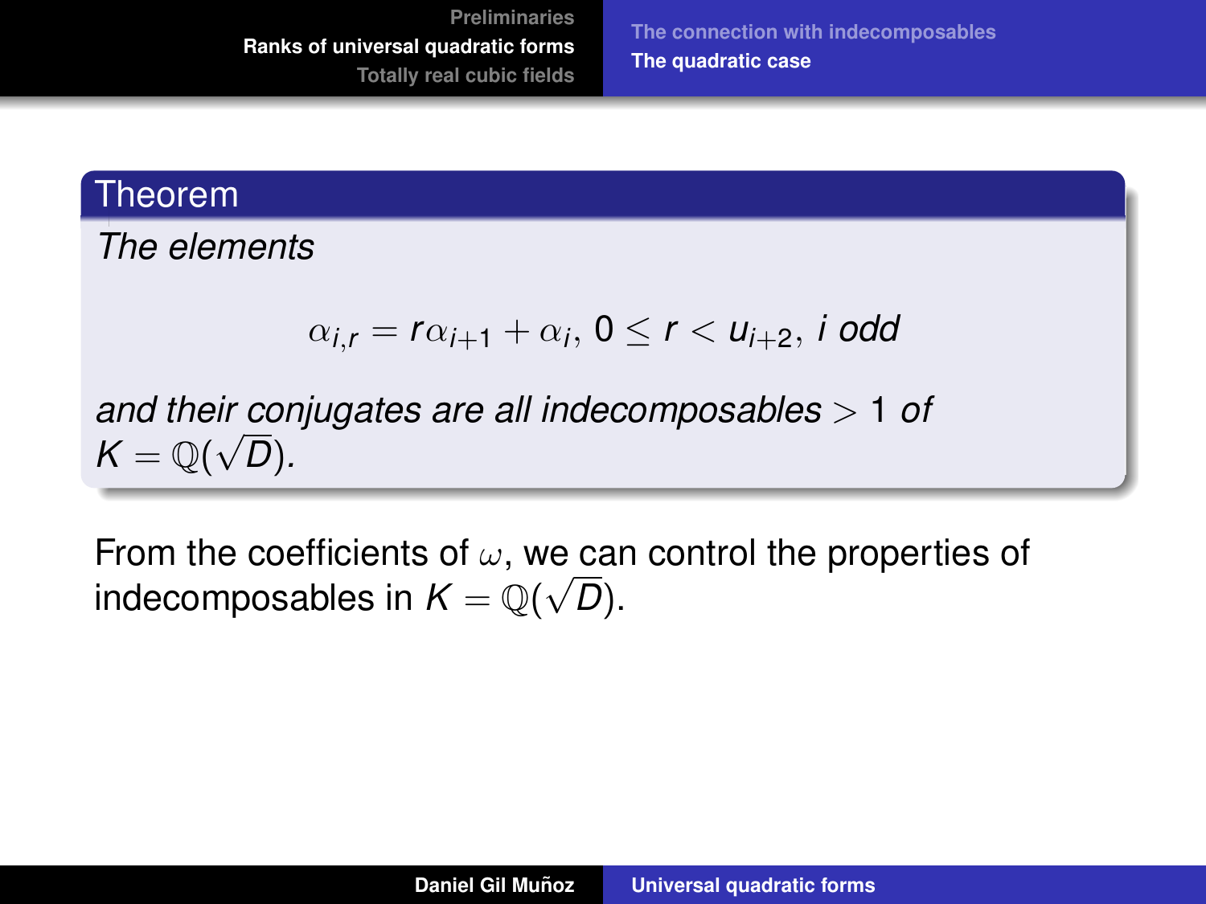**Theorem**

*The elements*

$$\alpha_{i,r} = r\alpha_{i+1} + \alpha_i,\ 0 \leq r < u_{i+2},\ i \text{ odd}$$

*and their conjugates are all indecomposables $> 1$ of $K = \mathbb{Q}(\sqrt{D})$.*

From the coefficients of $\omega$, we can control the properties of indecomposables in $K = \mathbb{Q}(\sqrt{D})$.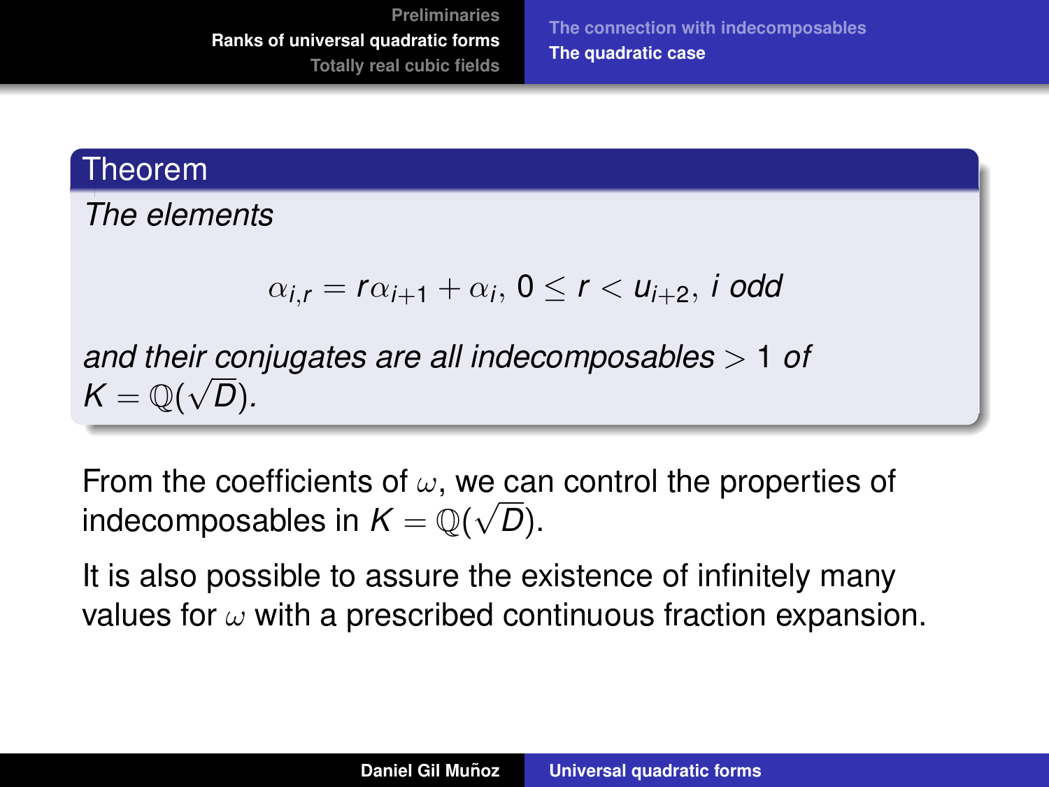**Theorem**

*The elements*

$$\alpha_{i,r} = r\alpha_{i+1} + \alpha_i,\ 0 \leq r < u_{i+2},\ i \text{ odd}$$

*and their conjugates are all indecomposables $> 1$ of $K = \mathbb{Q}(\sqrt{D})$.*

From the coefficients of $\omega$, we can control the properties of indecomposables in $K = \mathbb{Q}(\sqrt{D})$.

It is also possible to assure the existence of infinitely many values for $\omega$ with a prescribed continuous fraction expansion.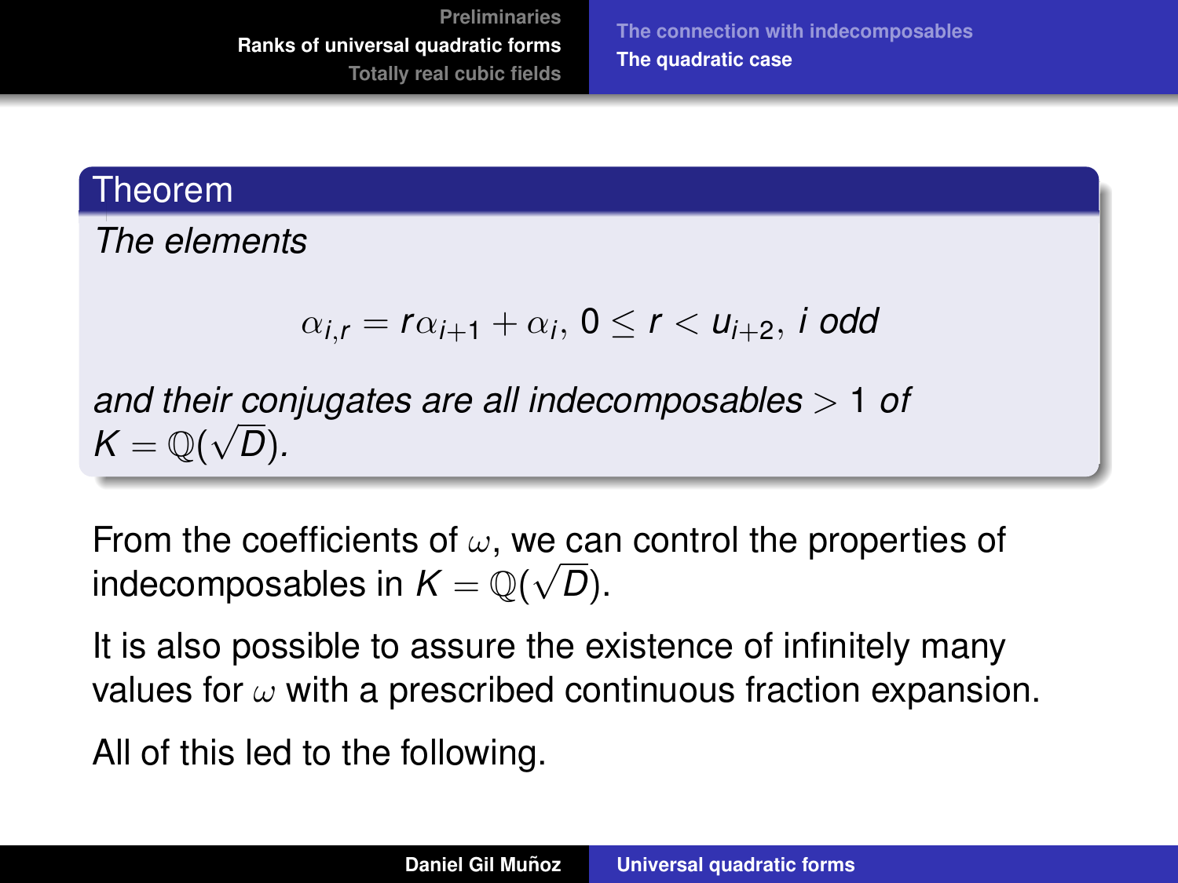**Theorem**

*The elements*

$$\alpha_{i,r} = r\alpha_{i+1} + \alpha_i,\ 0 \leq r < u_{i+2},\ i \text{ odd}$$

*and their conjugates are all indecomposables* $> 1$ *of* $K = \mathbb{Q}(\sqrt{D})$.

From the coefficients of $\omega$, we can control the properties of indecomposables in $K = \mathbb{Q}(\sqrt{D})$.

It is also possible to assure the existence of infinitely many values for $\omega$ with a prescribed continuous fraction expansion.

All of this led to the following.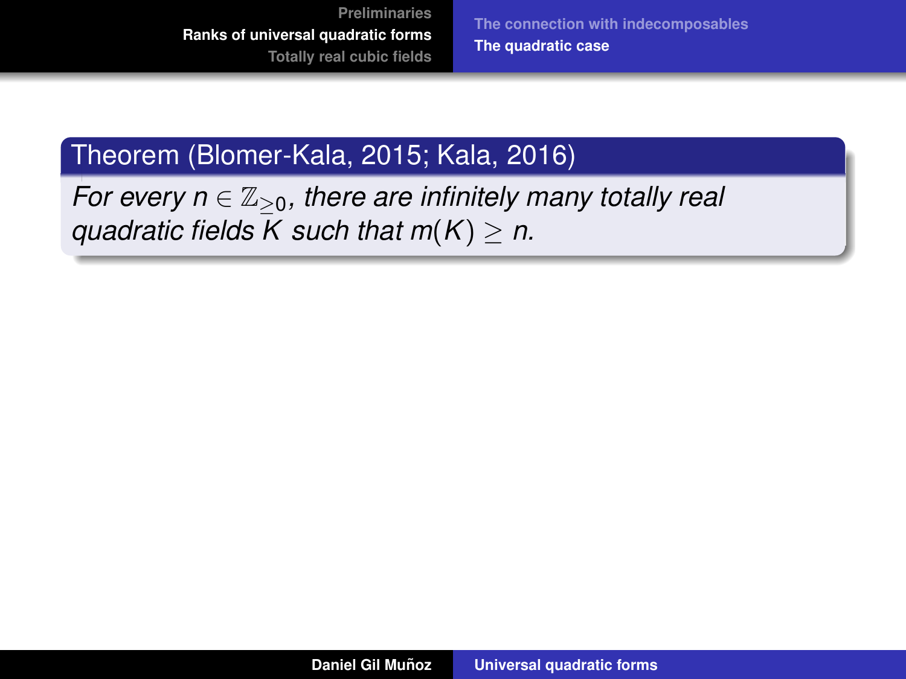**Theorem (Blomer-Kala, 2015; Kala, 2016)**

*For every $n \in \mathbb{Z}_{\geq 0}$, there are infinitely many totally real quadratic fields $K$ such that $m(K) \geq n$.*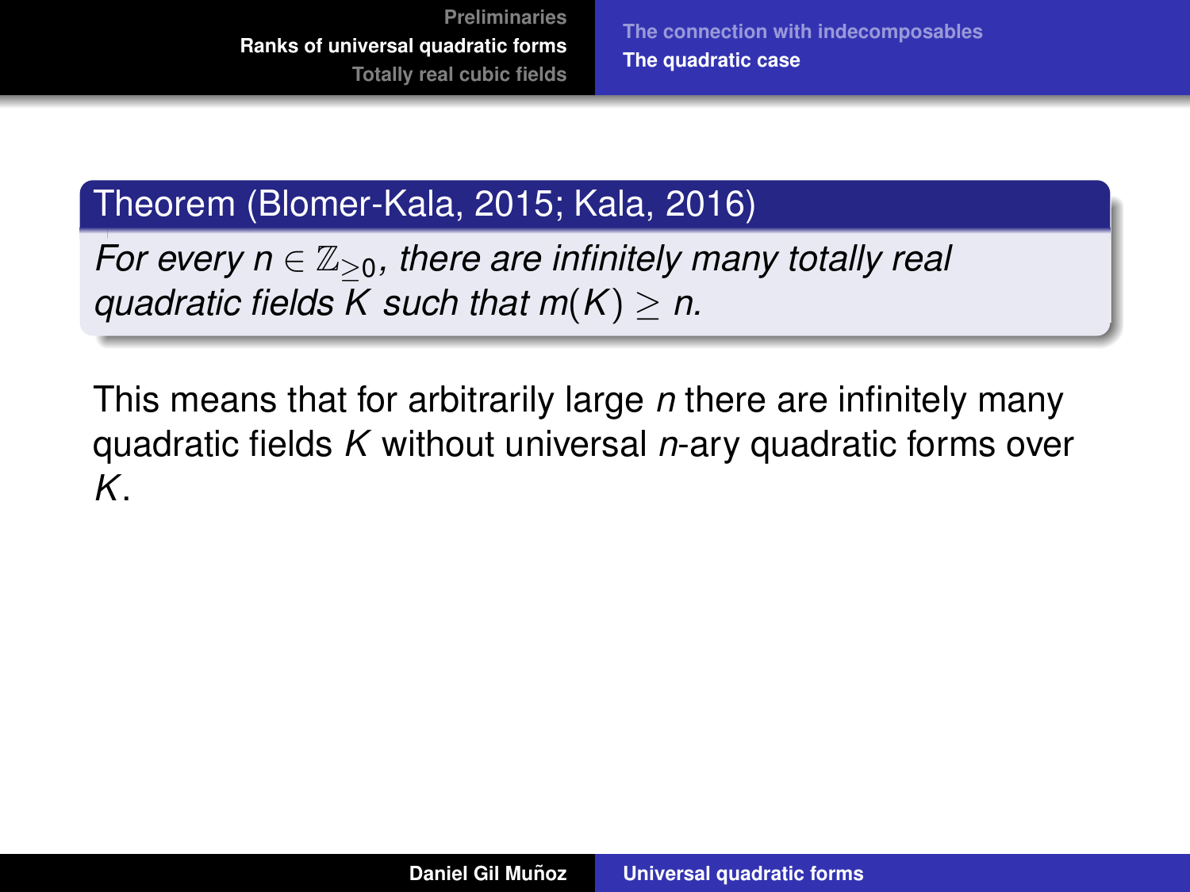**Theorem (Blomer-Kala, 2015; Kala, 2016)**

*For every $n \in \mathbb{Z}_{\geq 0}$, there are infinitely many totally real quadratic fields $K$ such that $m(K) \geq n$.*

This means that for arbitrarily large $n$ there are infinitely many quadratic fields $K$ without universal $n$-ary quadratic forms over $K$.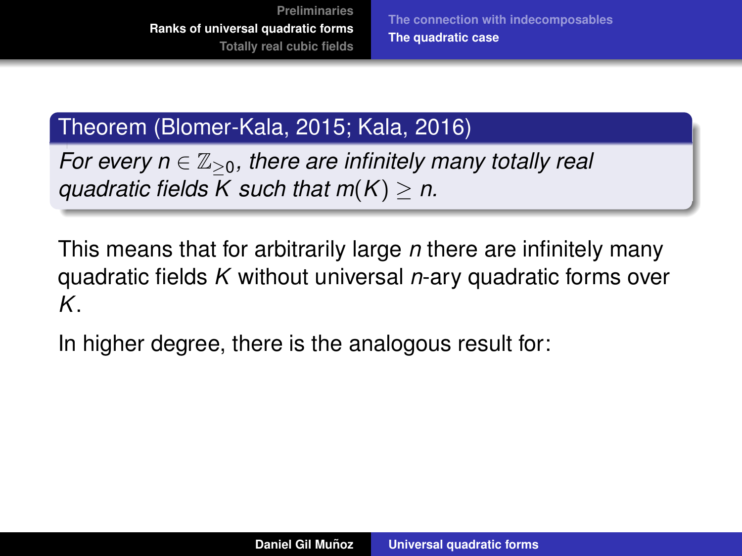**Theorem (Blomer-Kala, 2015; Kala, 2016)**

*For every $n \in \mathbb{Z}_{\geq 0}$, there are infinitely many totally real quadratic fields $K$ such that $m(K) \geq n$.*

This means that for arbitrarily large $n$ there are infinitely many quadratic fields $K$ without universal $n$-ary quadratic forms over $K$.

In higher degree, there is the analogous result for: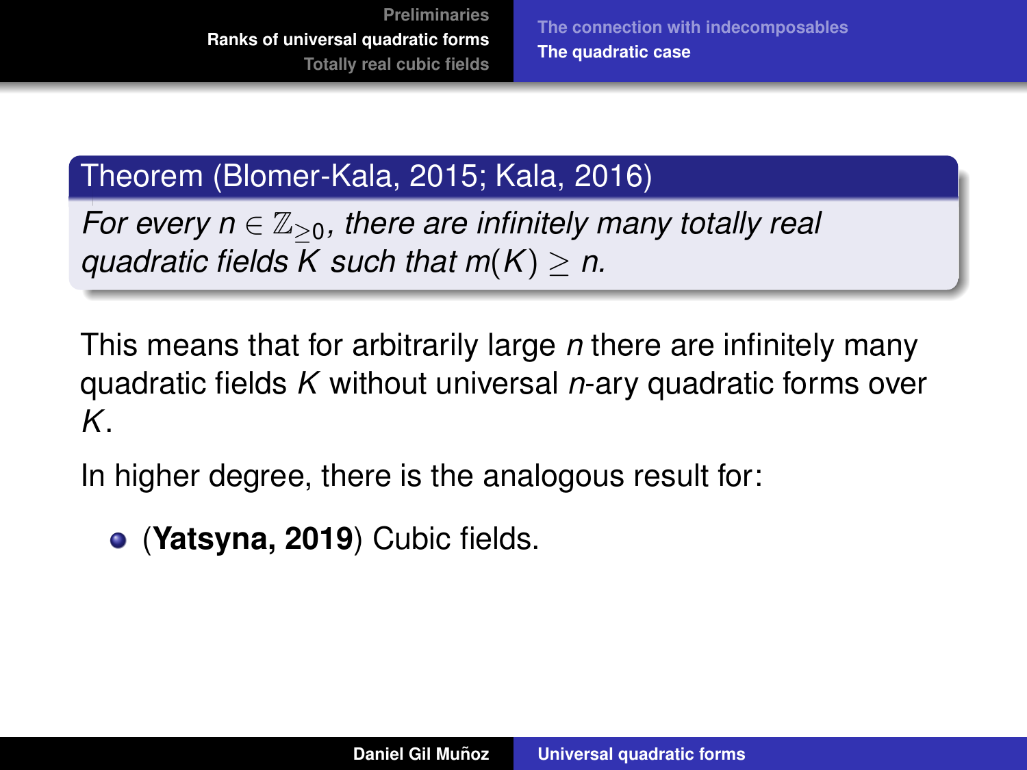**Theorem (Blomer-Kala, 2015; Kala, 2016)**

*For every $n \in \mathbb{Z}_{\geq 0}$, there are infinitely many totally real quadratic fields $K$ such that $m(K) \geq n$.*

This means that for arbitrarily large $n$ there are infinitely many quadratic fields $K$ without universal $n$-ary quadratic forms over $K$.

In higher degree, there is the analogous result for:

- (**Yatsyna, 2019**) Cubic fields.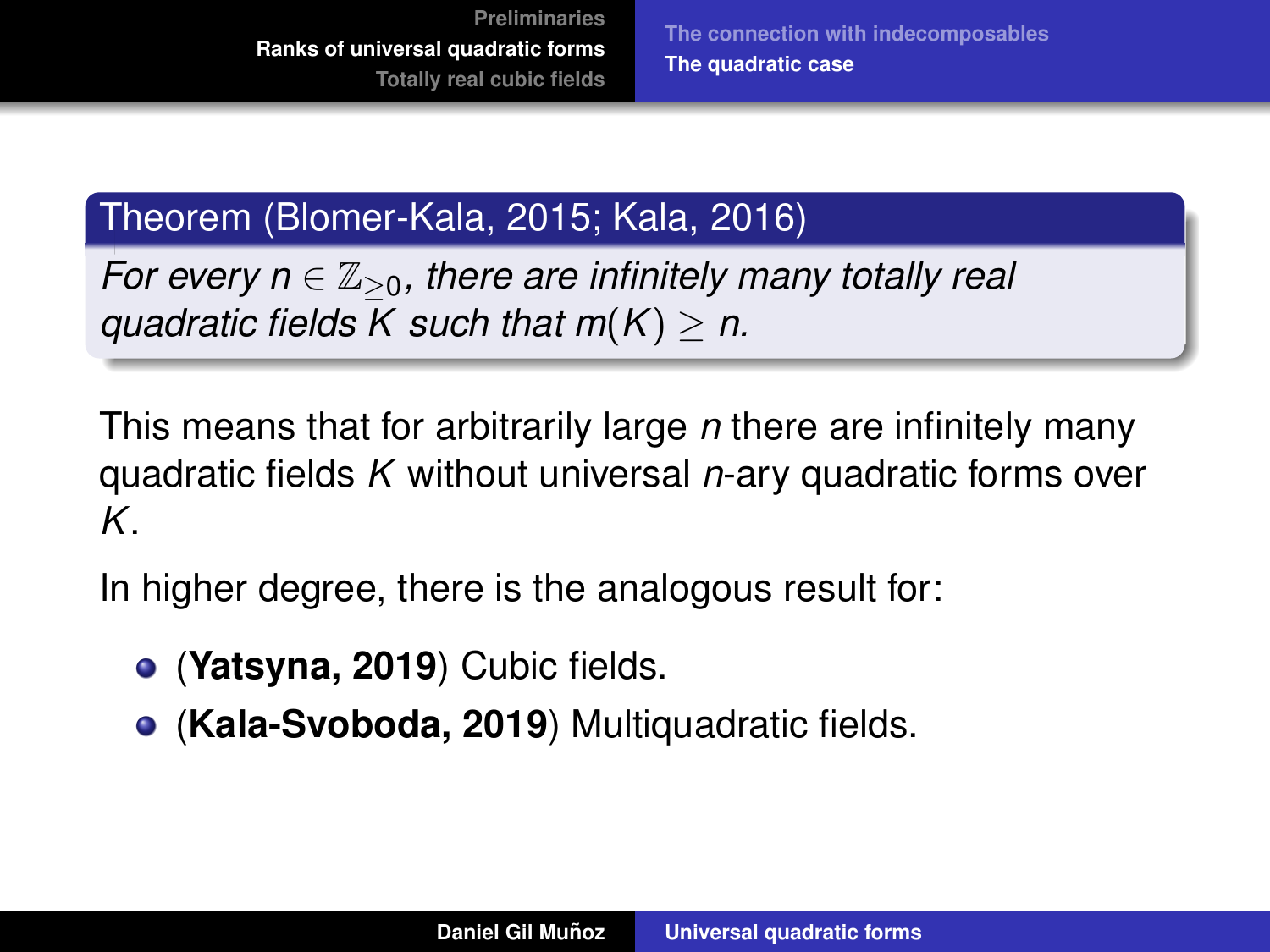**Theorem (Blomer-Kala, 2015; Kala, 2016)**

*For every $n \in \mathbb{Z}_{\geq 0}$, there are infinitely many totally real quadratic fields $K$ such that $m(K) \geq n$.*

This means that for arbitrarily large $n$ there are infinitely many quadratic fields $K$ without universal $n$-ary quadratic forms over $K$.

In higher degree, there is the analogous result for:

- (**Yatsyna, 2019**) Cubic fields.
- (**Kala-Svoboda, 2019**) Multiquadratic fields.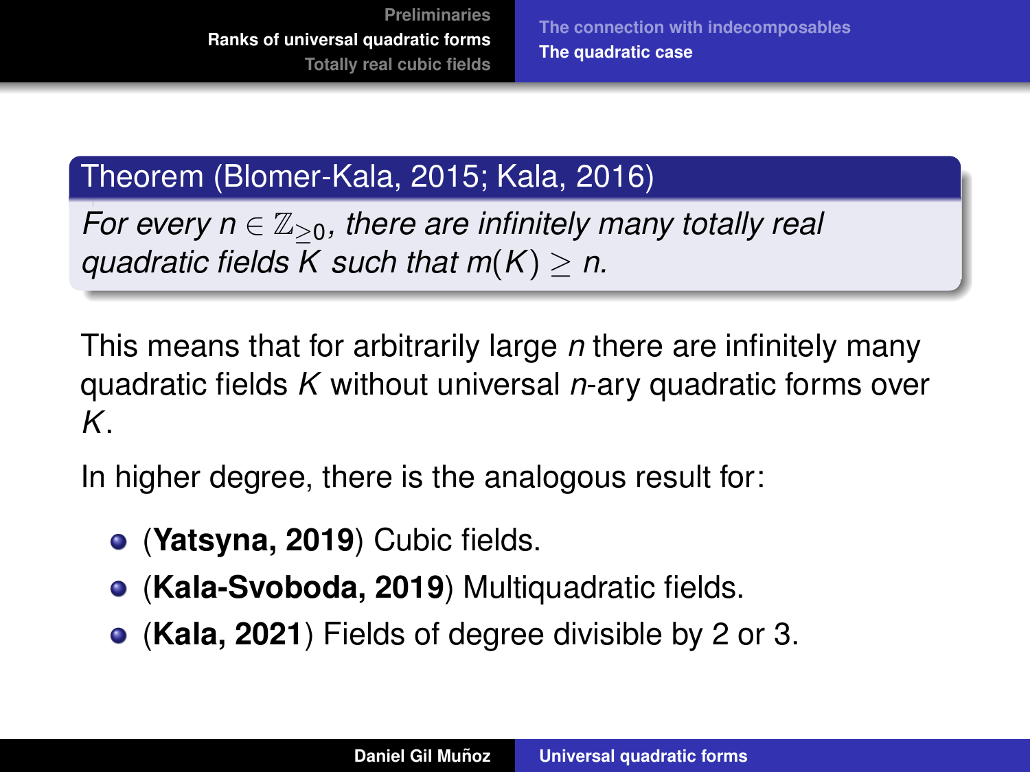**Theorem (Blomer-Kala, 2015; Kala, 2016)**

*For every $n \in \mathbb{Z}_{\geq 0}$, there are infinitely many totally real quadratic fields $K$ such that $m(K) \geq n$.*

This means that for arbitrarily large $n$ there are infinitely many quadratic fields $K$ without universal $n$-ary quadratic forms over $K$.

In higher degree, there is the analogous result for:

- (**Yatsyna, 2019**) Cubic fields.
- (**Kala-Svoboda, 2019**) Multiquadratic fields.
- (**Kala, 2021**) Fields of degree divisible by 2 or 3.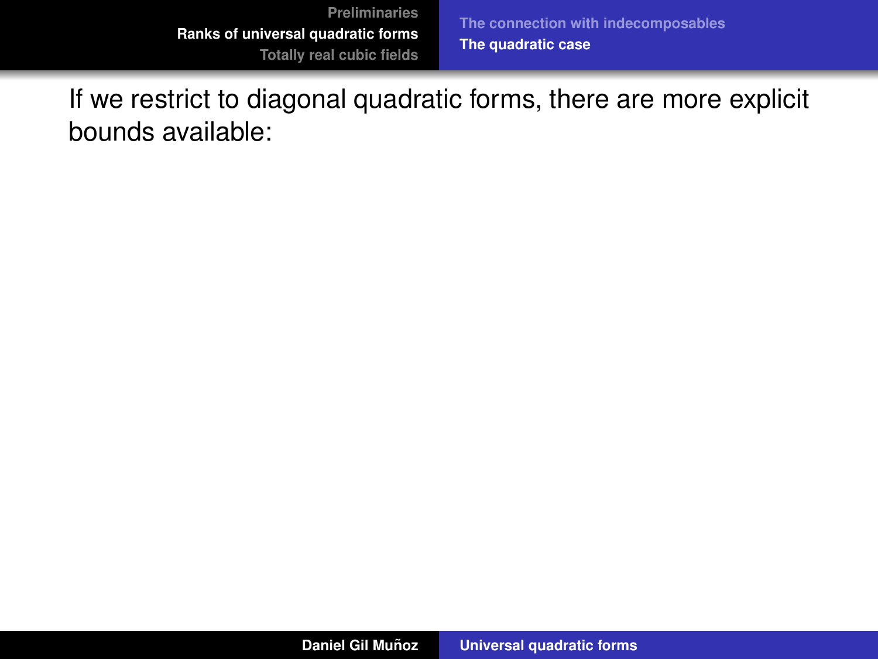If we restrict to diagonal quadratic forms, there are more explicit bounds available: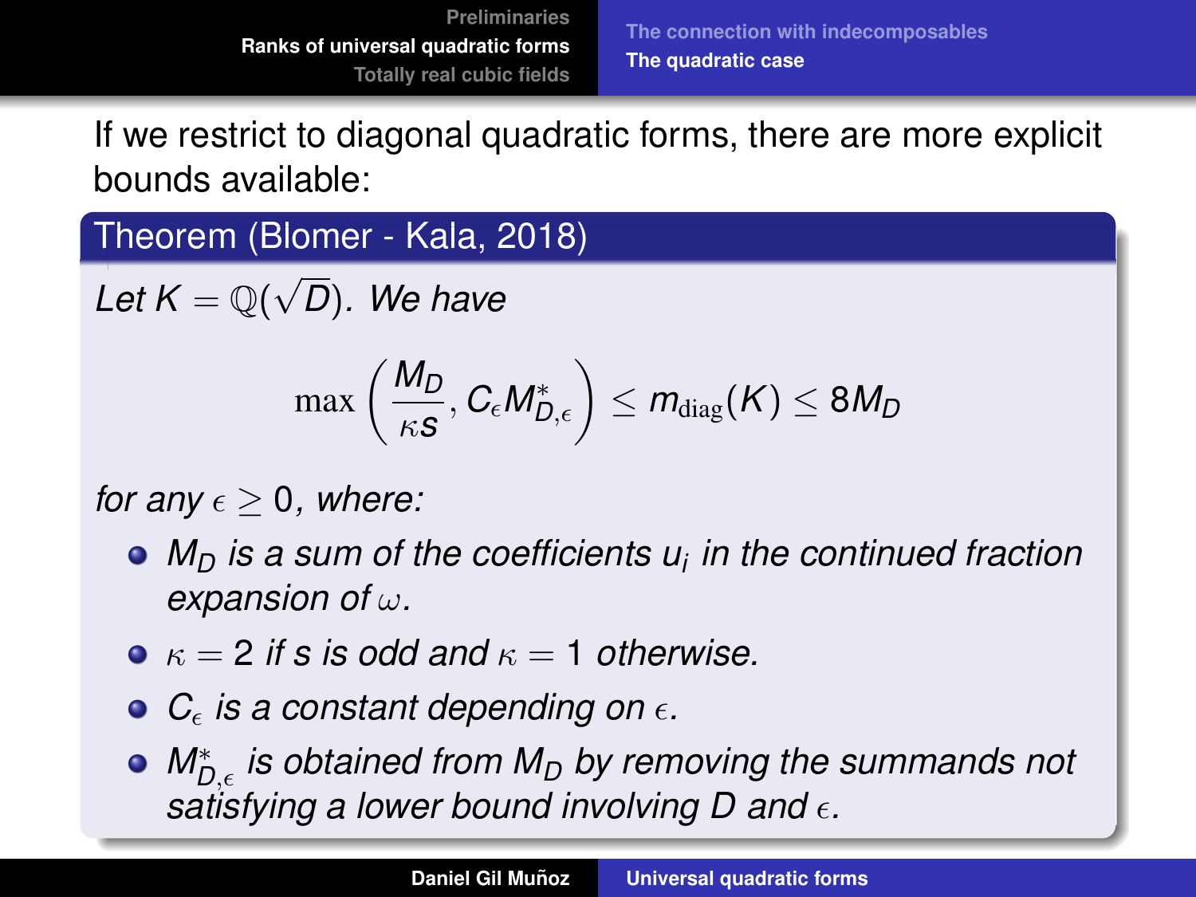If we restrict to diagonal quadratic forms, there are more explicit bounds available:

**Theorem (Blomer - Kala, 2018)**

*Let $K = \mathbb{Q}(\sqrt{D})$. We have*

$$\max\left(\frac{M_D}{\kappa s}, C_\epsilon M^*_{D,\epsilon}\right) \leq m_{\mathrm{diag}}(K) \leq 8M_D$$

*for any $\epsilon \geq 0$, where:*

- *$M_D$ is a sum of the coefficients $u_i$ in the continued fraction expansion of $\omega$.*
- *$\kappa = 2$ if $s$ is odd and $\kappa = 1$ otherwise.*
- *$C_\epsilon$ is a constant depending on $\epsilon$.*
- *$M^*_{D,\epsilon}$ is obtained from $M_D$ by removing the summands not satisfying a lower bound involving $D$ and $\epsilon$.*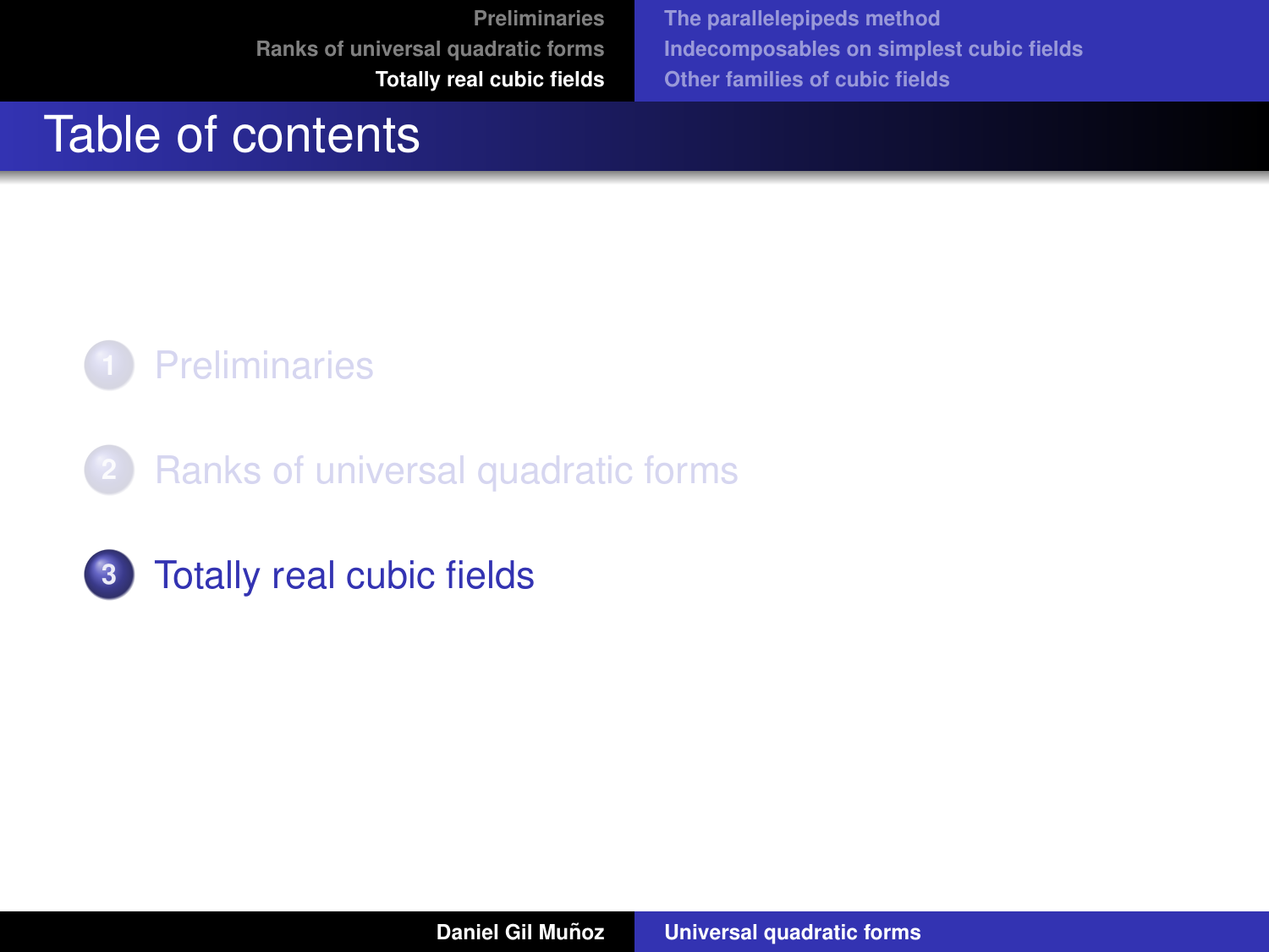# Table of contents

1. Preliminaries
2. Ranks of universal quadratic forms
3. Totally real cubic fields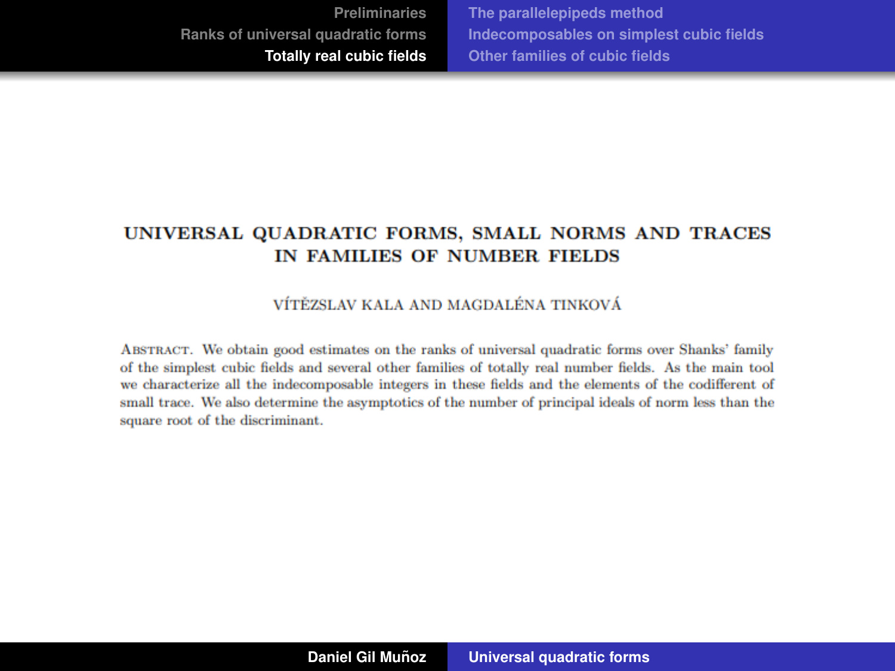# UNIVERSAL QUADRATIC FORMS, SMALL NORMS AND TRACES IN FAMILIES OF NUMBER FIELDS

VÍTĚZSLAV KALA AND MAGDALÉNA TINKOVÁ

ABSTRACT. We obtain good estimates on the ranks of universal quadratic forms over Shanks' family of the simplest cubic fields and several other families of totally real number fields. As the main tool we characterize all the indecomposable integers in these fields and the elements of the codifferent of small trace. We also determine the asymptotics of the number of principal ideals of norm less than the square root of the discriminant.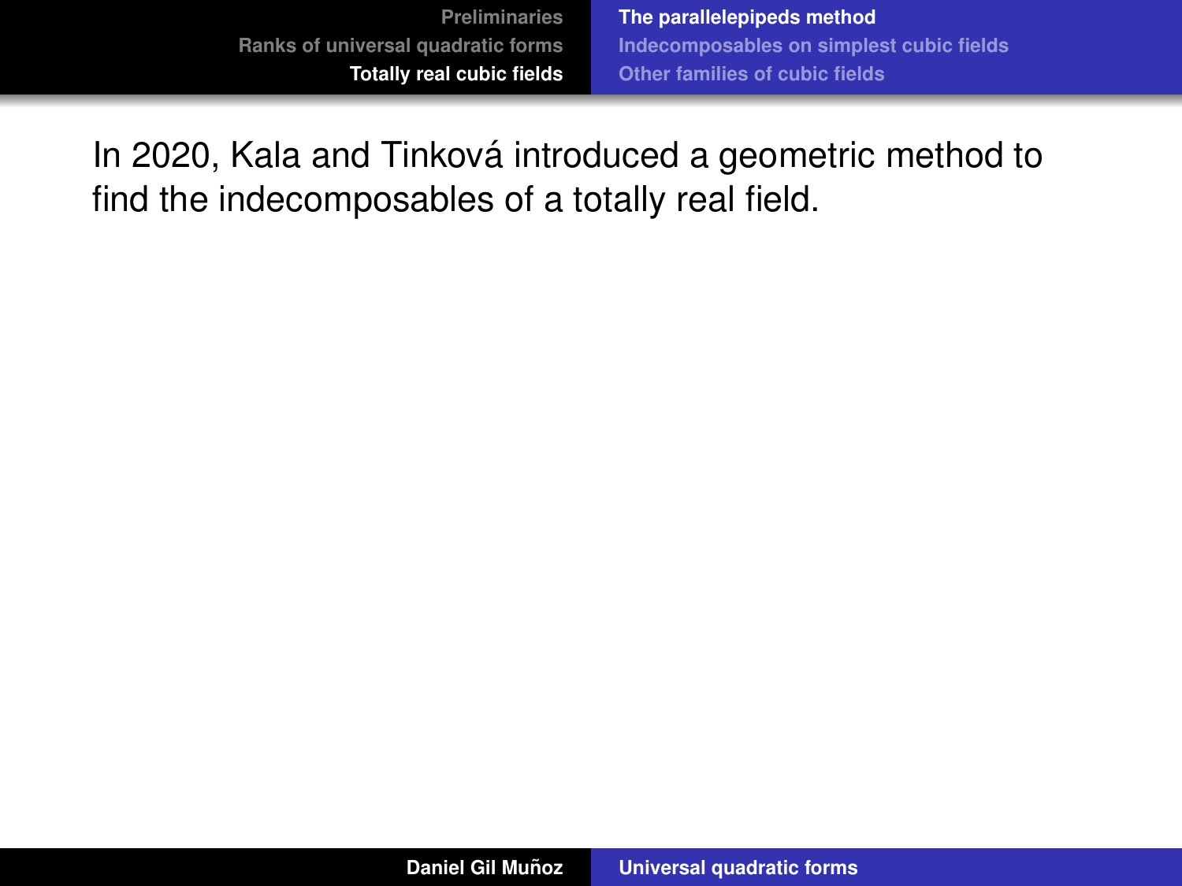In 2020, Kala and Tinková introduced a geometric method to find the indecomposables of a totally real field.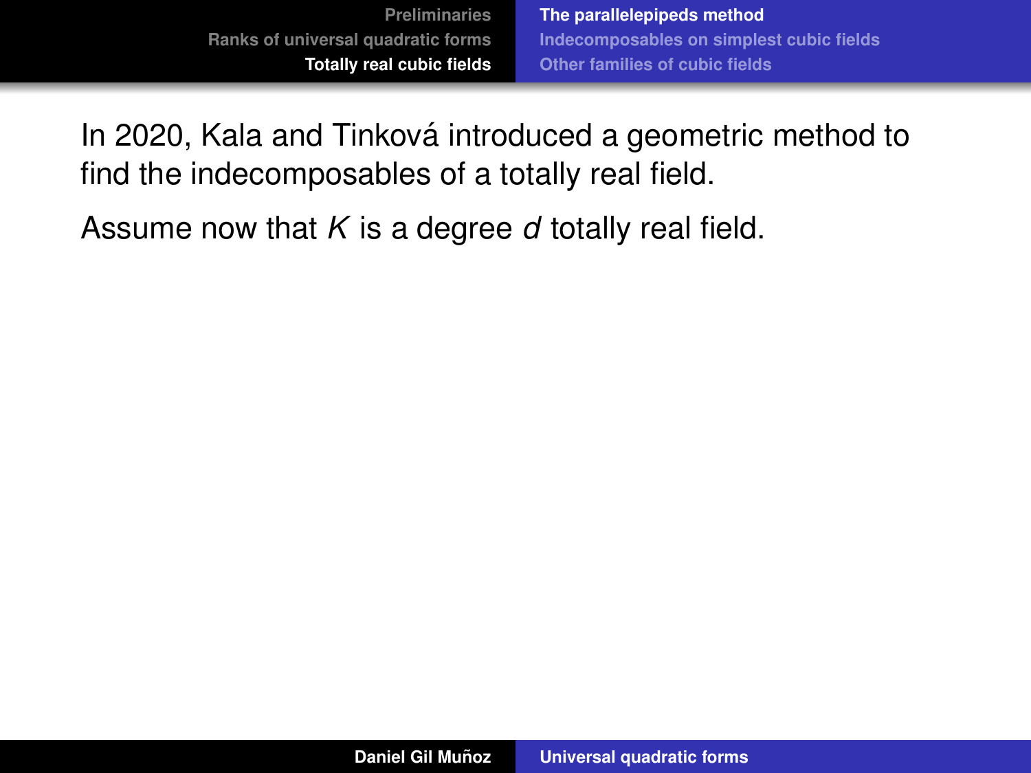In 2020, Kala and Tinková introduced a geometric method to find the indecomposables of a totally real field.

Assume now that $K$ is a degree $d$ totally real field.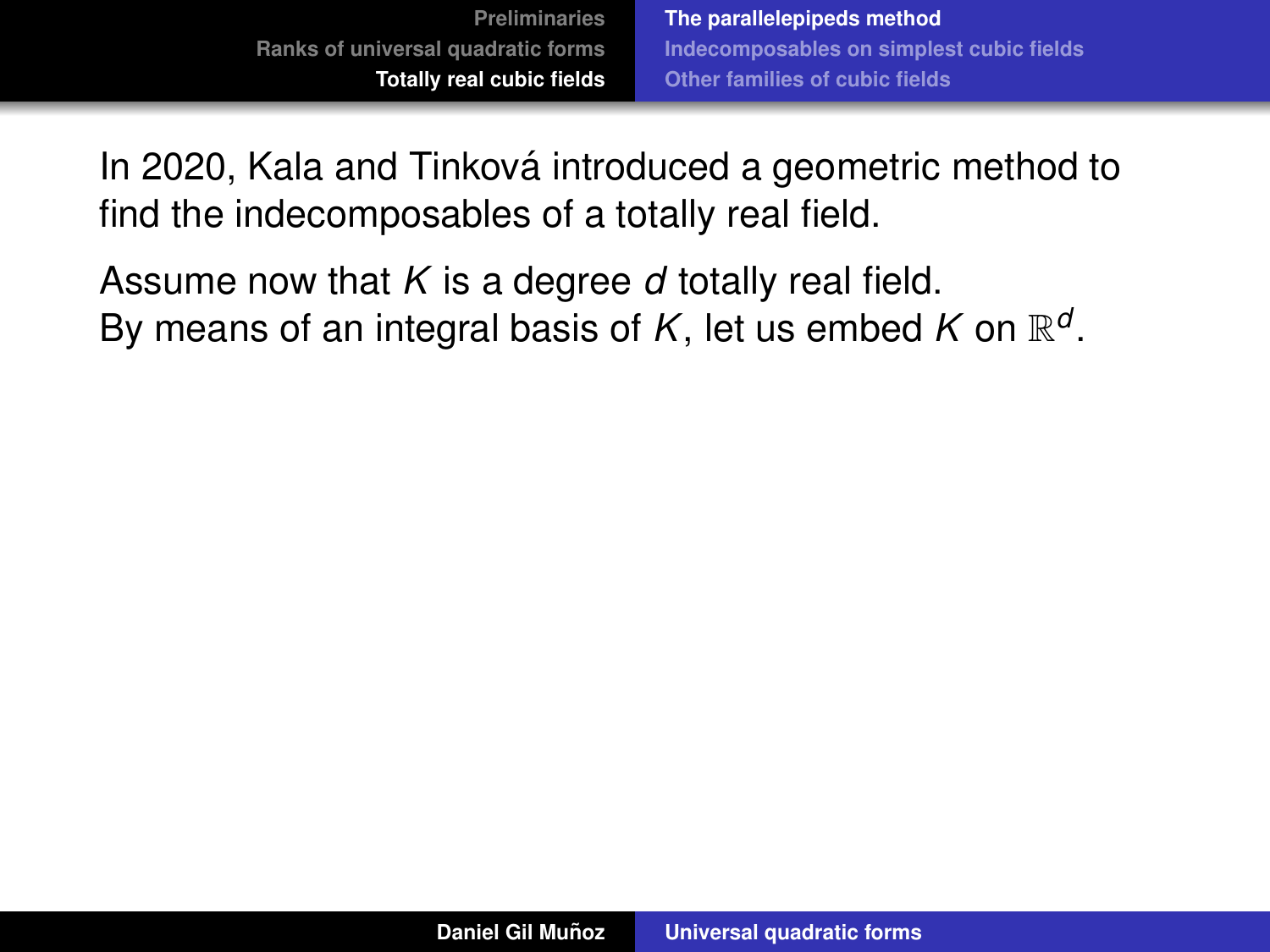In 2020, Kala and Tinková introduced a geometric method to find the indecomposables of a totally real field.

Assume now that $K$ is a degree $d$ totally real field.
By means of an integral basis of $K$, let us embed $K$ on $\mathbb{R}^d$.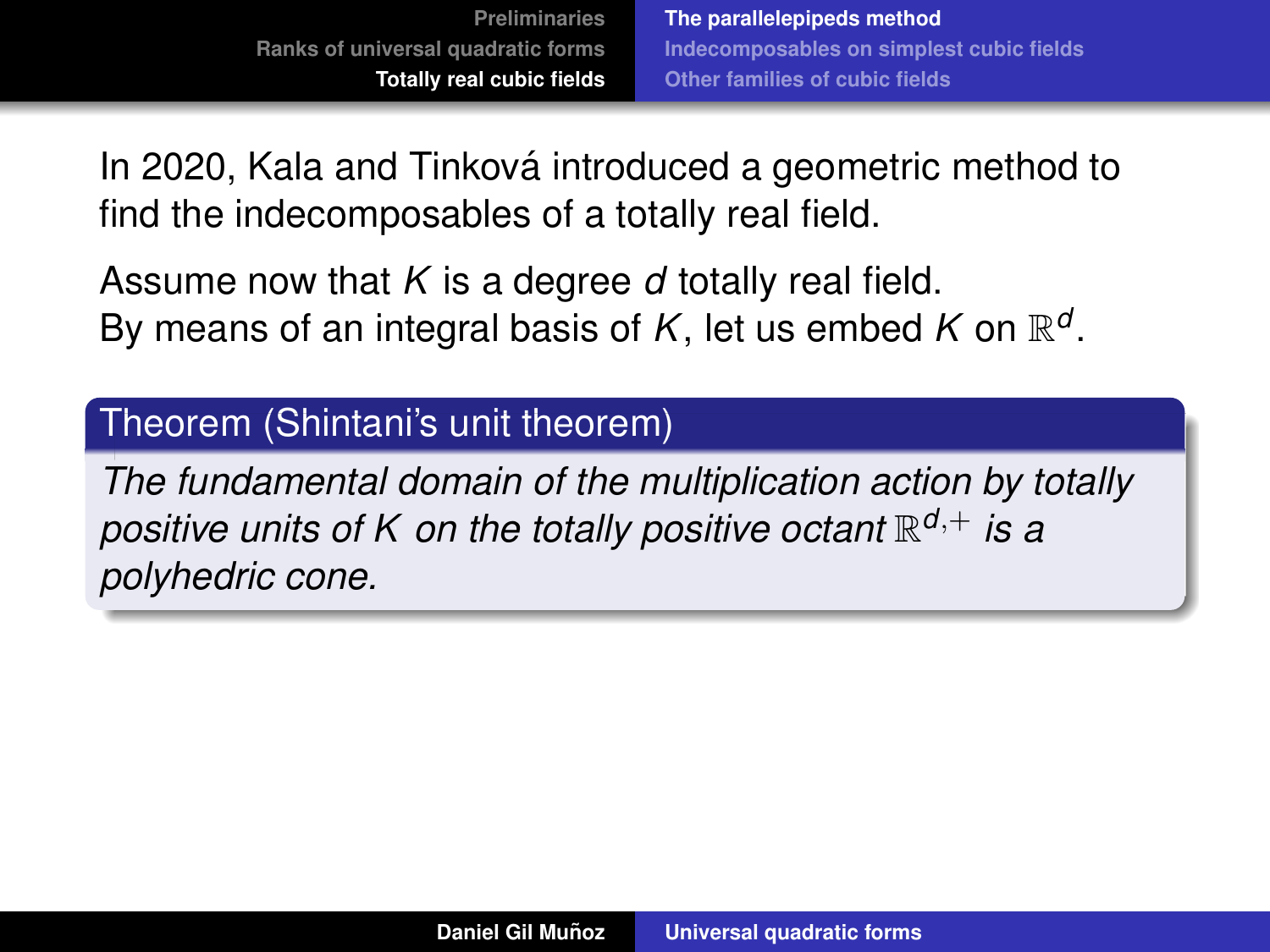In 2020, Kala and Tinková introduced a geometric method to find the indecomposables of a totally real field.

Assume now that $K$ is a degree $d$ totally real field. By means of an integral basis of $K$, let us embed $K$ on $\mathbb{R}^d$.

**Theorem (Shintani's unit theorem)**

*The fundamental domain of the multiplication action by totally positive units of $K$ on the totally positive octant $\mathbb{R}^{d,+}$ is a polyhedric cone.*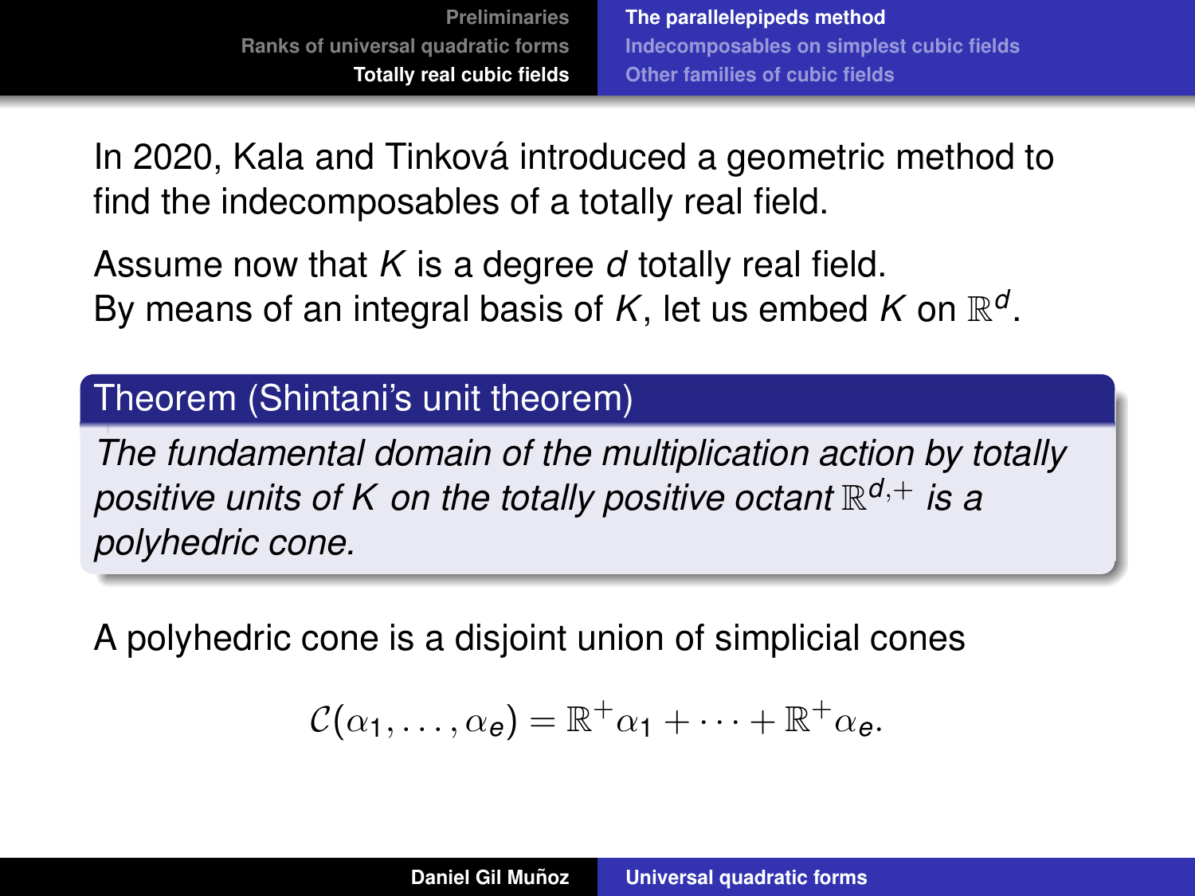In 2020, Kala and Tinková introduced a geometric method to find the indecomposables of a totally real field.

Assume now that $K$ is a degree $d$ totally real field.
By means of an integral basis of $K$, let us embed $K$ on $\mathbb{R}^d$.

**Theorem (Shintani's unit theorem)**

*The fundamental domain of the multiplication action by totally positive units of $K$ on the totally positive octant $\mathbb{R}^{d,+}$ is a polyhedric cone.*

A polyhedric cone is a disjoint union of simplicial cones

$$\mathcal{C}(\alpha_1, \ldots, \alpha_e) = \mathbb{R}^+\alpha_1 + \cdots + \mathbb{R}^+\alpha_e.$$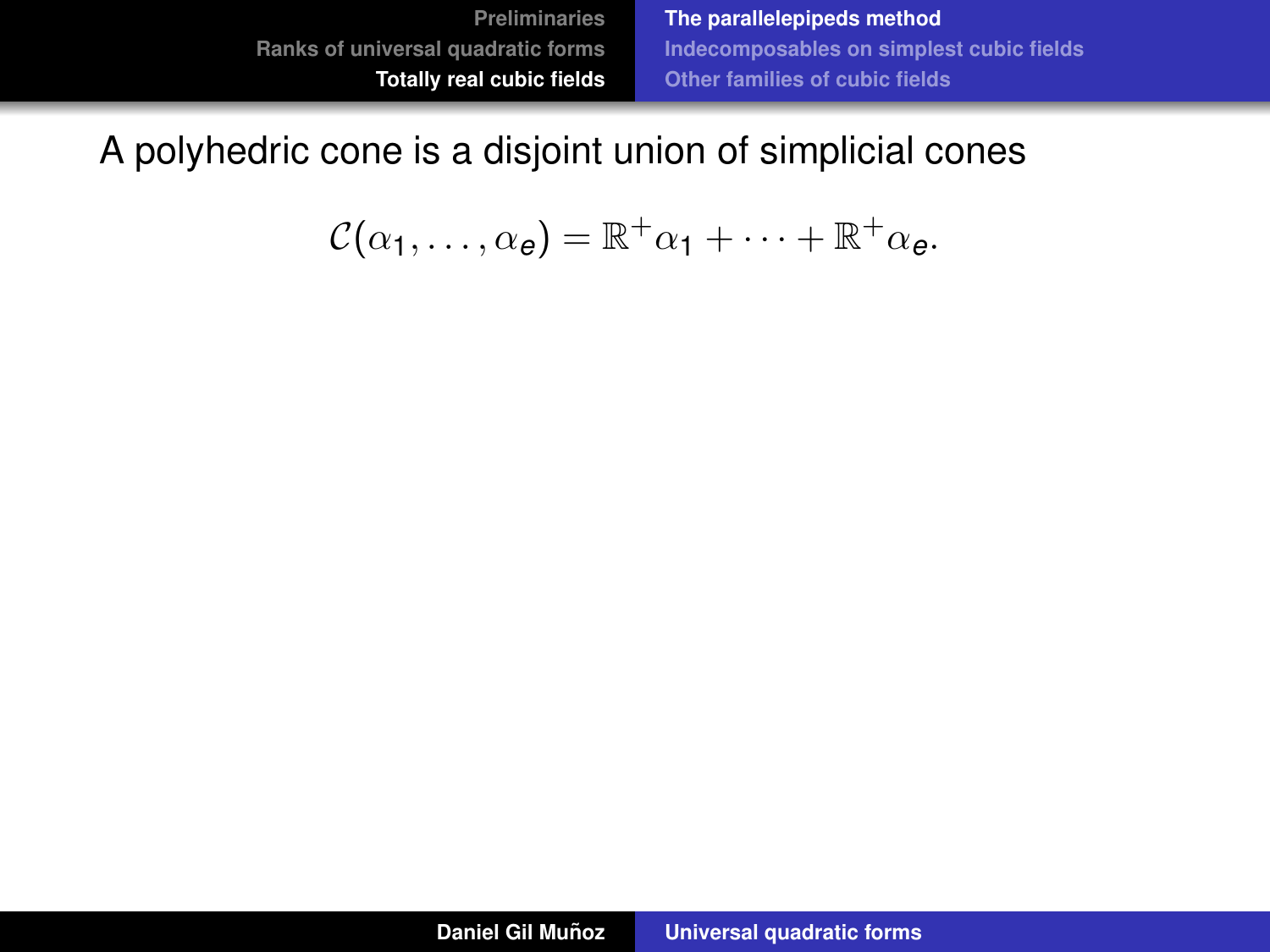A polyhedric cone is a disjoint union of simplicial cones

$$\mathcal{C}(\alpha_1, \ldots, \alpha_e) = \mathbb{R}^+\alpha_1 + \cdots + \mathbb{R}^+\alpha_e.$$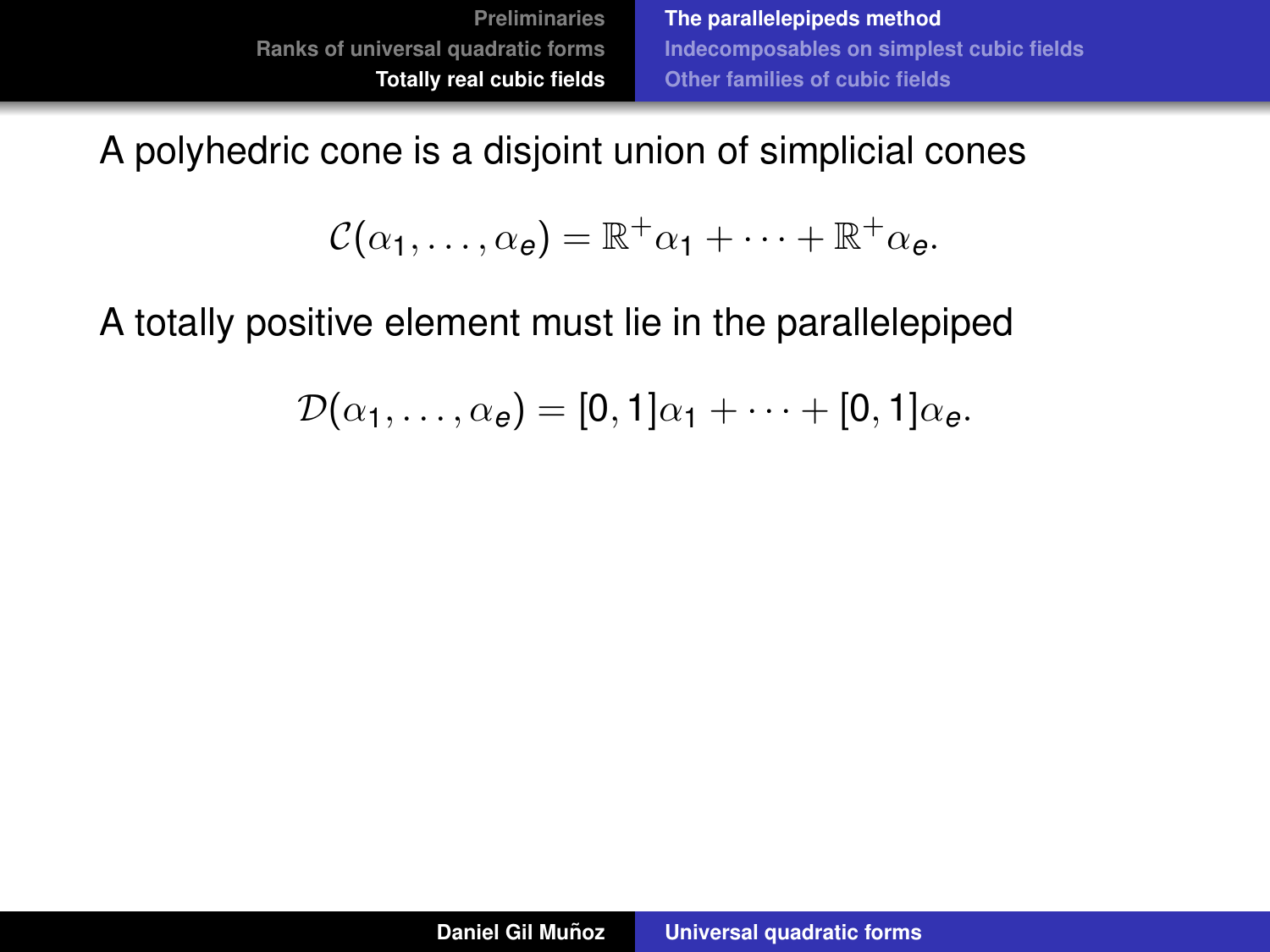A polyhedric cone is a disjoint union of simplicial cones

$$\mathcal{C}(\alpha_1, \ldots, \alpha_e) = \mathbb{R}^+\alpha_1 + \cdots + \mathbb{R}^+\alpha_e.$$

A totally positive element must lie in the parallelepiped

$$\mathcal{D}(\alpha_1, \ldots, \alpha_e) = [0,1]\alpha_1 + \cdots + [0,1]\alpha_e.$$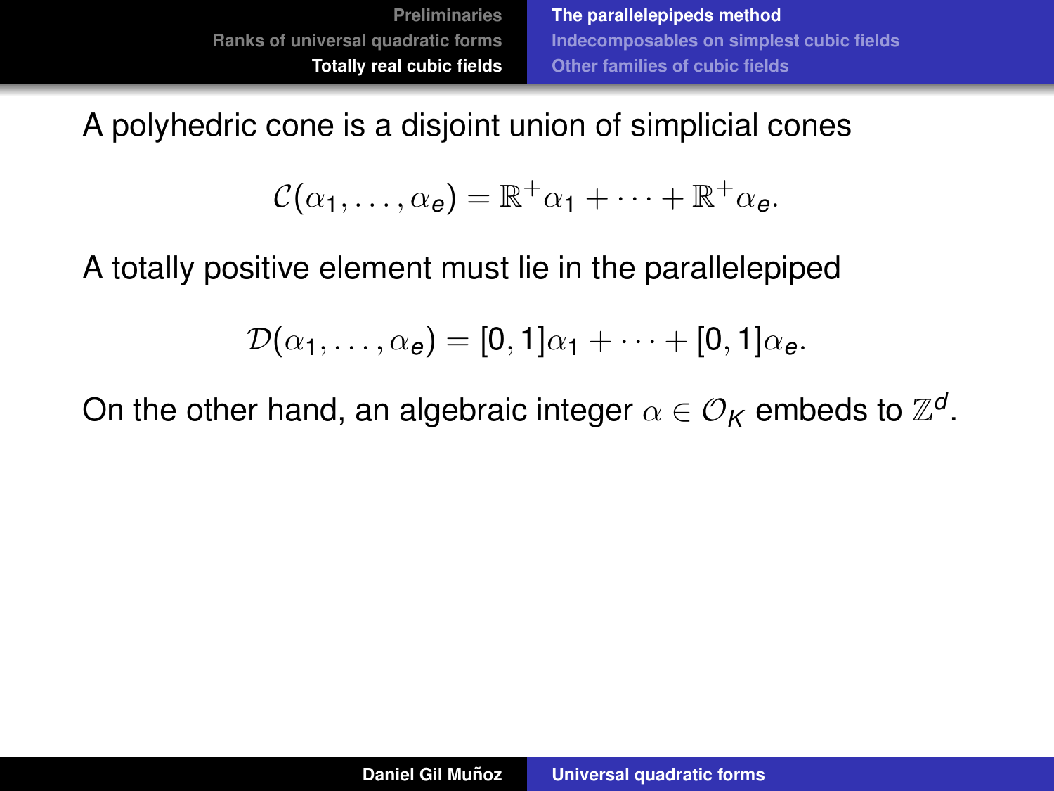A polyhedric cone is a disjoint union of simplicial cones

$$\mathcal{C}(\alpha_1, \dots, \alpha_e) = \mathbb{R}^+\alpha_1 + \cdots + \mathbb{R}^+\alpha_e.$$

A totally positive element must lie in the parallelepiped

$$\mathcal{D}(\alpha_1, \dots, \alpha_e) = [0, 1]\alpha_1 + \cdots + [0, 1]\alpha_e.$$

On the other hand, an algebraic integer $\alpha \in \mathcal{O}_K$ embeds to $\mathbb{Z}^d$.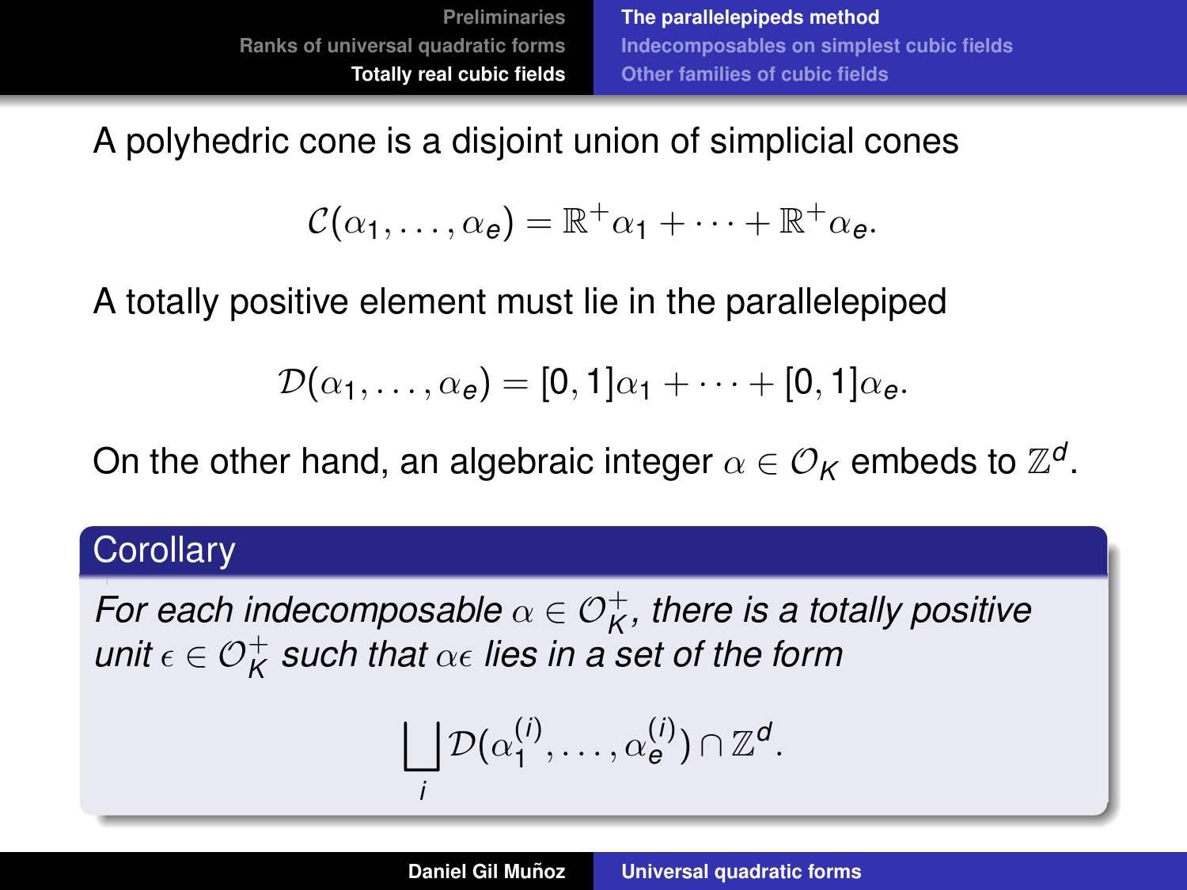A polyhedric cone is a disjoint union of simplicial cones

$$\mathcal{C}(\alpha_1, \ldots, \alpha_e) = \mathbb{R}^+\alpha_1 + \cdots + \mathbb{R}^+\alpha_e.$$

A totally positive element must lie in the parallelepiped

$$\mathcal{D}(\alpha_1, \ldots, \alpha_e) = [0, 1]\alpha_1 + \cdots + [0, 1]\alpha_e.$$

On the other hand, an algebraic integer $\alpha \in \mathcal{O}_K$ embeds to $\mathbb{Z}^d$.

**Corollary**

*For each indecomposable $\alpha \in \mathcal{O}_K^+$, there is a totally positive unit $\epsilon \in \mathcal{O}_K^+$ such that $\alpha\epsilon$ lies in a set of the form*

$$\bigsqcup_i \mathcal{D}(\alpha_1^{(i)}, \ldots, \alpha_e^{(i)}) \cap \mathbb{Z}^d.$$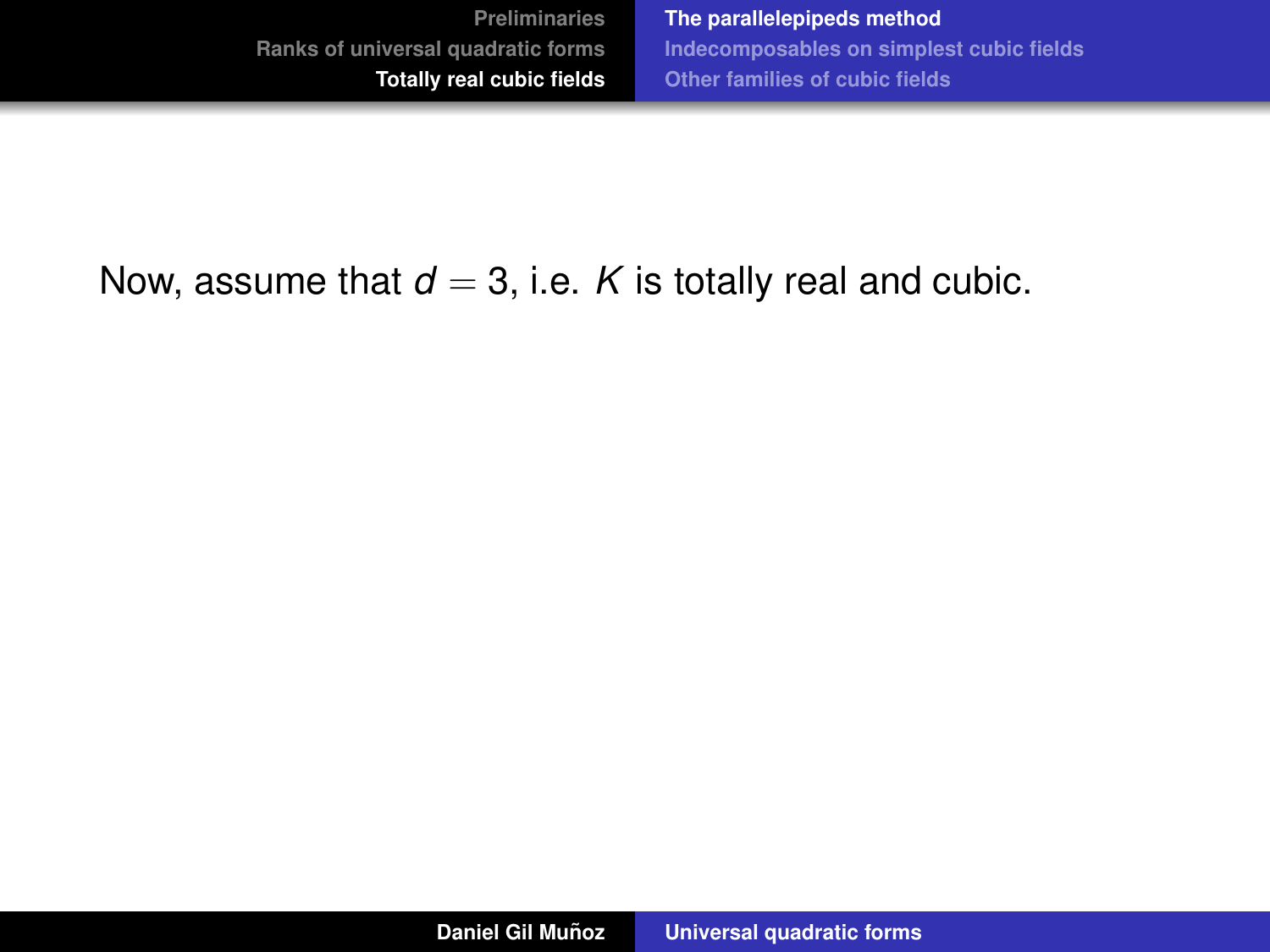Now, assume that $d = 3$, i.e. $K$ is totally real and cubic.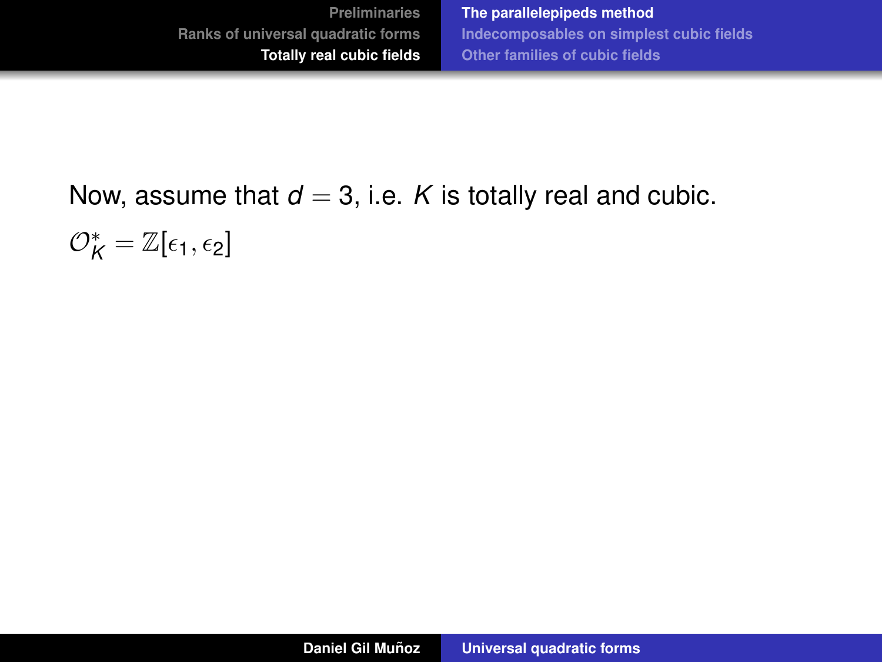Now, assume that $d = 3$, i.e. $K$ is totally real and cubic.

$\mathcal{O}_K^* = \mathbb{Z}[\epsilon_1, \epsilon_2]$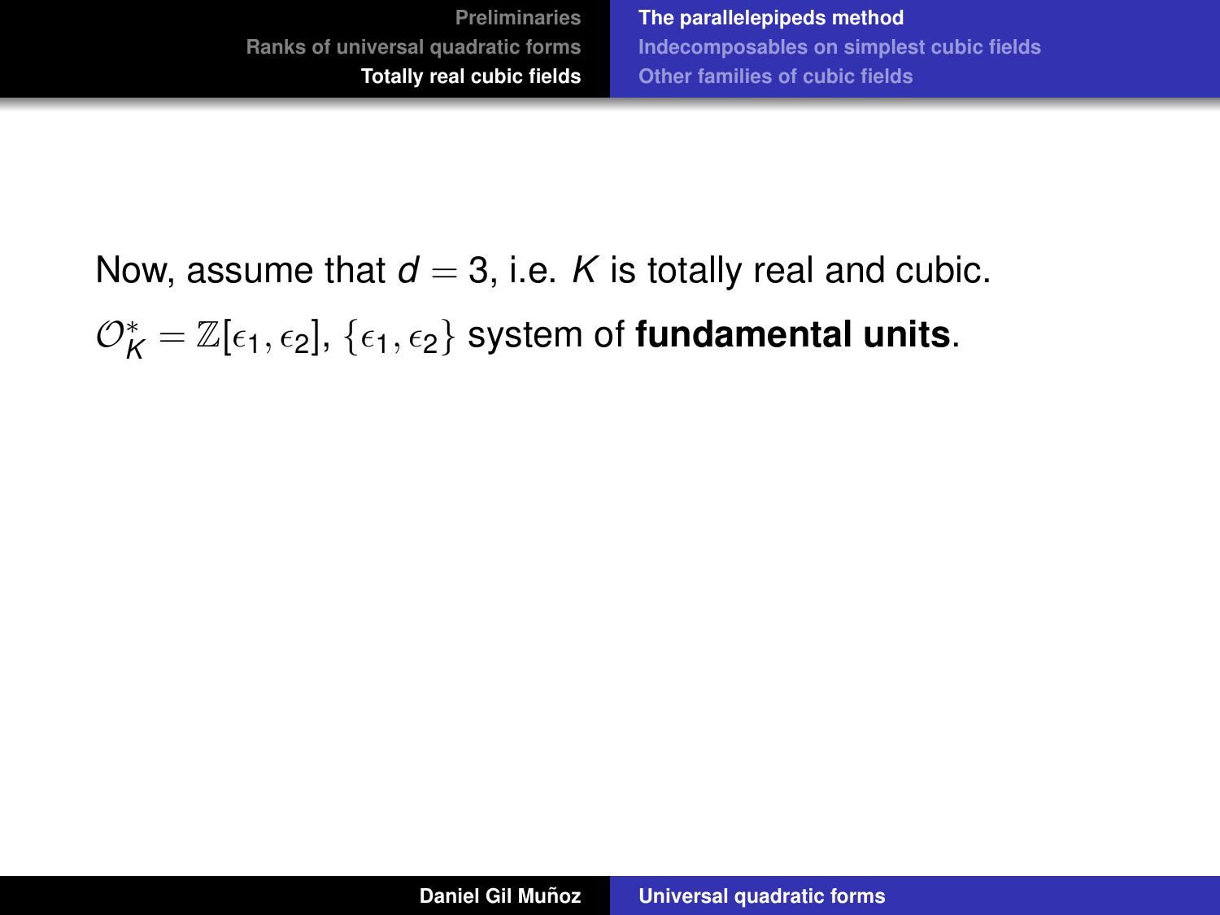Now, assume that $d = 3$, i.e. $K$ is totally real and cubic.

$\mathcal{O}_K^* = \mathbb{Z}[\epsilon_1, \epsilon_2]$, $\{\epsilon_1, \epsilon_2\}$ system of **fundamental units**.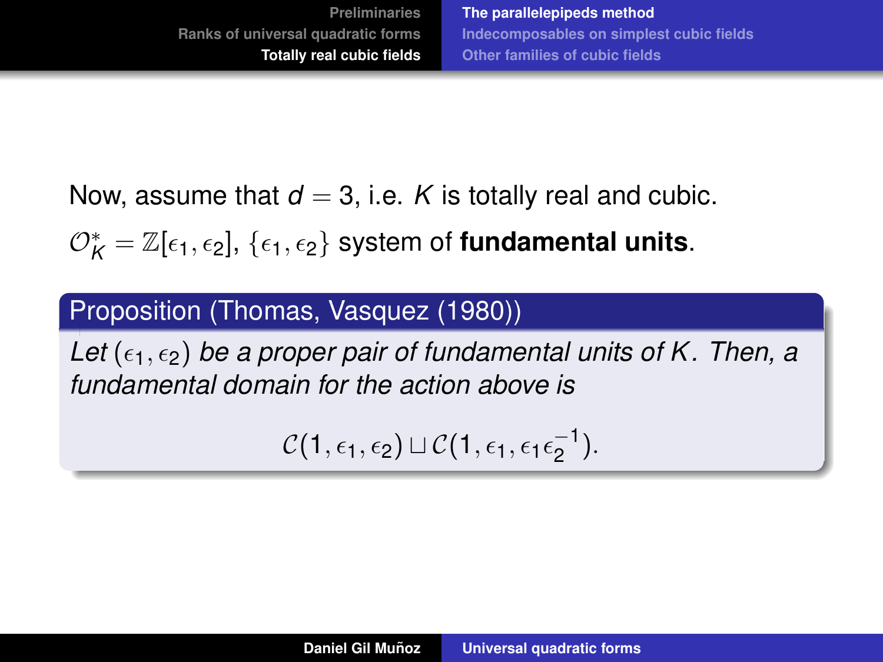Now, assume that $d = 3$, i.e. $K$ is totally real and cubic.

$\mathcal{O}_K^* = \mathbb{Z}[\epsilon_1, \epsilon_2]$, $\{\epsilon_1, \epsilon_2\}$ system of **fundamental units**.

**Proposition (Thomas, Vasquez (1980))**

*Let $(\epsilon_1, \epsilon_2)$ be a proper pair of fundamental units of $K$. Then, a fundamental domain for the action above is*

$$\mathcal{C}(1, \epsilon_1, \epsilon_2) \sqcup \mathcal{C}(1, \epsilon_1, \epsilon_1 \epsilon_2^{-1}).$$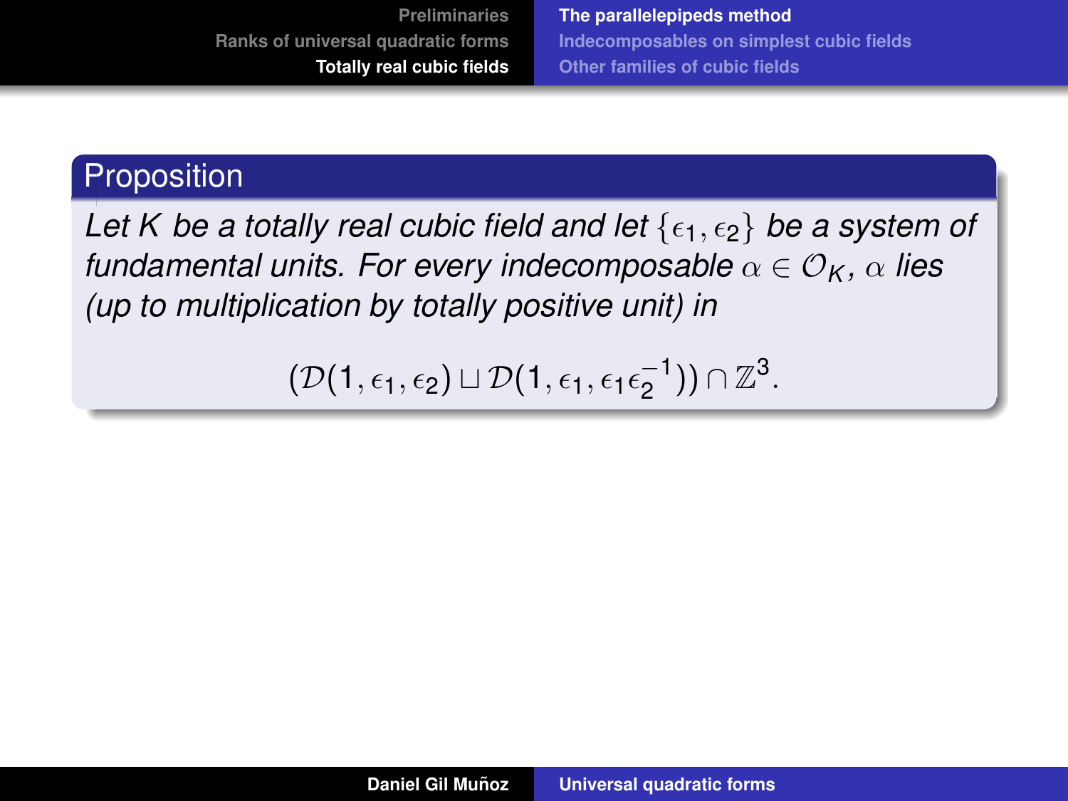**Proposition**

*Let $K$ be a totally real cubic field and let $\{\epsilon_1, \epsilon_2\}$ be a system of fundamental units. For every indecomposable $\alpha \in \mathcal{O}_K$, $\alpha$ lies (up to multiplication by totally positive unit) in*

$$(\mathcal{D}(1, \epsilon_1, \epsilon_2) \sqcup \mathcal{D}(1, \epsilon_1, \epsilon_1\epsilon_2^{-1})) \cap \mathbb{Z}^3.$$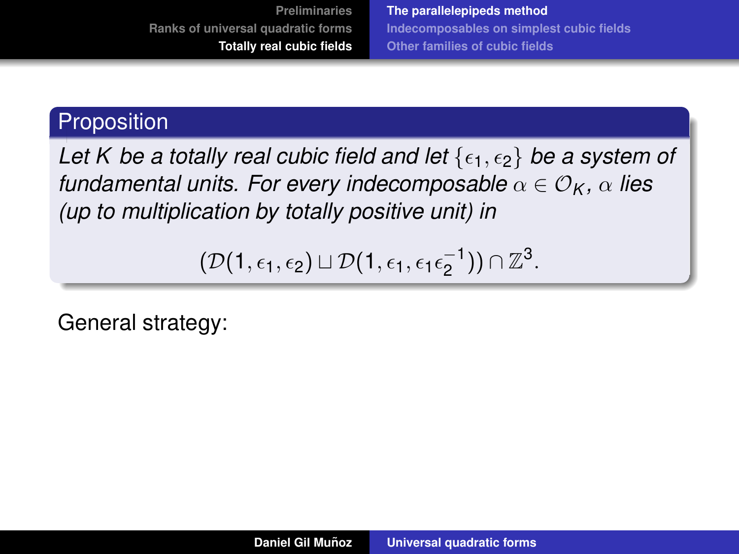**Proposition**

*Let $K$ be a totally real cubic field and let $\{\epsilon_1, \epsilon_2\}$ be a system of fundamental units. For every indecomposable $\alpha \in \mathcal{O}_K$, $\alpha$ lies (up to multiplication by totally positive unit) in*

$$(\mathcal{D}(1, \epsilon_1, \epsilon_2) \sqcup \mathcal{D}(1, \epsilon_1, \epsilon_1\epsilon_2^{-1})) \cap \mathbb{Z}^3.$$

General strategy: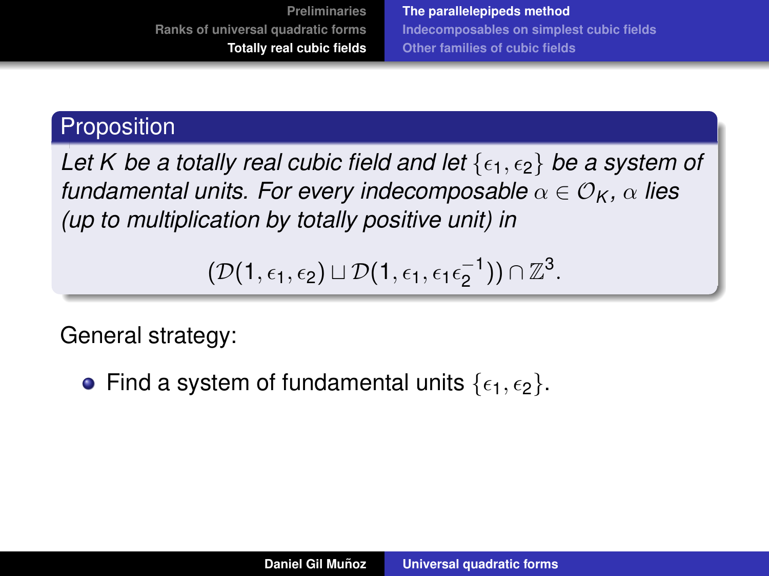**Proposition**

*Let $K$ be a totally real cubic field and let $\{\epsilon_1, \epsilon_2\}$ be a system of fundamental units. For every indecomposable $\alpha \in \mathcal{O}_K$, $\alpha$ lies (up to multiplication by totally positive unit) in*

$$(\mathcal{D}(1, \epsilon_1, \epsilon_2) \sqcup \mathcal{D}(1, \epsilon_1, \epsilon_1\epsilon_2^{-1})) \cap \mathbb{Z}^3.$$

General strategy:

- Find a system of fundamental units $\{\epsilon_1, \epsilon_2\}$.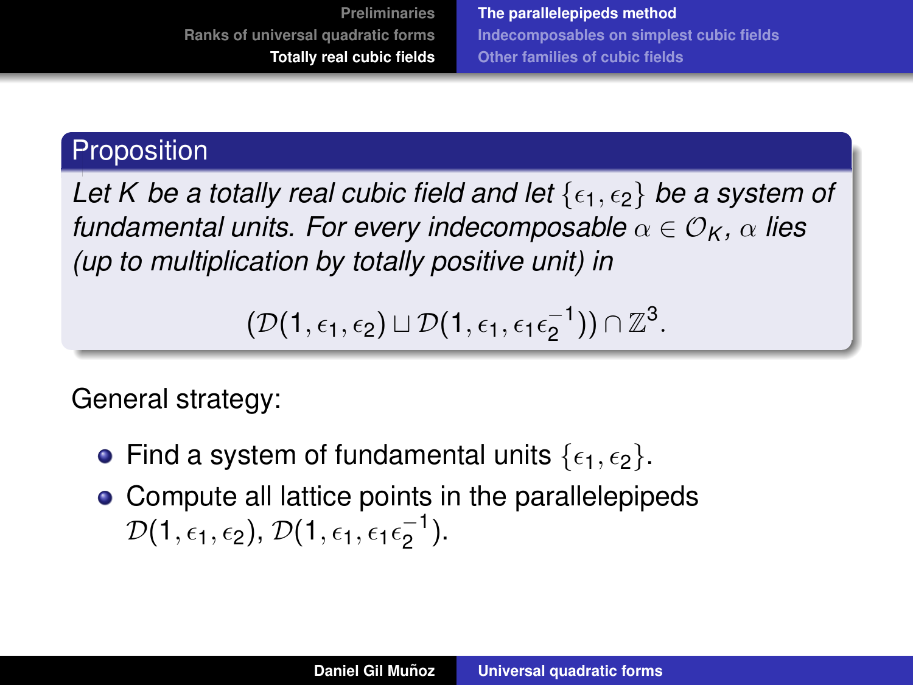**Proposition**

*Let $K$ be a totally real cubic field and let $\{\epsilon_1, \epsilon_2\}$ be a system of fundamental units. For every indecomposable $\alpha \in \mathcal{O}_K$, $\alpha$ lies (up to multiplication by totally positive unit) in*

$$(\mathcal{D}(1, \epsilon_1, \epsilon_2) \sqcup \mathcal{D}(1, \epsilon_1, \epsilon_1\epsilon_2^{-1})) \cap \mathbb{Z}^3.$$

General strategy:

- Find a system of fundamental units $\{\epsilon_1, \epsilon_2\}$.
- Compute all lattice points in the parallelepipeds $\mathcal{D}(1, \epsilon_1, \epsilon_2)$, $\mathcal{D}(1, \epsilon_1, \epsilon_1\epsilon_2^{-1})$.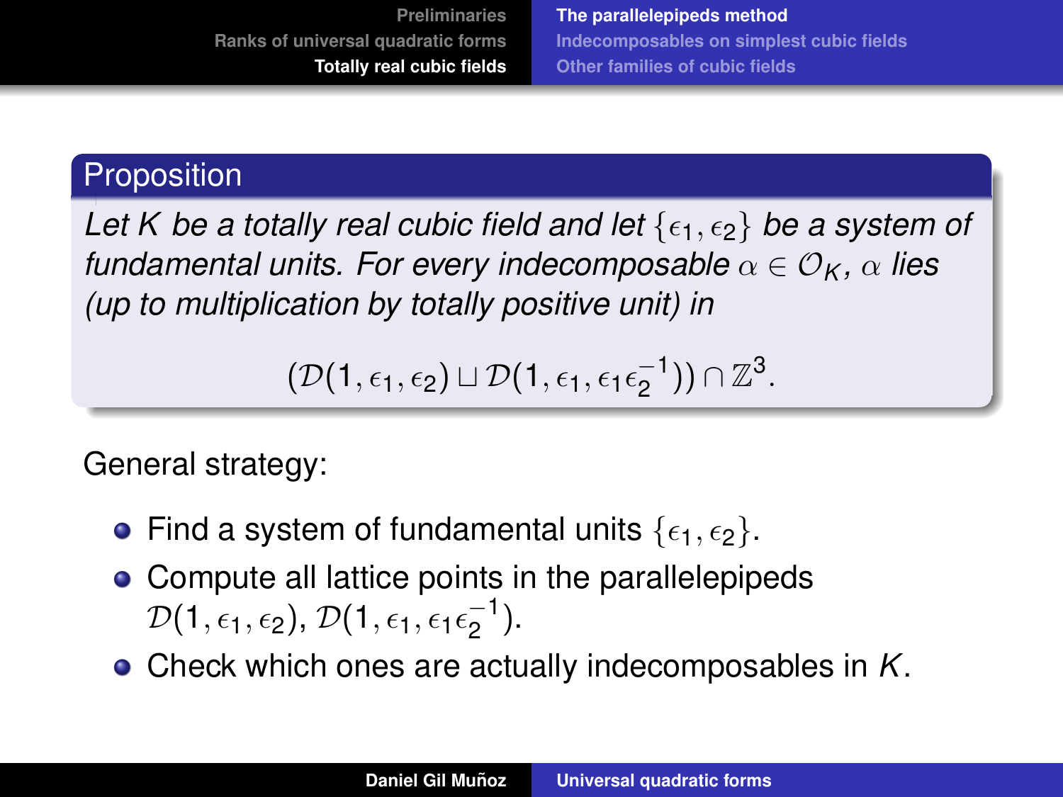**Proposition**

*Let $K$ be a totally real cubic field and let $\{\epsilon_1, \epsilon_2\}$ be a system of fundamental units. For every indecomposable $\alpha \in \mathcal{O}_K$, $\alpha$ lies (up to multiplication by totally positive unit) in*

$$(\mathcal{D}(1, \epsilon_1, \epsilon_2) \sqcup \mathcal{D}(1, \epsilon_1, \epsilon_1\epsilon_2^{-1})) \cap \mathbb{Z}^3.$$

General strategy:

- Find a system of fundamental units $\{\epsilon_1, \epsilon_2\}$.
- Compute all lattice points in the parallelepipeds $\mathcal{D}(1, \epsilon_1, \epsilon_2)$, $\mathcal{D}(1, \epsilon_1, \epsilon_1\epsilon_2^{-1})$.
- Check which ones are actually indecomposables in $K$.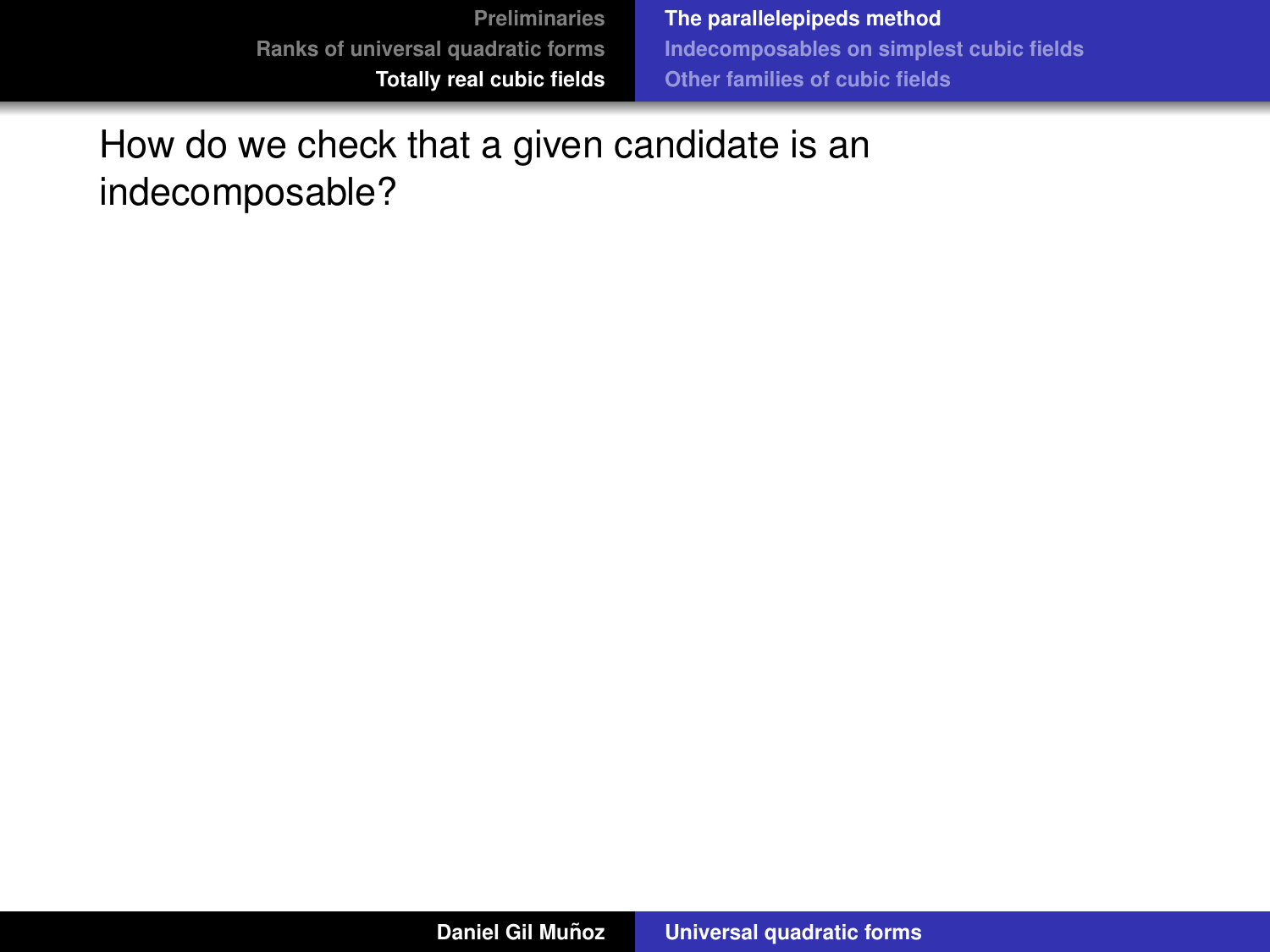How do we check that a given candidate is an indecomposable?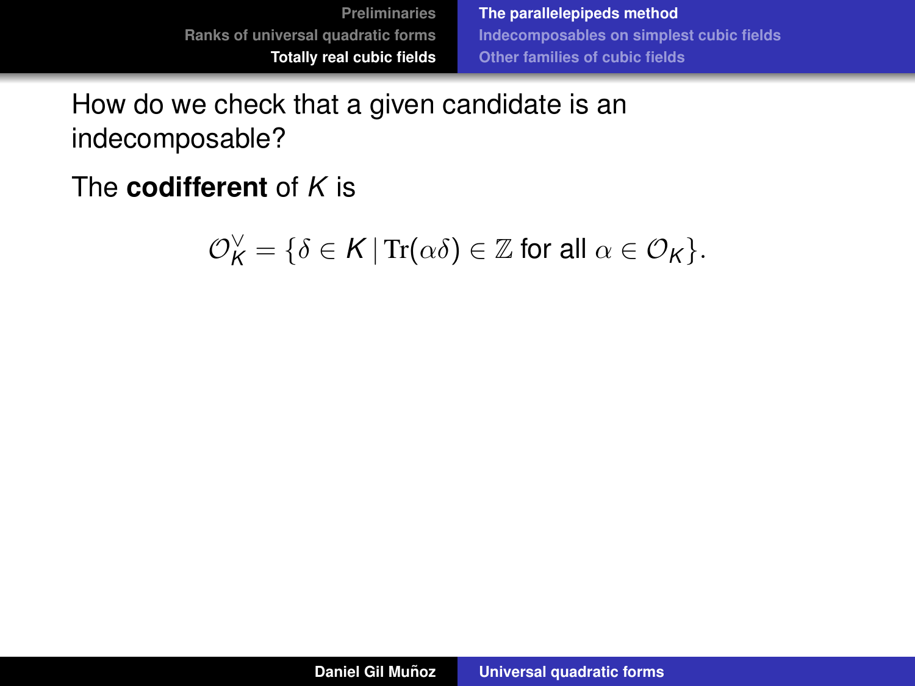How do we check that a given candidate is an indecomposable?

The **codifferent** of $K$ is

$$\mathcal{O}_K^\vee = \{\delta \in K \mid \mathrm{Tr}(\alpha\delta) \in \mathbb{Z} \text{ for all } \alpha \in \mathcal{O}_K\}.$$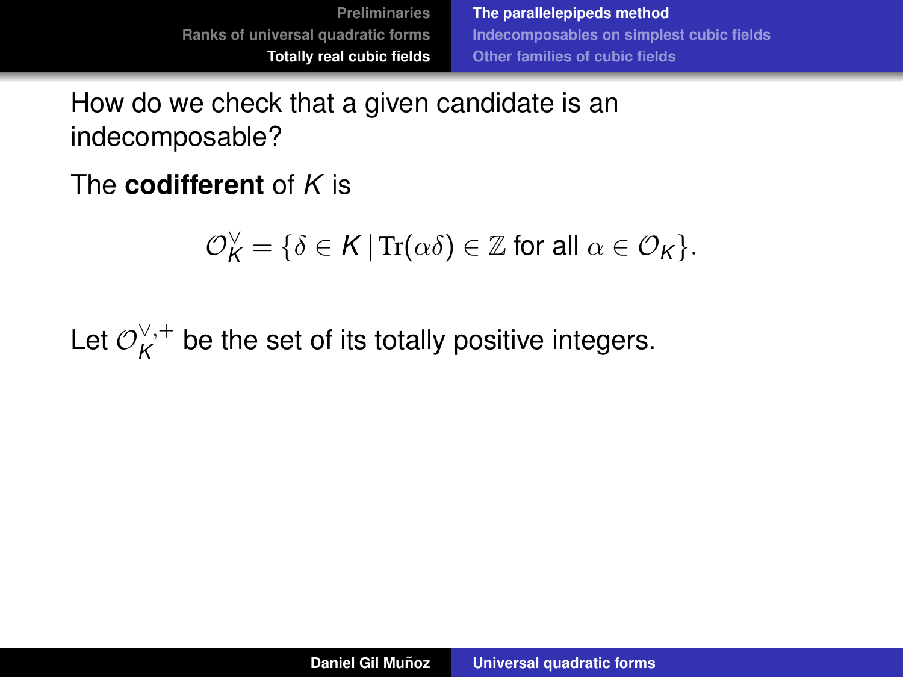How do we check that a given candidate is an indecomposable?

The **codifferent** of $K$ is

$$\mathcal{O}_K^\vee = \{\delta \in K \mid \mathrm{Tr}(\alpha\delta) \in \mathbb{Z} \text{ for all } \alpha \in \mathcal{O}_K\}.$$

Let $\mathcal{O}_K^{\vee,+}$ be the set of its totally positive integers.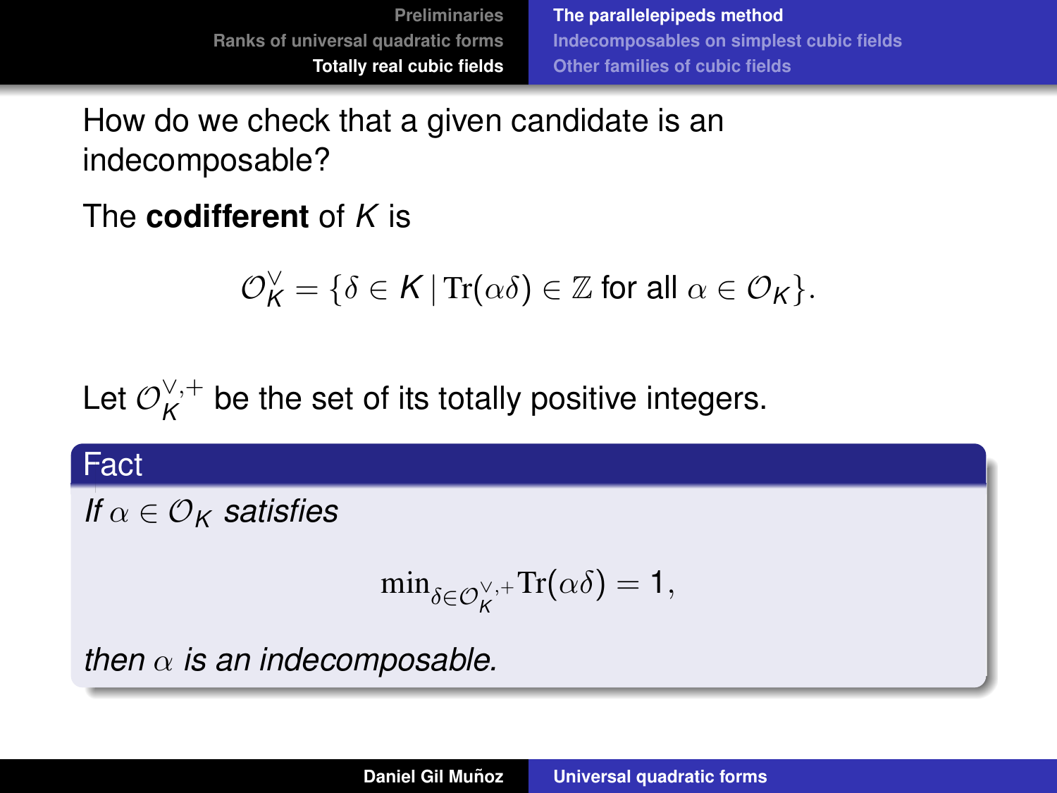How do we check that a given candidate is an indecomposable?

The **codifferent** of $K$ is

$$\mathcal{O}_K^\vee = \{\delta \in K \,|\, \mathrm{Tr}(\alpha\delta) \in \mathbb{Z} \text{ for all } \alpha \in \mathcal{O}_K\}.$$

Let $\mathcal{O}_K^{\vee,+}$ be the set of its totally positive integers.

**Fact**

*If $\alpha \in \mathcal{O}_K$ satisfies*

$$\min_{\delta \in \mathcal{O}_K^{\vee,+}} \mathrm{Tr}(\alpha\delta) = 1,$$

*then $\alpha$ is an indecomposable.*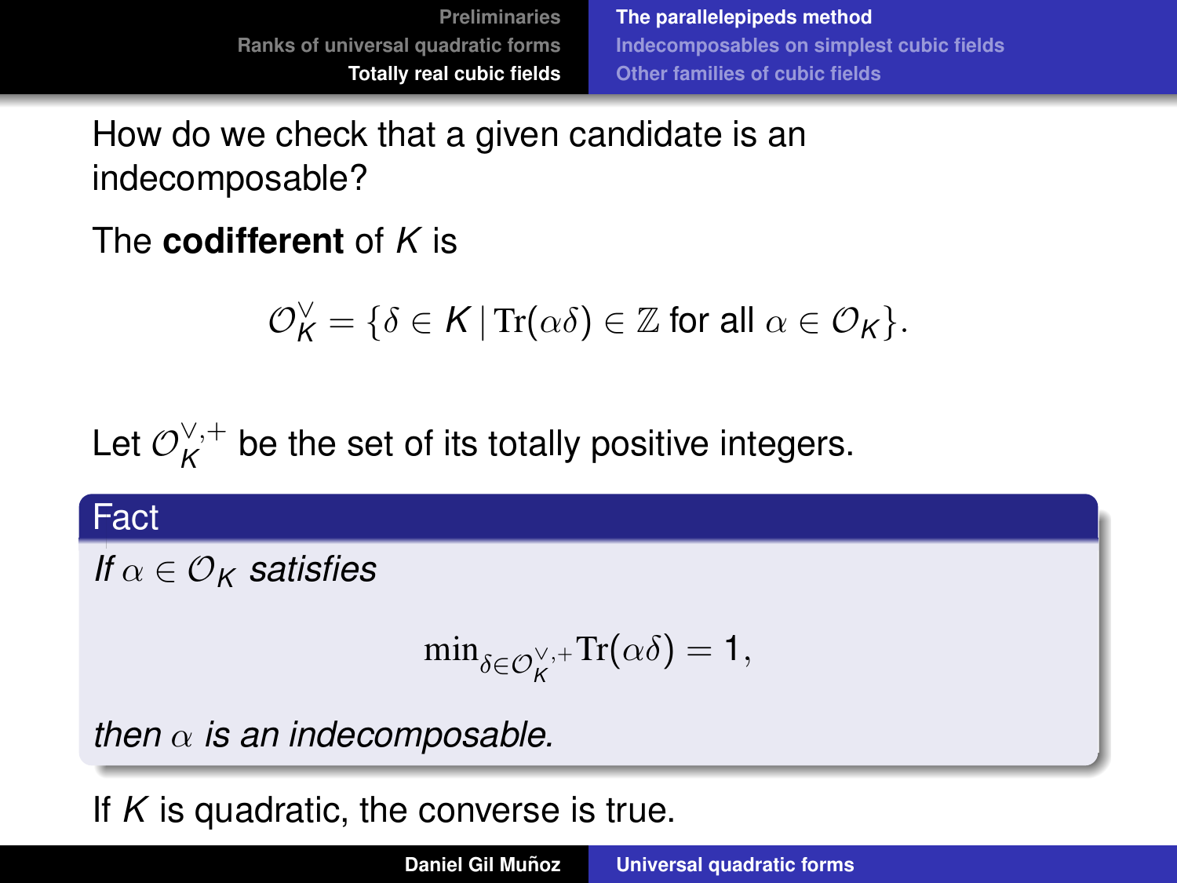How do we check that a given candidate is an indecomposable?

The **codifferent** of $K$ is

$$\mathcal{O}_K^\vee = \{\delta \in K \mid \mathrm{Tr}(\alpha\delta) \in \mathbb{Z} \text{ for all } \alpha \in \mathcal{O}_K\}.$$

Let $\mathcal{O}_K^{\vee,+}$ be the set of its totally positive integers.

**Fact**

*If $\alpha \in \mathcal{O}_K$ satisfies*

$$\min_{\delta \in \mathcal{O}_K^{\vee,+}} \mathrm{Tr}(\alpha\delta) = 1,$$

*then $\alpha$ is an indecomposable.*

If $K$ is quadratic, the converse is true.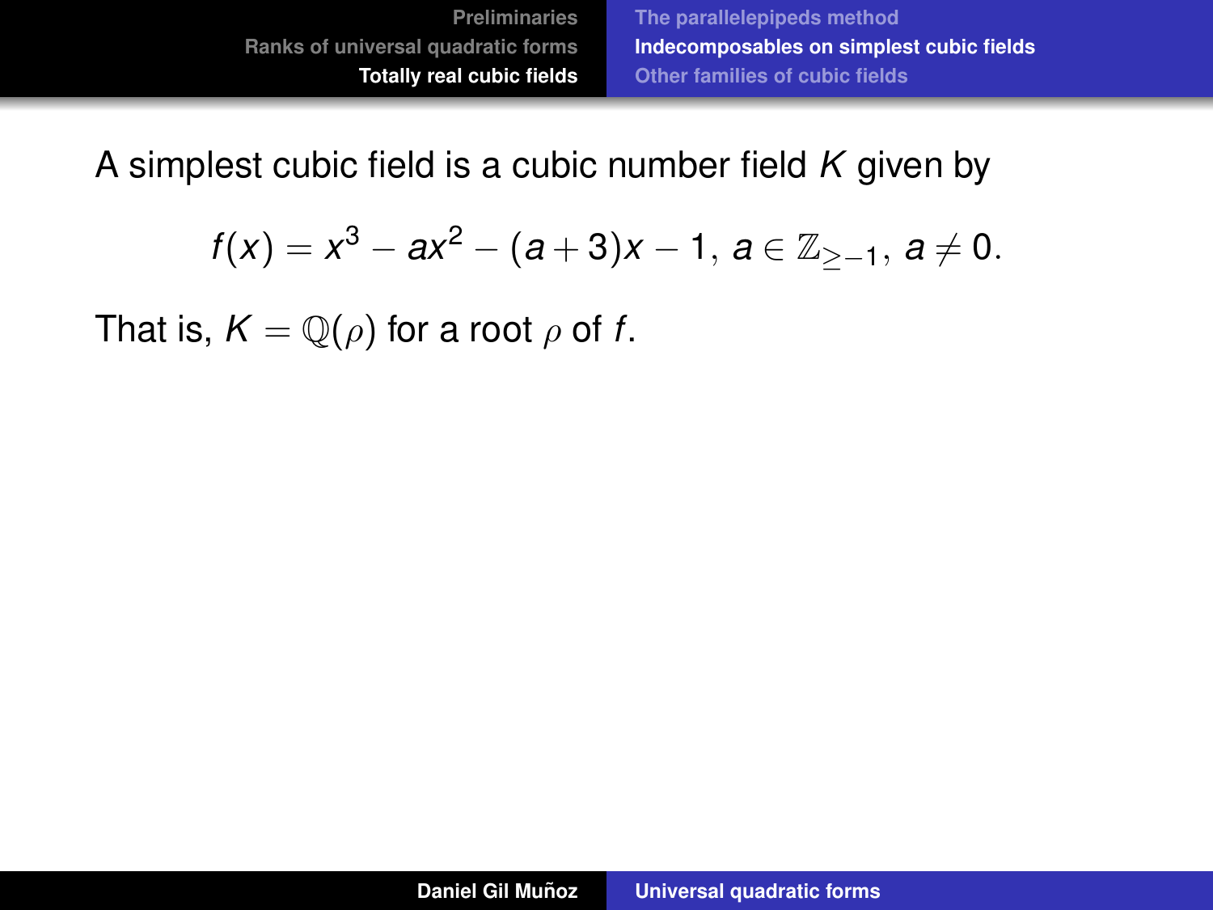A simplest cubic field is a cubic number field $K$ given by

$$f(x) = x^3 - ax^2 - (a+3)x - 1,\ a \in \mathbb{Z}_{\geq -1},\ a \neq 0.$$

That is, $K = \mathbb{Q}(\rho)$ for a root $\rho$ of $f$.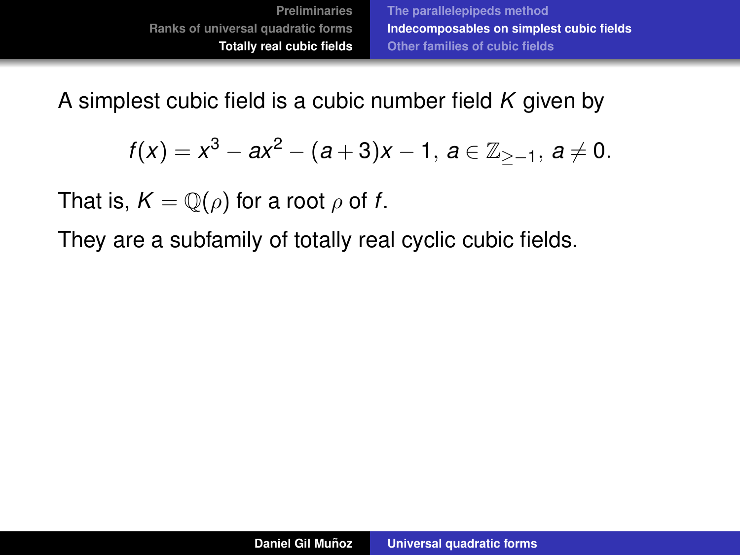A simplest cubic field is a cubic number field $K$ given by

$$f(x) = x^3 - ax^2 - (a+3)x - 1, \; a \in \mathbb{Z}_{\geq -1}, \; a \neq 0.$$

That is, $K = \mathbb{Q}(\rho)$ for a root $\rho$ of $f$.

They are a subfamily of totally real cyclic cubic fields.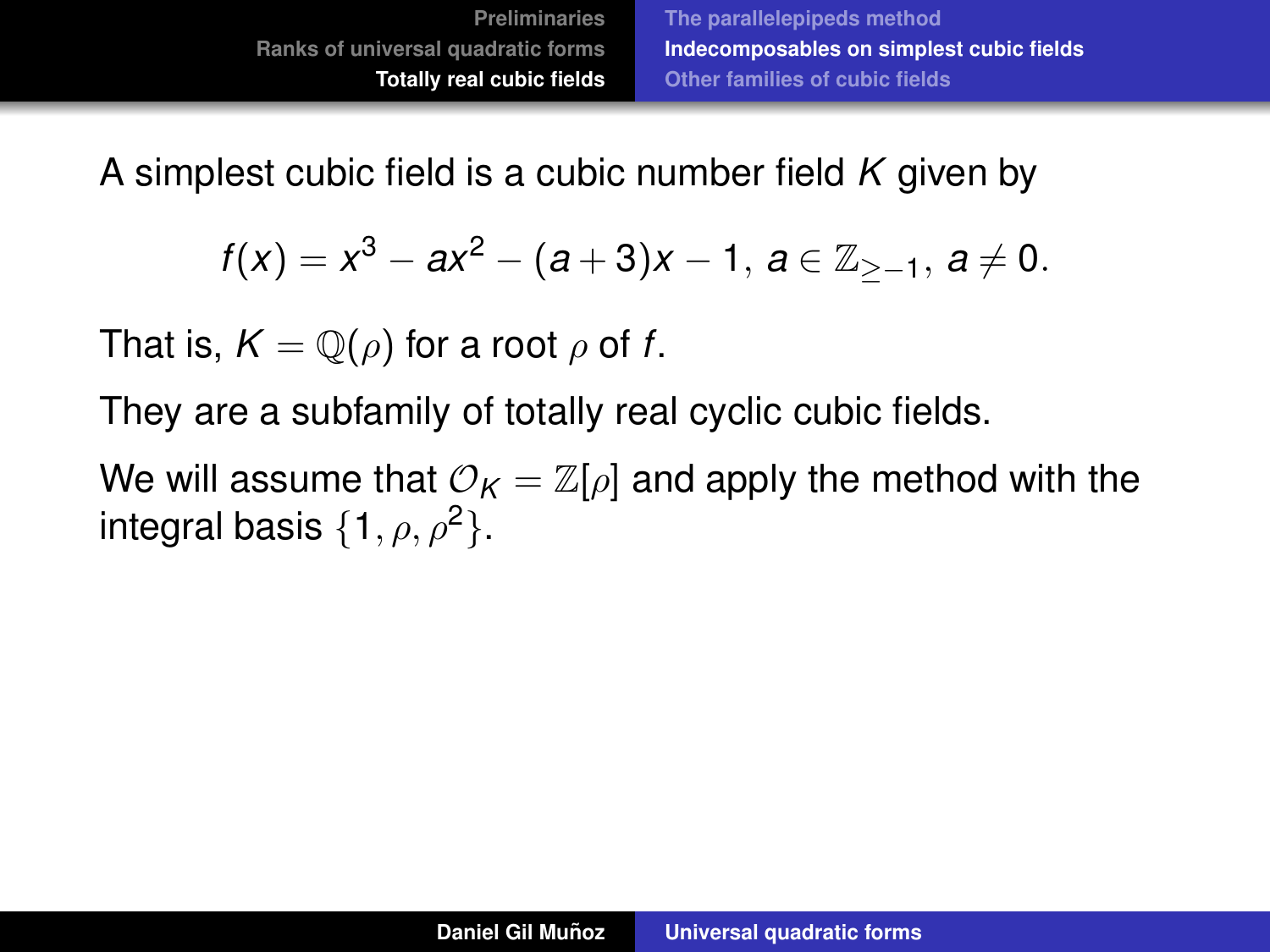A simplest cubic field is a cubic number field $K$ given by

$$f(x) = x^3 - ax^2 - (a+3)x - 1, \ a \in \mathbb{Z}_{\geq -1}, \ a \neq 0.$$

That is, $K = \mathbb{Q}(\rho)$ for a root $\rho$ of $f$.

They are a subfamily of totally real cyclic cubic fields.

We will assume that $\mathcal{O}_K = \mathbb{Z}[\rho]$ and apply the method with the integral basis $\{1, \rho, \rho^2\}$.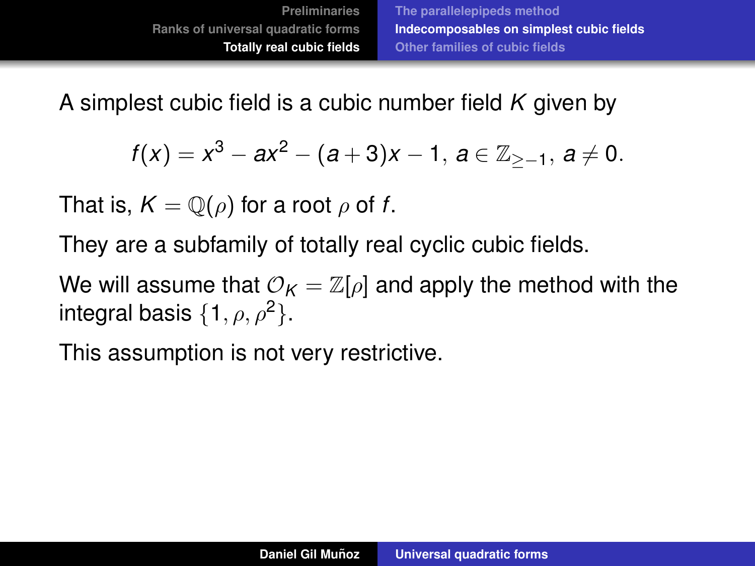A simplest cubic field is a cubic number field $K$ given by

$$f(x) = x^3 - ax^2 - (a+3)x - 1,\ a \in \mathbb{Z}_{\geq -1},\ a \neq 0.$$

That is, $K = \mathbb{Q}(\rho)$ for a root $\rho$ of $f$.

They are a subfamily of totally real cyclic cubic fields.

We will assume that $\mathcal{O}_K = \mathbb{Z}[\rho]$ and apply the method with the integral basis $\{1, \rho, \rho^2\}$.

This assumption is not very restrictive.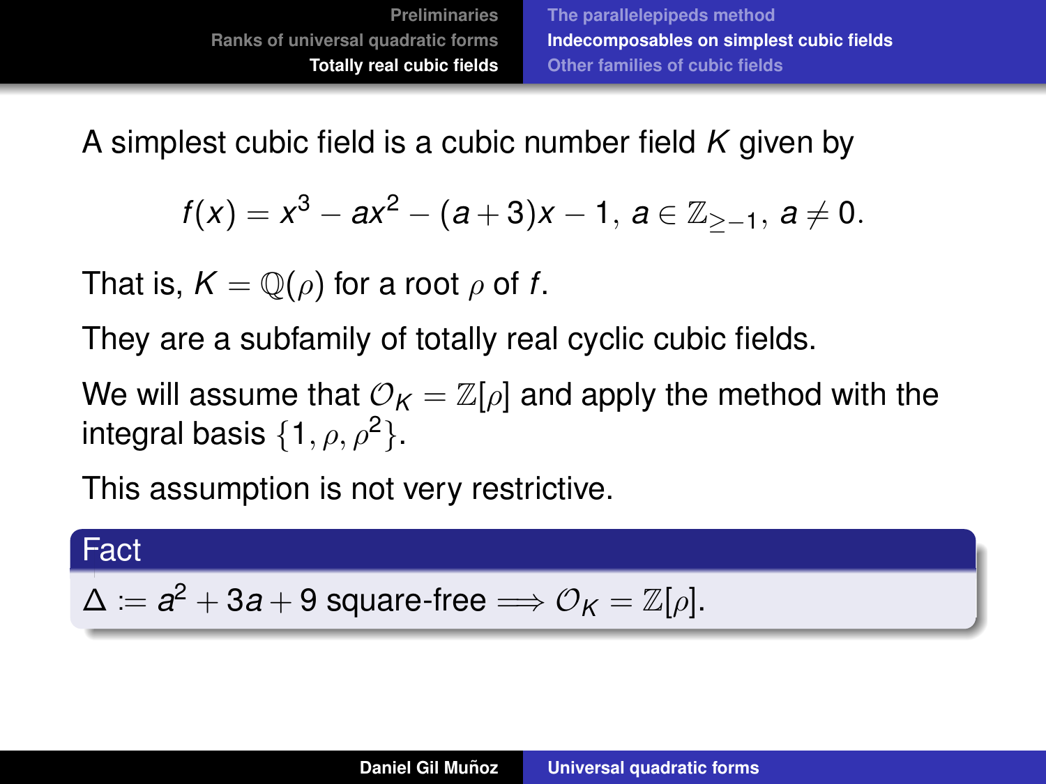A simplest cubic field is a cubic number field $K$ given by

$$f(x) = x^3 - ax^2 - (a+3)x - 1, \ a \in \mathbb{Z}_{\geq -1}, \ a \neq 0.$$

That is, $K = \mathbb{Q}(\rho)$ for a root $\rho$ of $f$.

They are a subfamily of totally real cyclic cubic fields.

We will assume that $\mathcal{O}_K = \mathbb{Z}[\rho]$ and apply the method with the integral basis $\{1, \rho, \rho^2\}$.

This assumption is not very restrictive.

**Fact**

$\Delta := a^2 + 3a + 9$ square-free $\Longrightarrow \mathcal{O}_K = \mathbb{Z}[\rho]$.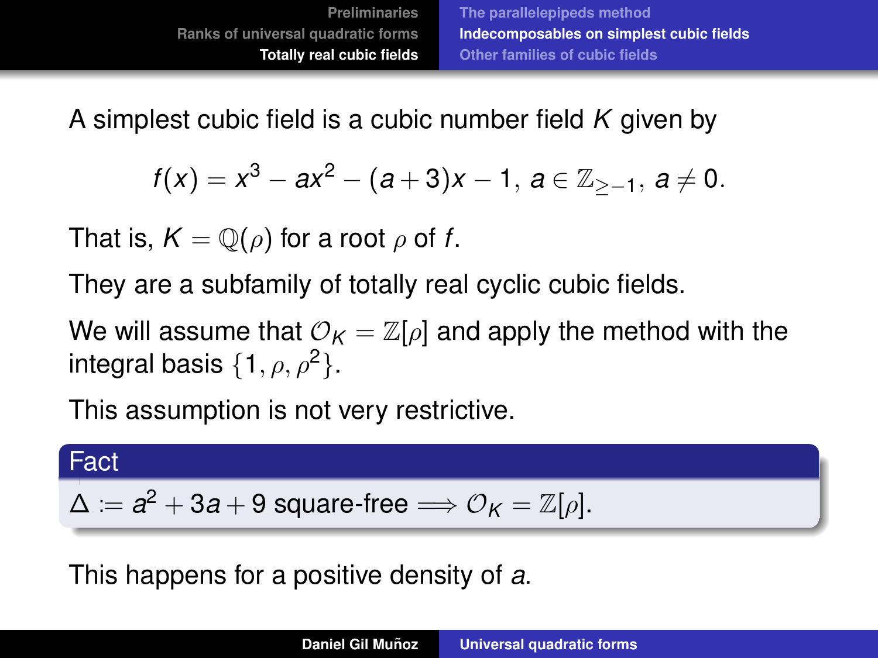A simplest cubic field is a cubic number field $K$ given by

$$f(x) = x^3 - ax^2 - (a+3)x - 1, \; a \in \mathbb{Z}_{\geq -1}, \; a \neq 0.$$

That is, $K = \mathbb{Q}(\rho)$ for a root $\rho$ of $f$.

They are a subfamily of totally real cyclic cubic fields.

We will assume that $\mathcal{O}_K = \mathbb{Z}[\rho]$ and apply the method with the integral basis $\{1, \rho, \rho^2\}$.

This assumption is not very restrictive.

**Fact**

$\Delta := a^2 + 3a + 9$ square-free $\Longrightarrow \mathcal{O}_K = \mathbb{Z}[\rho]$.

This happens for a positive density of $a$.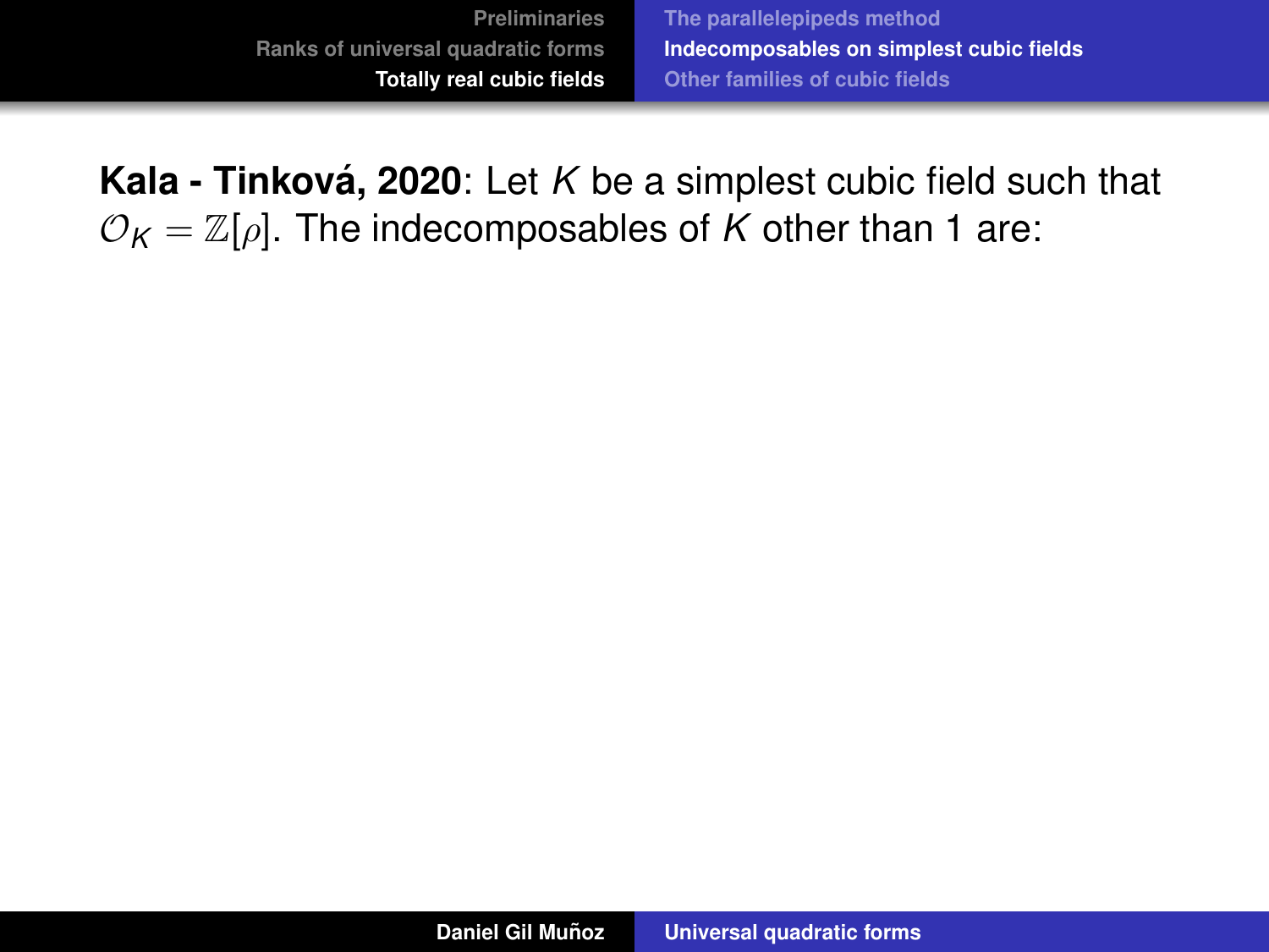**Kala - Tinková, 2020**: Let $K$ be a simplest cubic field such that $\mathcal{O}_K = \mathbb{Z}[\rho]$. The indecomposables of $K$ other than 1 are: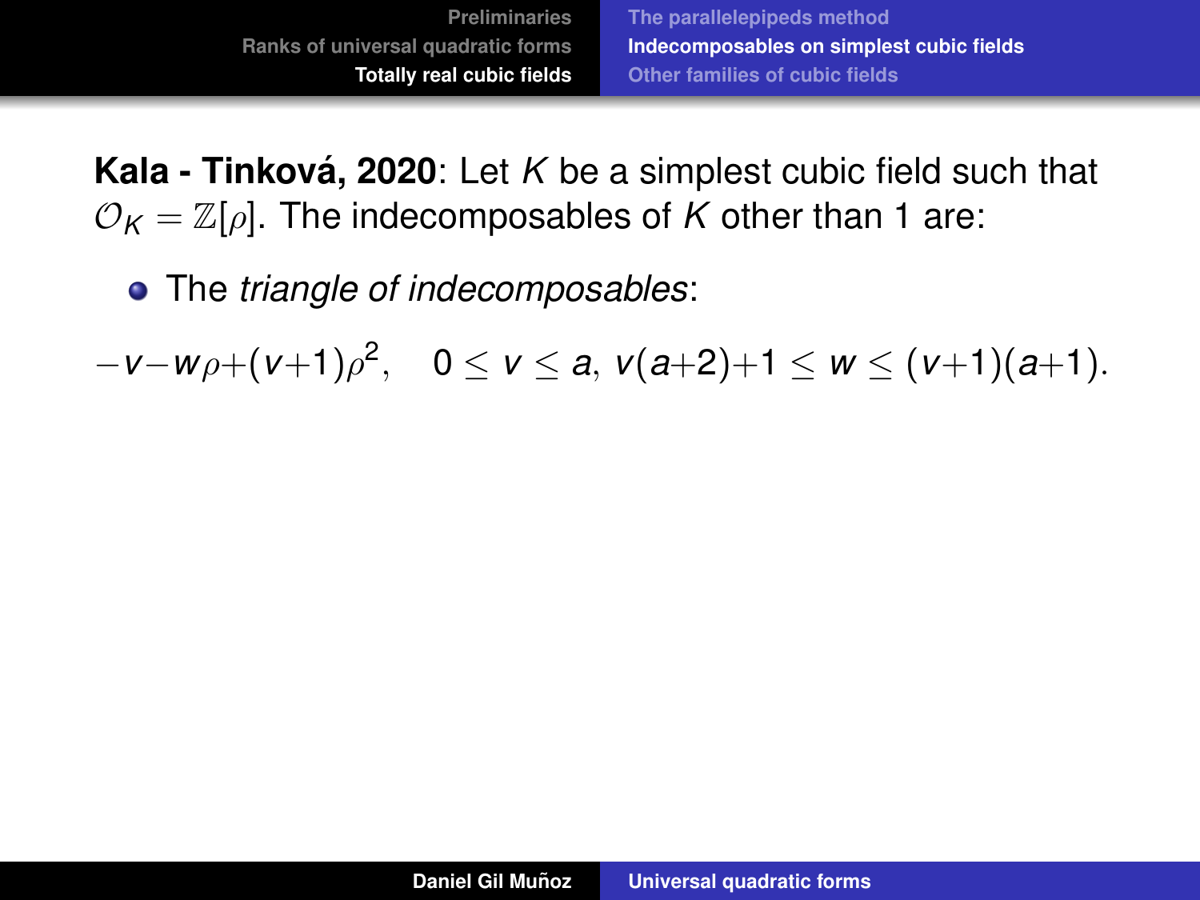**Kala - Tinková, 2020**: Let $K$ be a simplest cubic field such that $\mathcal{O}_K = \mathbb{Z}[\rho]$. The indecomposables of $K$ other than 1 are:

- The *triangle of indecomposables*:

$$-v - w\rho + (v+1)\rho^2, \quad 0 \leq v \leq a,\ v(a+2)+1 \leq w \leq (v+1)(a+1).$$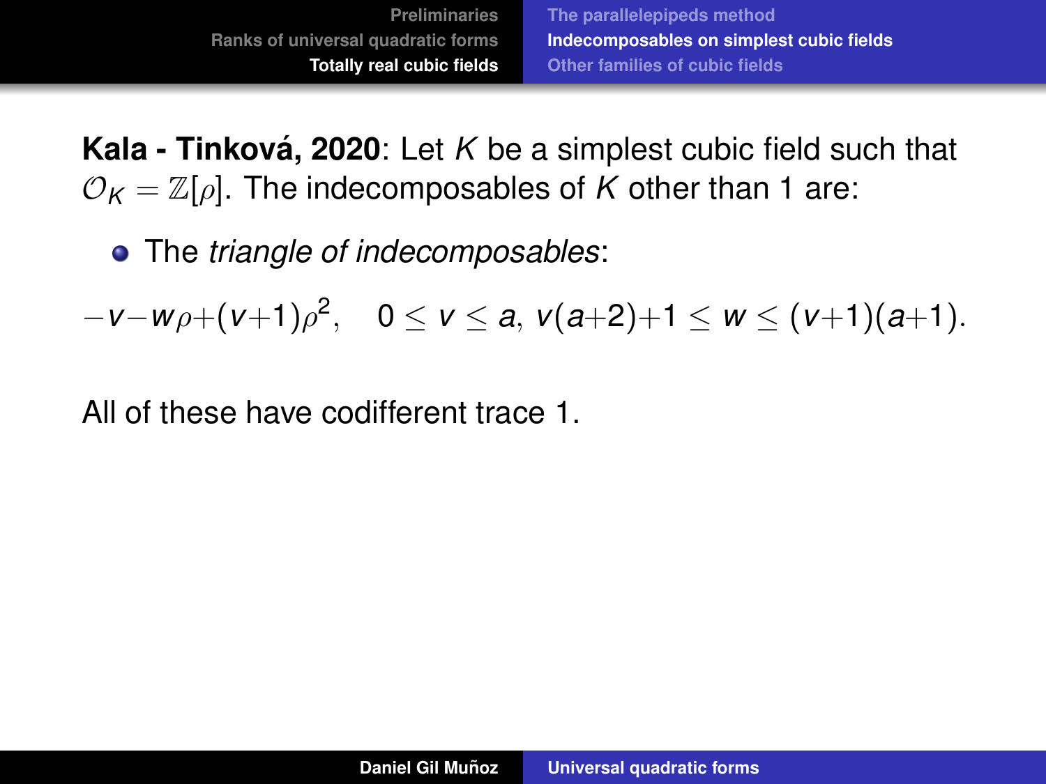**Kala - Tinková, 2020**: Let $K$ be a simplest cubic field such that $\mathcal{O}_K = \mathbb{Z}[\rho]$. The indecomposables of $K$ other than 1 are:

- The *triangle of indecomposables*:

$$-v - w\rho + (v+1)\rho^2, \quad 0 \leq v \leq a, \; v(a+2)+1 \leq w \leq (v+1)(a+1).$$

All of these have codifferent trace 1.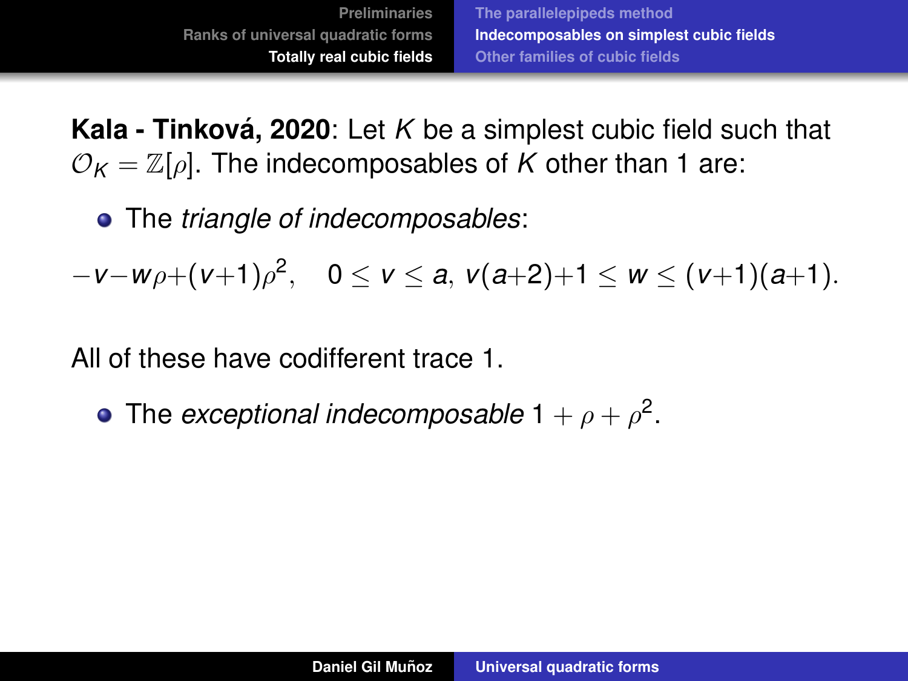**Kala - Tinková, 2020**: Let $K$ be a simplest cubic field such that $\mathcal{O}_K = \mathbb{Z}[\rho]$. The indecomposables of $K$ other than 1 are:

- The *triangle of indecomposables*:

$$-v-w\rho+(v+1)\rho^2, \quad 0 \leq v \leq a,\ v(a+2)+1 \leq w \leq (v+1)(a+1).$$

All of these have codifferent trace 1.

- The *exceptional indecomposable* $1+\rho+\rho^2$.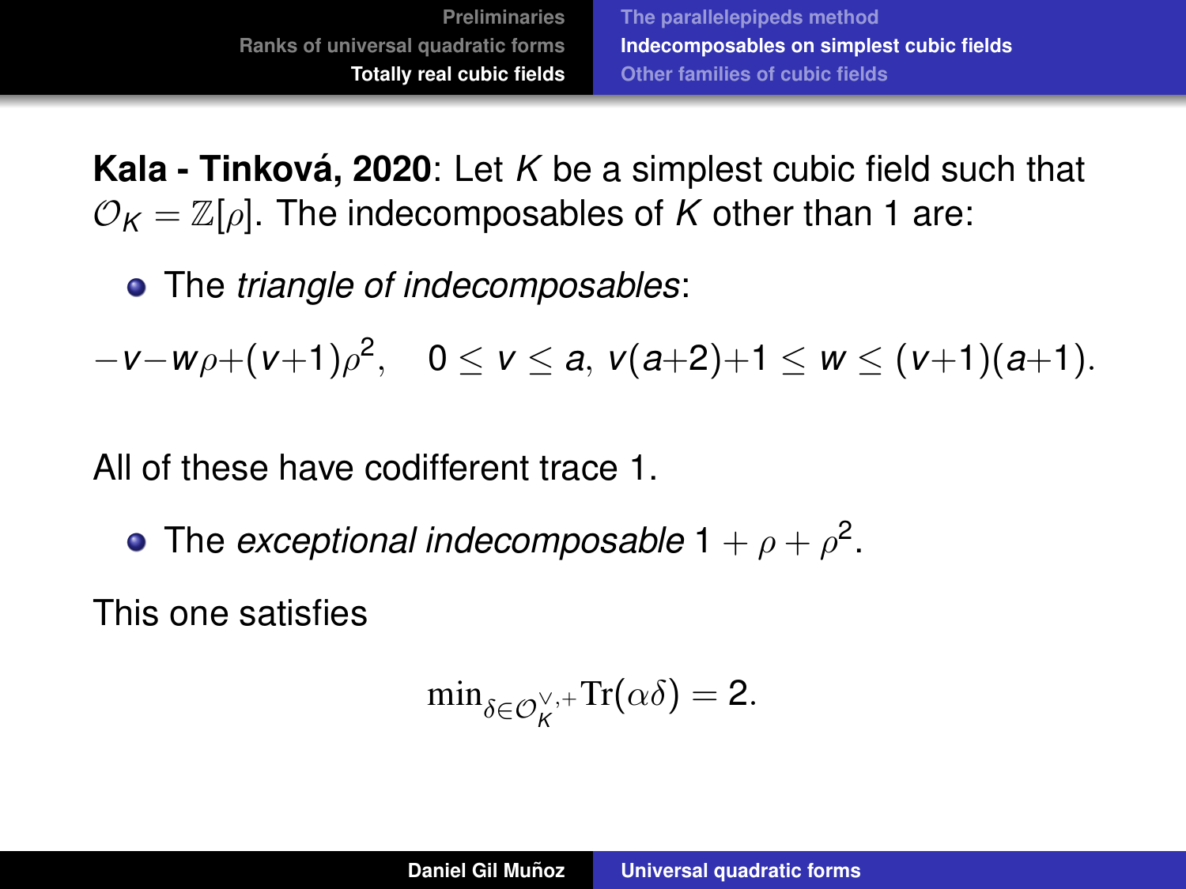**Kala - Tinková, 2020**: Let $K$ be a simplest cubic field such that $\mathcal{O}_K = \mathbb{Z}[\rho]$. The indecomposables of $K$ other than 1 are:

- The *triangle of indecomposables*:

$$-v-w\rho+(v+1)\rho^2, \quad 0 \leq v \leq a, \; v(a+2)+1 \leq w \leq (v+1)(a+1).$$

All of these have codifferent trace 1.

- The *exceptional indecomposable* $1+\rho+\rho^2$.

This one satisfies

$$\min_{\delta \in \mathcal{O}_K^{\vee,+}} \mathrm{Tr}(\alpha\delta) = 2.$$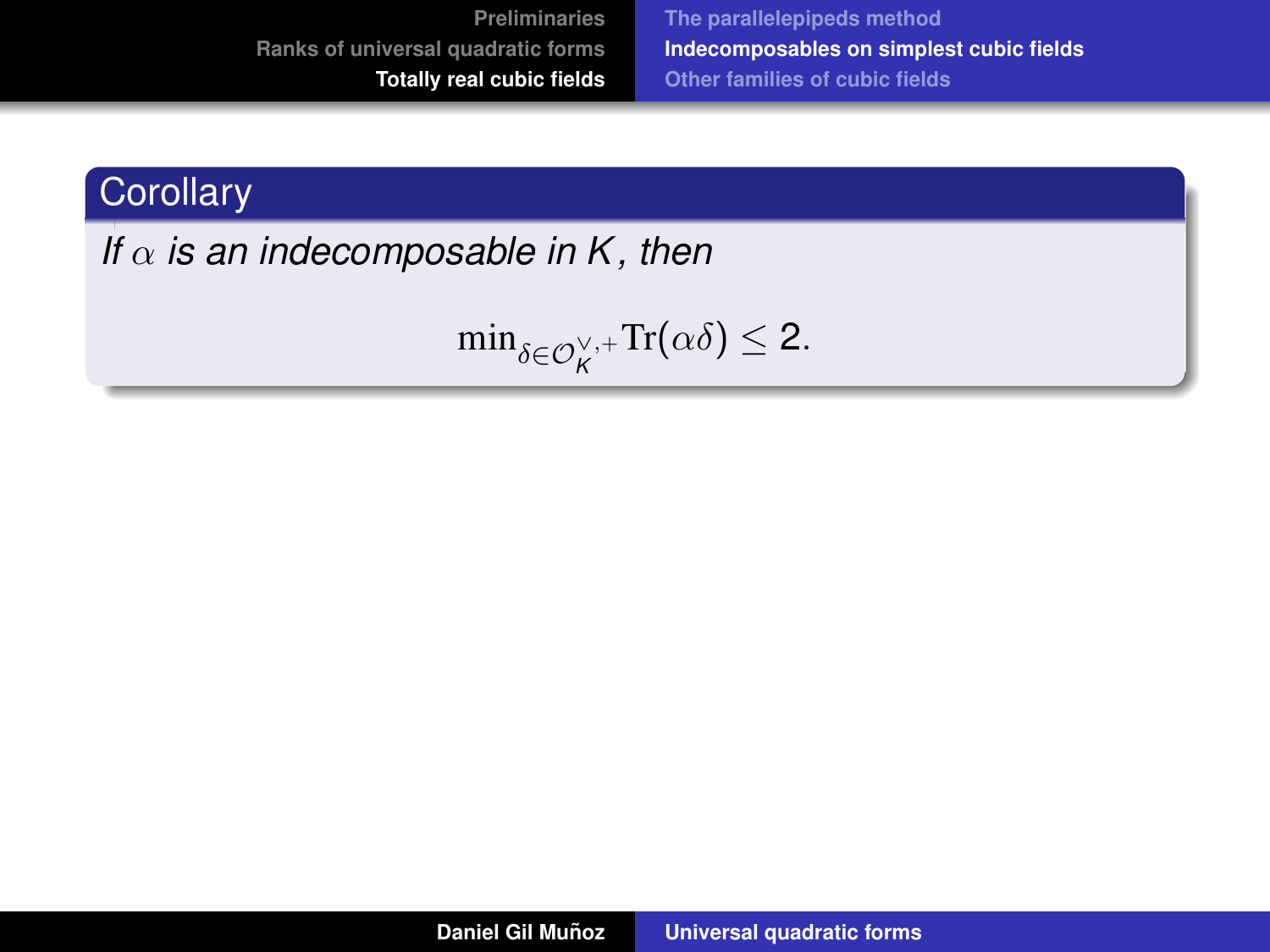**Corollary**

*If $\alpha$ is an indecomposable in $K$, then*

$$\min_{\delta \in \mathcal{O}_K^{\vee,+}} \mathrm{Tr}(\alpha\delta) \leq 2.$$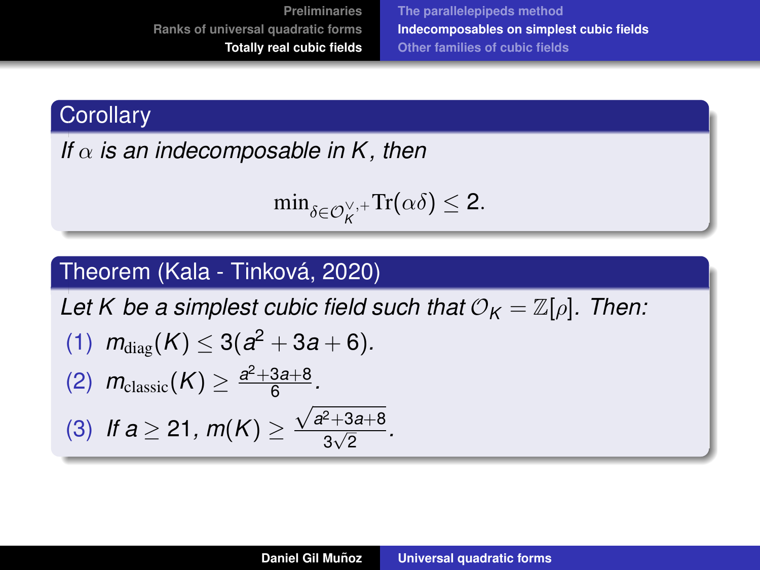**Corollary**

*If $\alpha$ is an indecomposable in $K$, then*

$$\min_{\delta \in \mathcal{O}_K^{\vee,+}} \mathrm{Tr}(\alpha\delta) \leq 2.$$

**Theorem (Kala - Tinková, 2020)**

*Let $K$ be a simplest cubic field such that $\mathcal{O}_K = \mathbb{Z}[\rho]$. Then:*

1. $m_{\mathrm{diag}}(K) \leq 3(a^2 + 3a + 6)$.
2. $m_{\mathrm{classic}}(K) \geq \frac{a^2+3a+8}{6}$.
3. *If* $a \geq 21$, $m(K) \geq \frac{\sqrt{a^2+3a+8}}{3\sqrt{2}}$.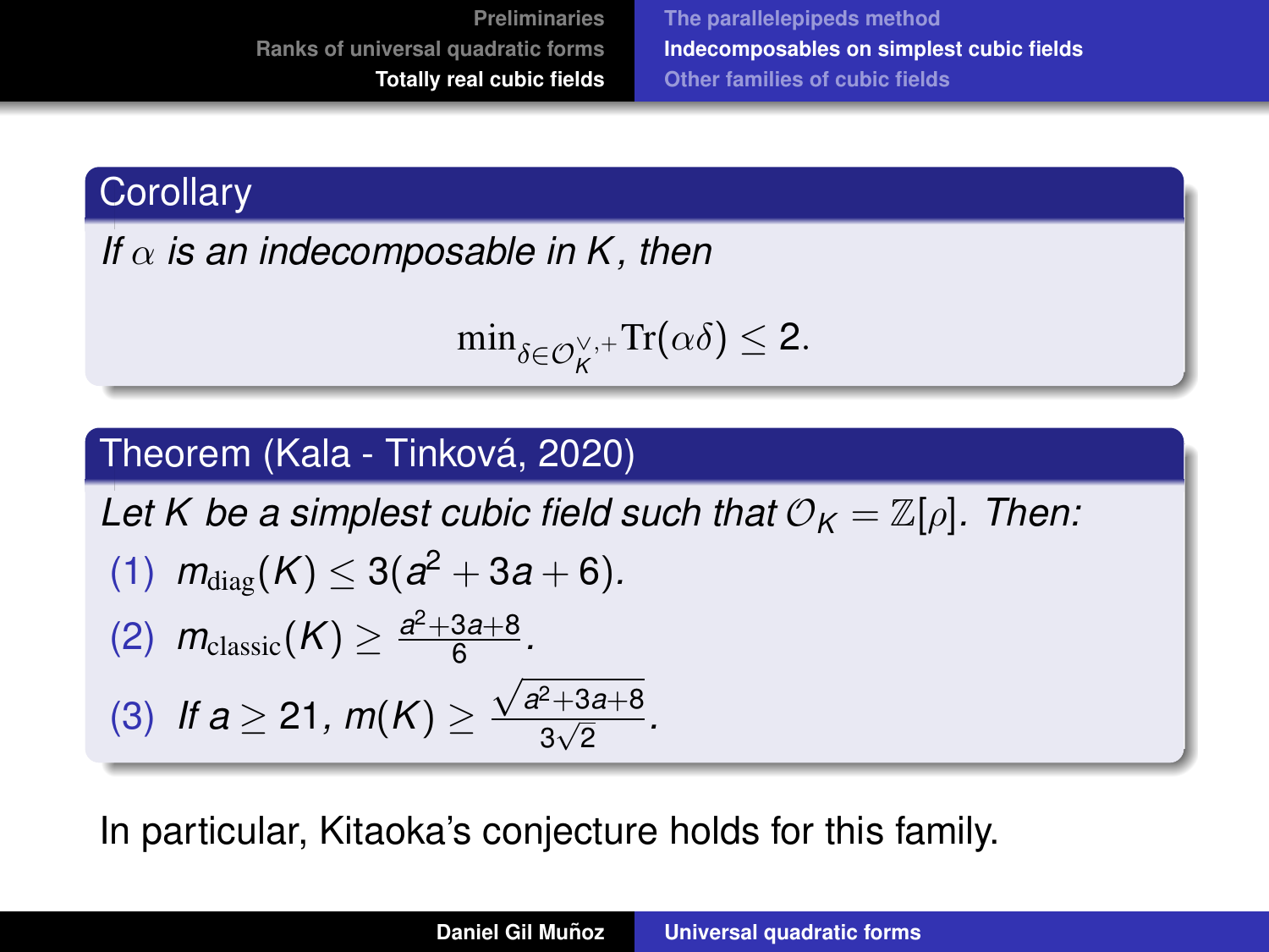**Corollary**

*If $\alpha$ is an indecomposable in $K$, then*

$$\min_{\delta \in \mathcal{O}_K^{\vee,+}} \mathrm{Tr}(\alpha\delta) \leq 2.$$

**Theorem (Kala - Tinková, 2020)**

*Let $K$ be a simplest cubic field such that $\mathcal{O}_K = \mathbb{Z}[\rho]$. Then:*

1. $m_{\mathrm{diag}}(K) \leq 3(a^2 + 3a + 6)$.
2. $m_{\mathrm{classic}}(K) \geq \frac{a^2+3a+8}{6}$.
3. *If $a \geq 21$, $m(K) \geq \frac{\sqrt{a^2+3a+8}}{3\sqrt{2}}$.*

In particular, Kitaoka's conjecture holds for this family.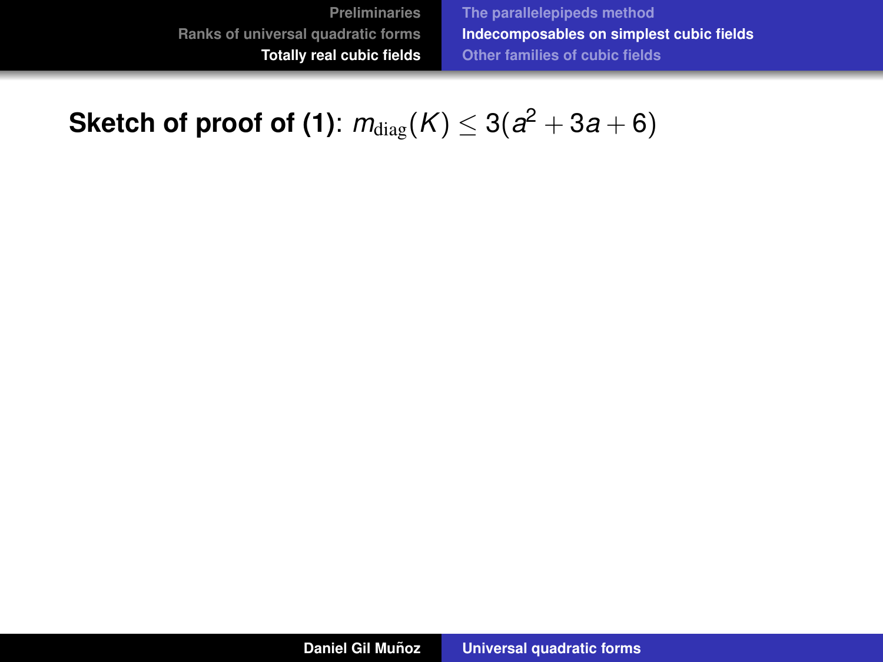**Sketch of proof of (1)**: $m_{\mathrm{diag}}(K) \leq 3(a^2 + 3a + 6)$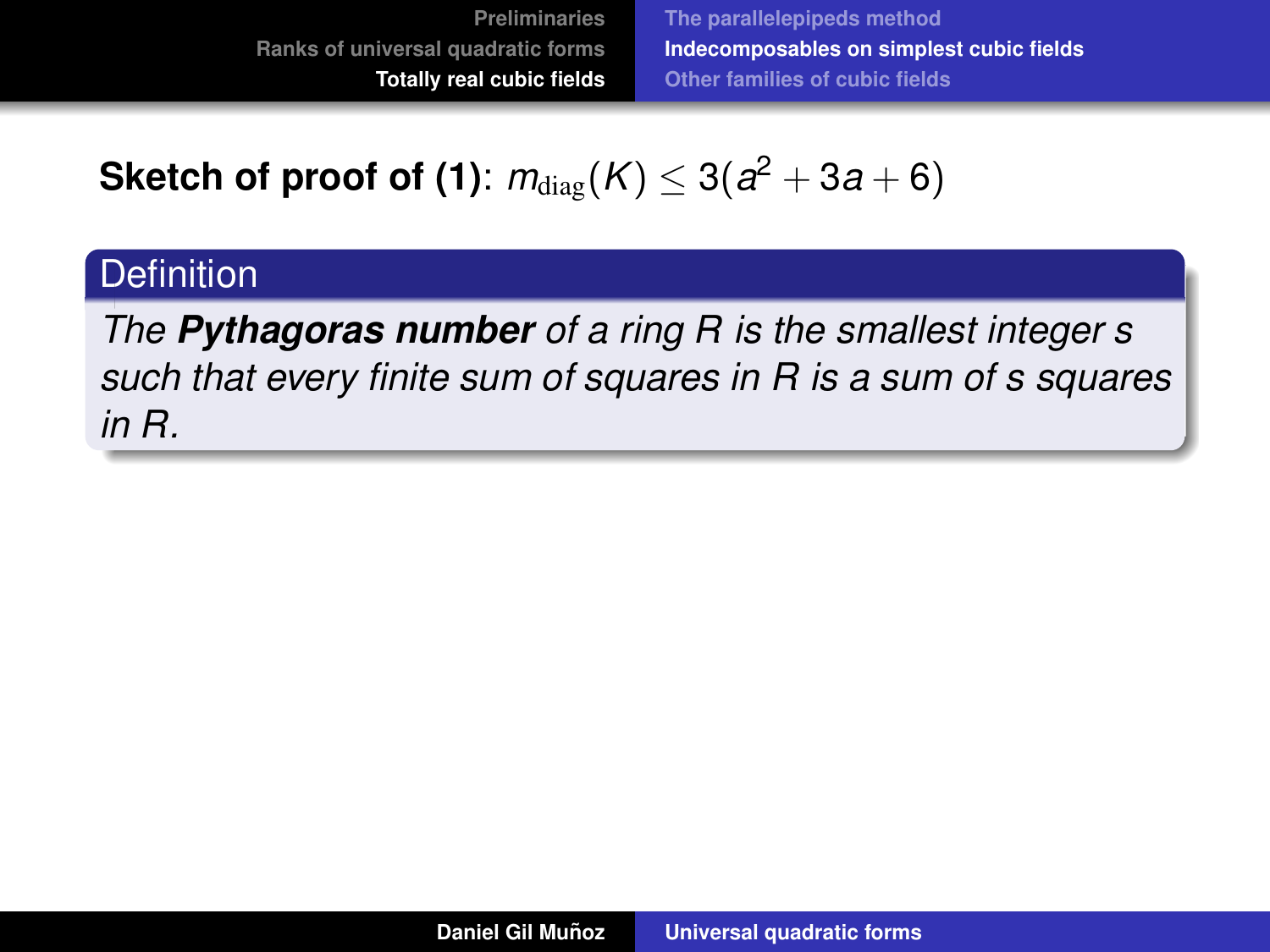**Sketch of proof of (1)**: $m_{\text{diag}}(K) \leq 3(a^2 + 3a + 6)$

**Definition**

*The* ***Pythagoras number*** *of a ring $R$ is the smallest integer $s$ such that every finite sum of squares in $R$ is a sum of $s$ squares in $R$.*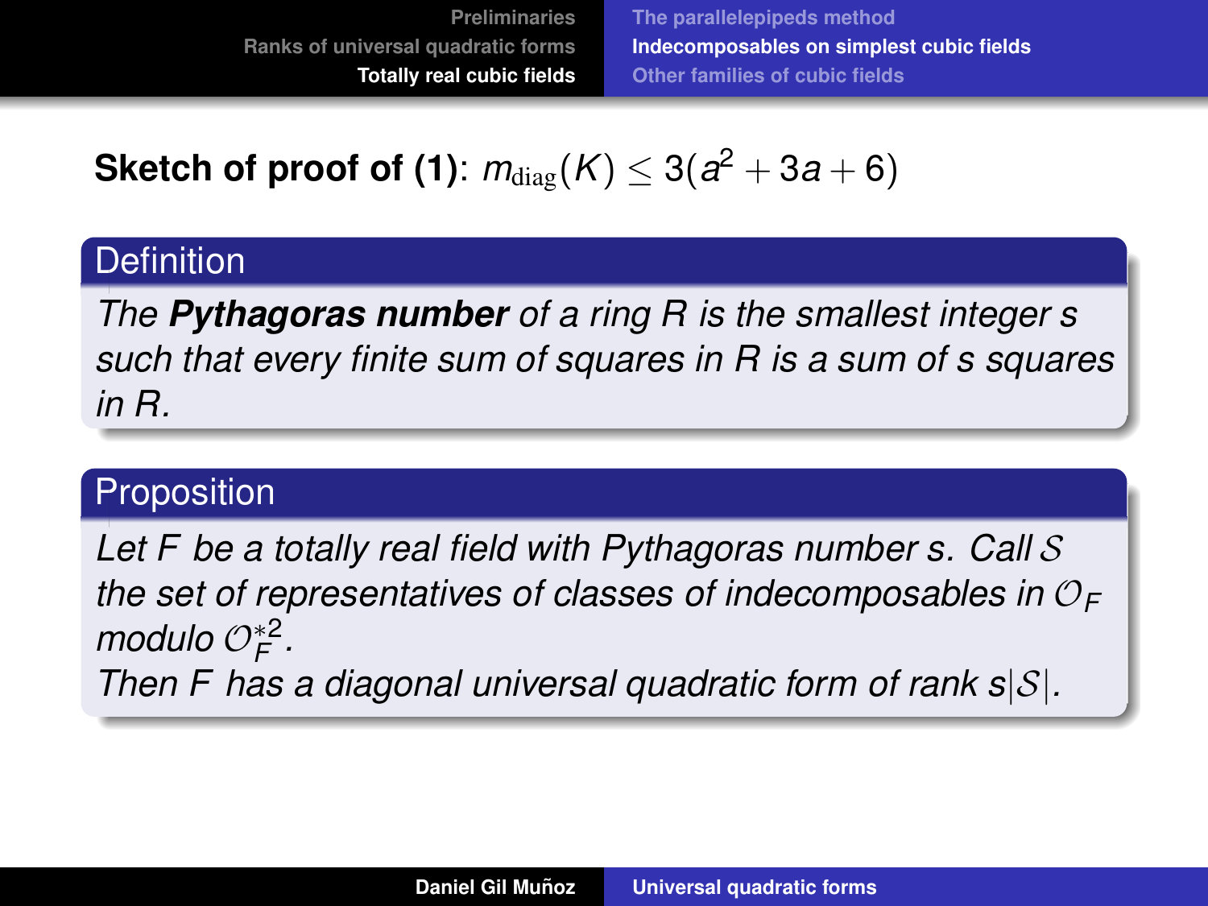**Sketch of proof of (1)**: $m_{\mathrm{diag}}(K) \leq 3(a^2 + 3a + 6)$

**Definition**

*The **Pythagoras number** of a ring $R$ is the smallest integer $s$ such that every finite sum of squares in $R$ is a sum of $s$ squares in $R$.*

**Proposition**

*Let $F$ be a totally real field with Pythagoras number $s$. Call $\mathcal{S}$ the set of representatives of classes of indecomposables in $\mathcal{O}_F$ modulo $\mathcal{O}_F^{*2}$.*
*Then $F$ has a diagonal universal quadratic form of rank $s|\mathcal{S}|$.*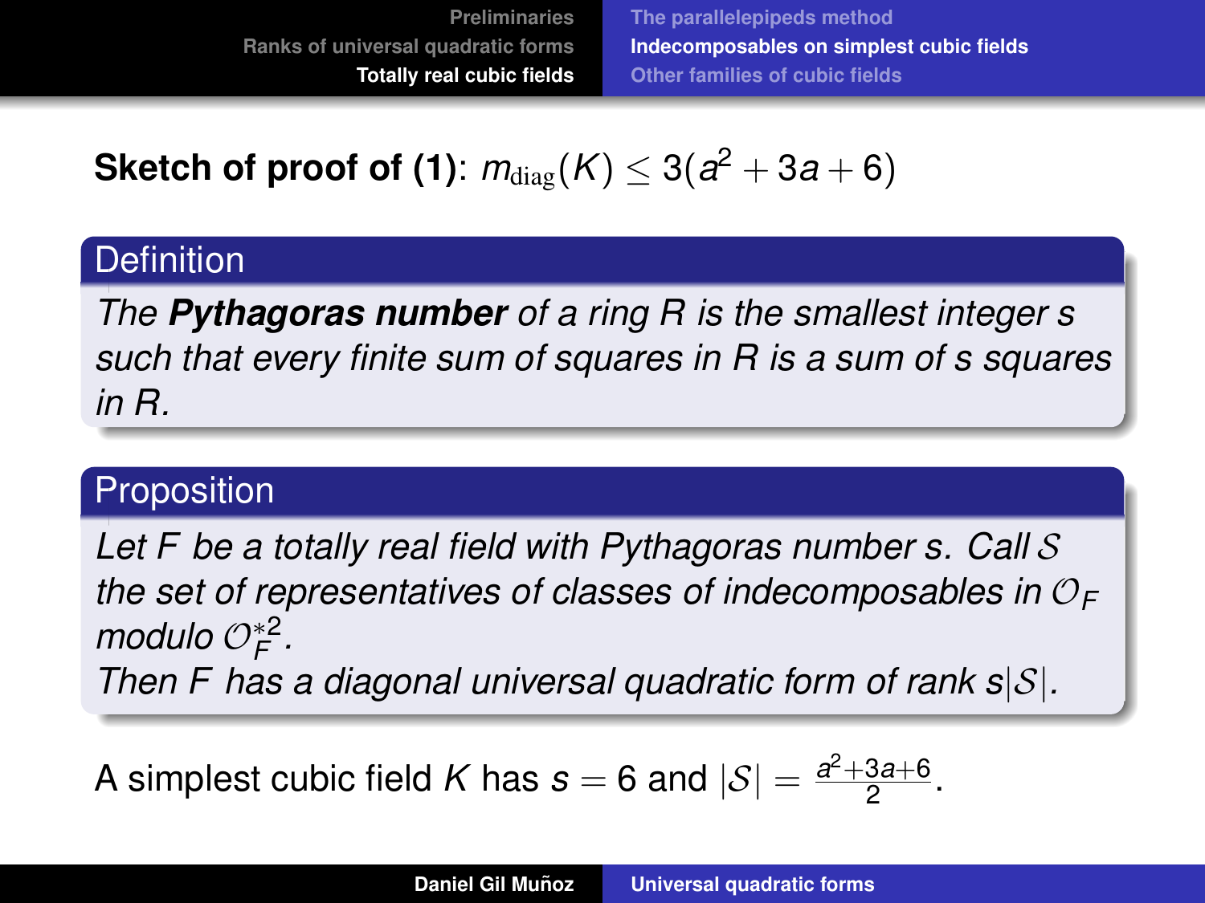**Sketch of proof of (1)**: $m_{\mathrm{diag}}(K) \leq 3(a^2 + 3a + 6)$

### Definition

*The* ***Pythagoras number*** *of a ring $R$ is the smallest integer $s$ such that every finite sum of squares in $R$ is a sum of $s$ squares in $R$.*

### Proposition

*Let $F$ be a totally real field with Pythagoras number $s$. Call $\mathcal{S}$ the set of representatives of classes of indecomposables in $\mathcal{O}_F$ modulo $\mathcal{O}_F^{*2}$.*
*Then $F$ has a diagonal universal quadratic form of rank $s|\mathcal{S}|$.*

A simplest cubic field $K$ has $s = 6$ and $|\mathcal{S}| = \frac{a^2+3a+6}{2}$.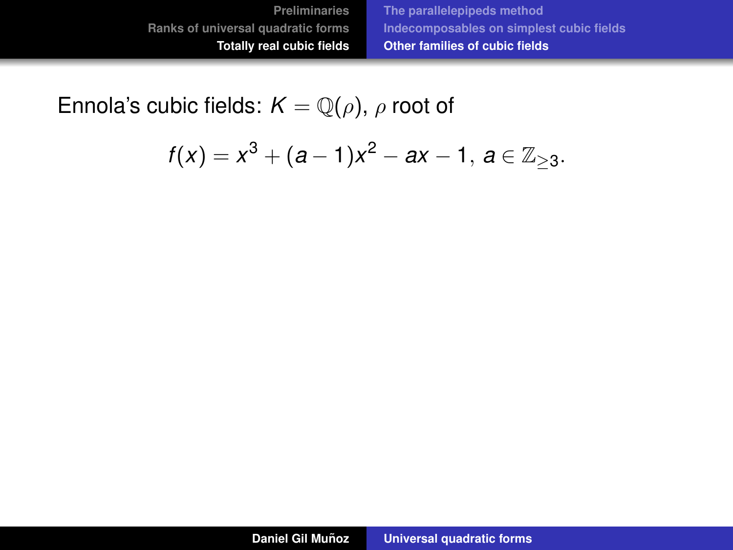Ennola's cubic fields: $K = \mathbb{Q}(\rho)$, $\rho$ root of

$$f(x) = x^3 + (a-1)x^2 - ax - 1, \; a \in \mathbb{Z}_{\geq 3}.$$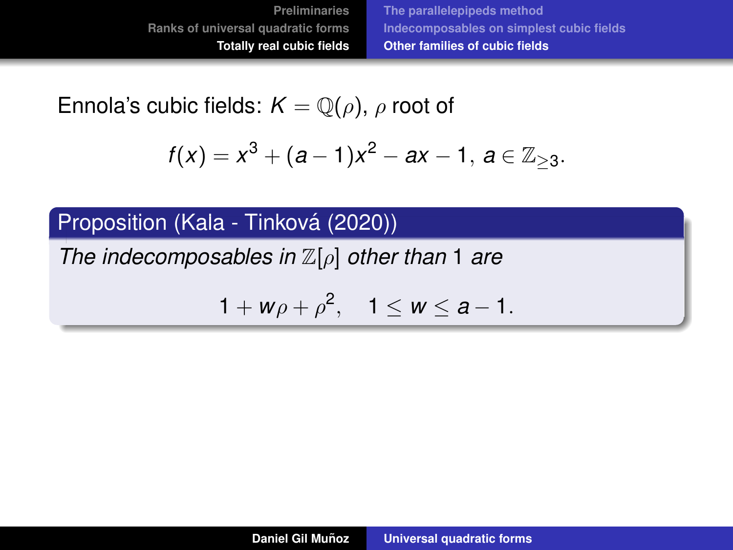Ennola's cubic fields: $K = \mathbb{Q}(\rho)$, $\rho$ root of

$$f(x) = x^3 + (a-1)x^2 - ax - 1,\ a \in \mathbb{Z}_{\geq 3}.$$

**Proposition (Kala - Tinková (2020))**

*The indecomposables in* $\mathbb{Z}[\rho]$ *other than* 1 *are*

$$1 + w\rho + \rho^2, \quad 1 \leq w \leq a - 1.$$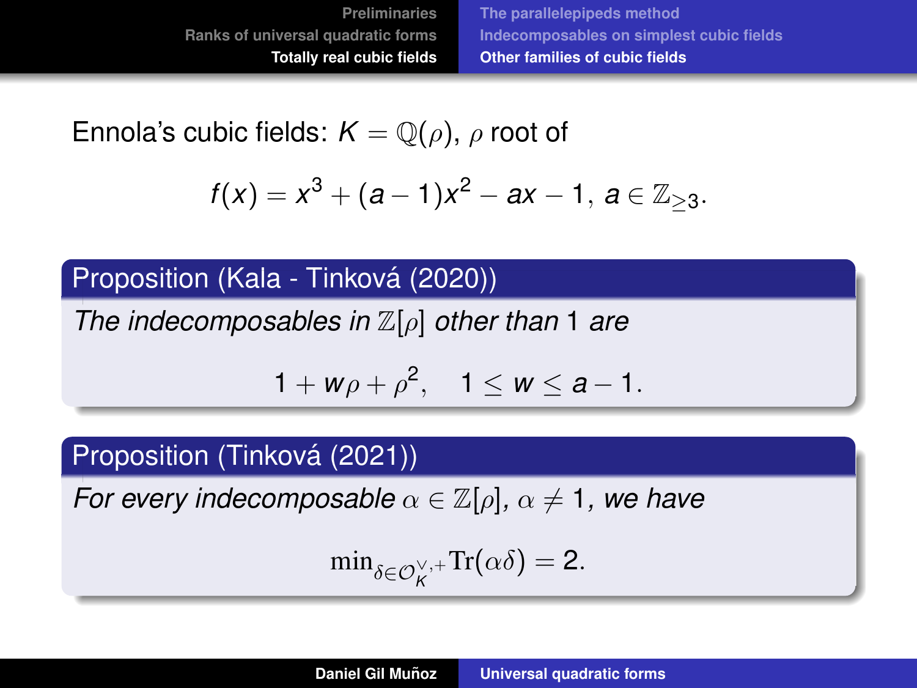Ennola's cubic fields: $K = \mathbb{Q}(\rho)$, $\rho$ root of

$$f(x) = x^3 + (a-1)x^2 - ax - 1, \; a \in \mathbb{Z}_{\geq 3}.$$

**Proposition (Kala - Tinková (2020))**

*The indecomposables in* $\mathbb{Z}[\rho]$ *other than* 1 *are*

$$1 + w\rho + \rho^2, \quad 1 \leq w \leq a-1.$$

**Proposition (Tinková (2021))**

*For every indecomposable* $\alpha \in \mathbb{Z}[\rho]$, $\alpha \neq 1$, *we have*

$$\min_{\delta \in \mathcal{O}_K^{\vee,+}} \mathrm{Tr}(\alpha\delta) = 2.$$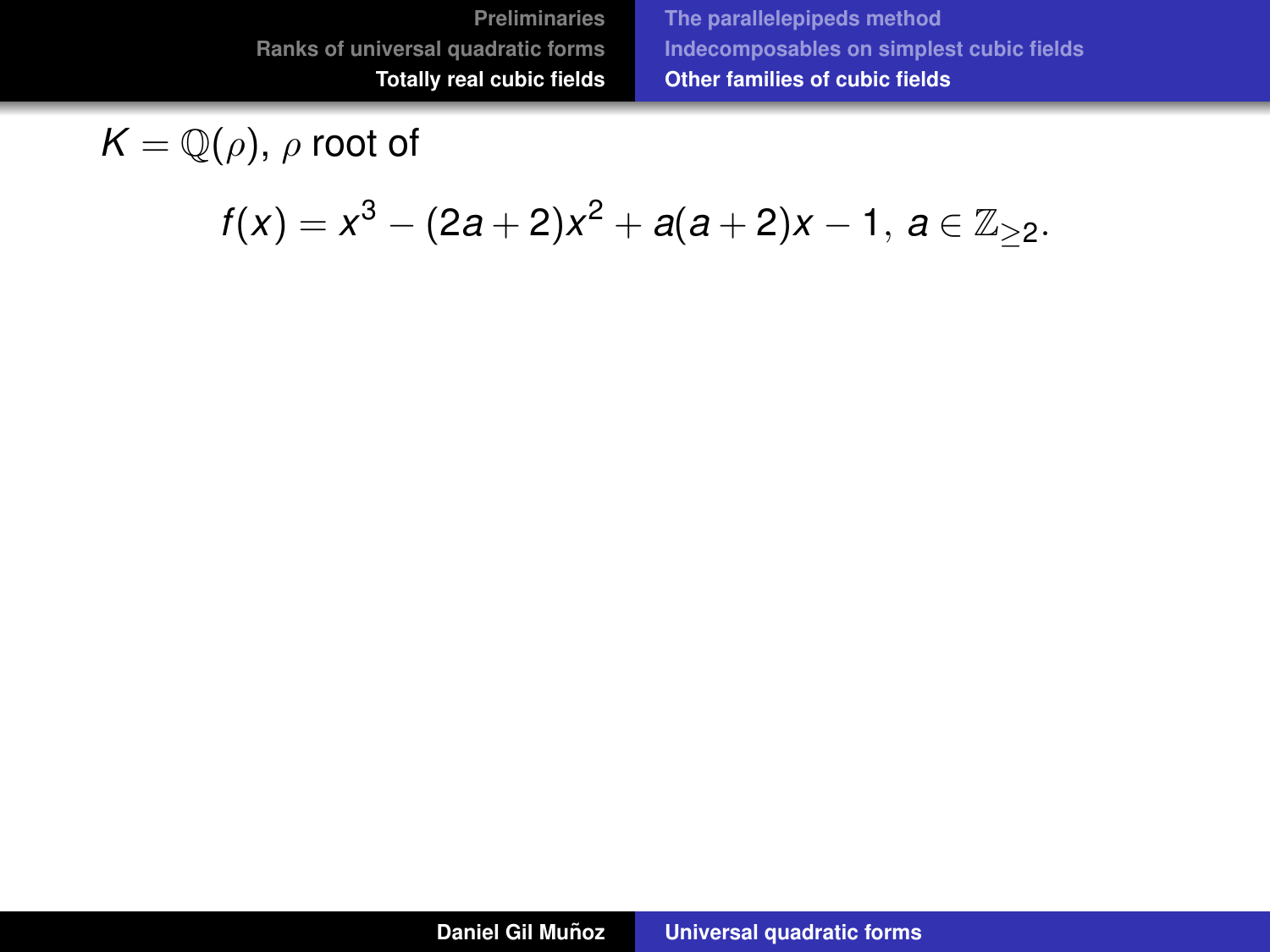$K = \mathbb{Q}(\rho)$, $\rho$ root of

$$f(x) = x^3 - (2a+2)x^2 + a(a+2)x - 1, \; a \in \mathbb{Z}_{\geq 2}.$$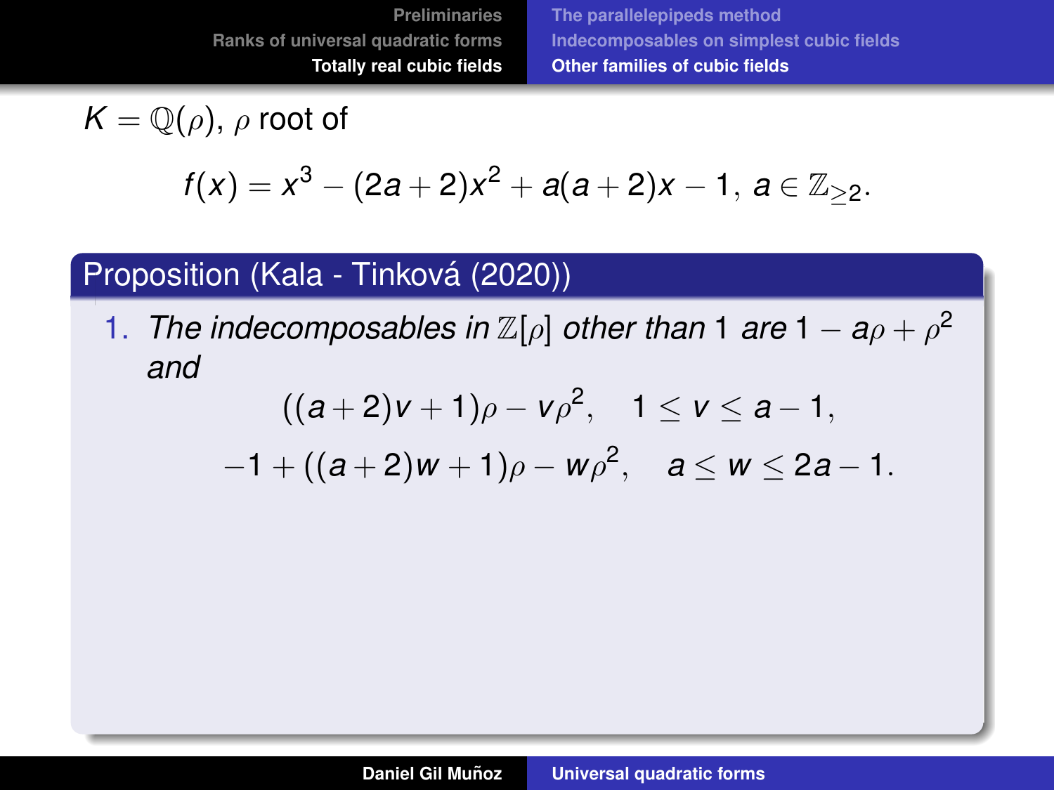$K = \mathbb{Q}(\rho)$, $\rho$ root of

$$f(x) = x^3 - (2a+2)x^2 + a(a+2)x - 1, \; a \in \mathbb{Z}_{\geq 2}.$$

**Proposition (Kala - Tinková (2020))**

1. *The indecomposables in* $\mathbb{Z}[\rho]$ *other than* $1$ *are* $1 - a\rho + \rho^2$ *and*

$$((a+2)v+1)\rho - v\rho^2, \quad 1 \leq v \leq a-1,$$

$$-1 + ((a+2)w+1)\rho - w\rho^2, \quad a \leq w \leq 2a-1.$$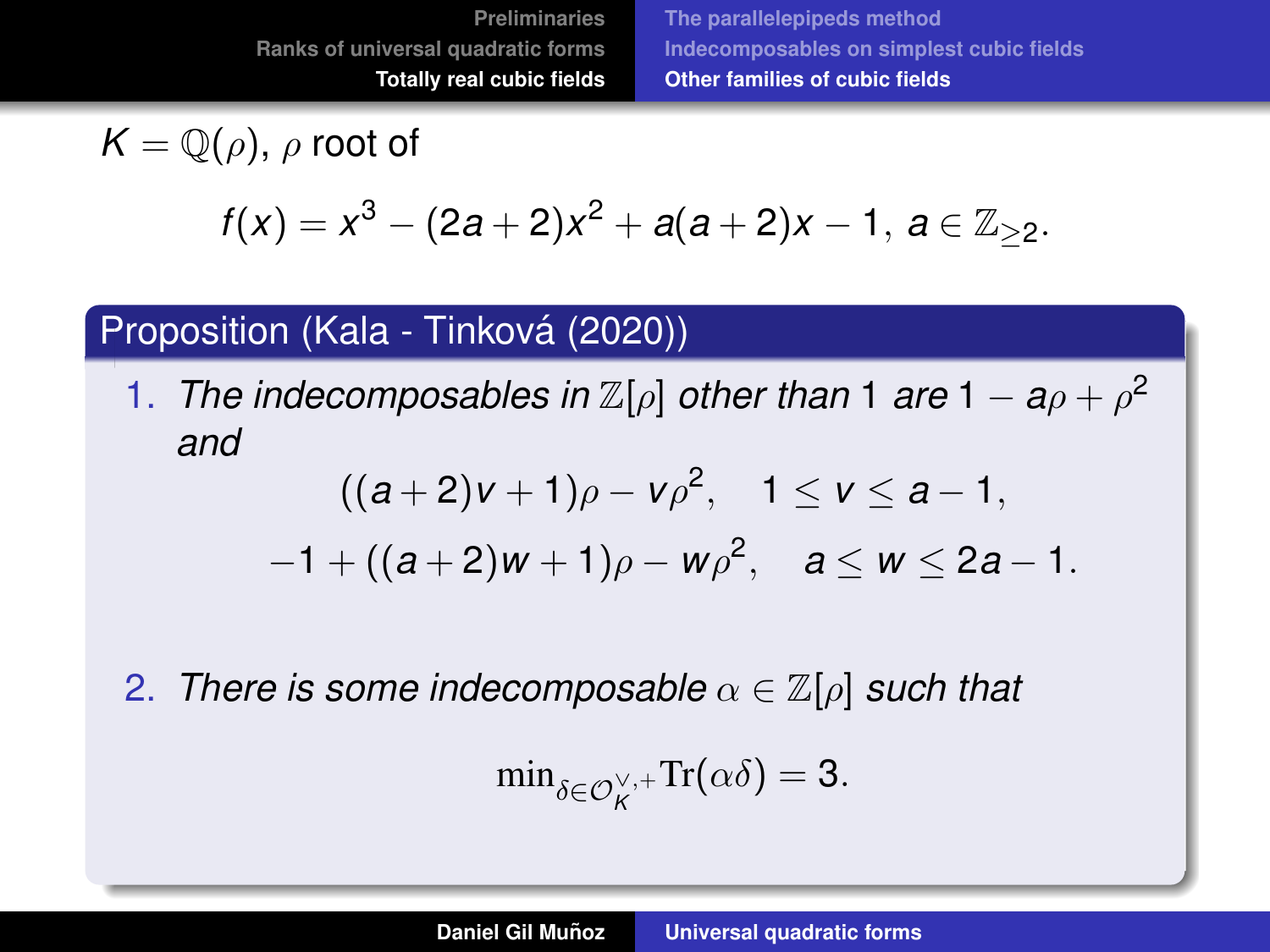$K = \mathbb{Q}(\rho)$, $\rho$ root of

$$f(x) = x^3 - (2a+2)x^2 + a(a+2)x - 1,\ a \in \mathbb{Z}_{\geq 2}.$$

**Proposition (Kala - Tinková (2020))**

1. *The indecomposables in* $\mathbb{Z}[\rho]$ *other than* $1$ *are* $1 - a\rho + \rho^2$ *and*

$$((a+2)v+1)\rho - v\rho^2, \quad 1 \leq v \leq a-1,$$

$$-1 + ((a+2)w+1)\rho - w\rho^2, \quad a \leq w \leq 2a-1.$$

2. *There is some indecomposable* $\alpha \in \mathbb{Z}[\rho]$ *such that*

$$\min_{\delta \in \mathcal{O}_K^{\vee,+}} \mathrm{Tr}(\alpha\delta) = 3.$$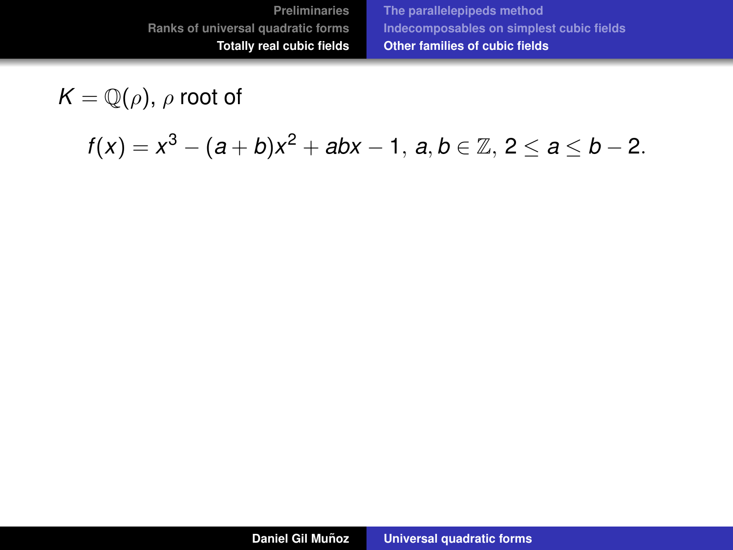$K = \mathbb{Q}(\rho)$, $\rho$ root of

$$f(x) = x^3 - (a+b)x^2 + abx - 1,\ a, b \in \mathbb{Z},\ 2 \leq a \leq b - 2.$$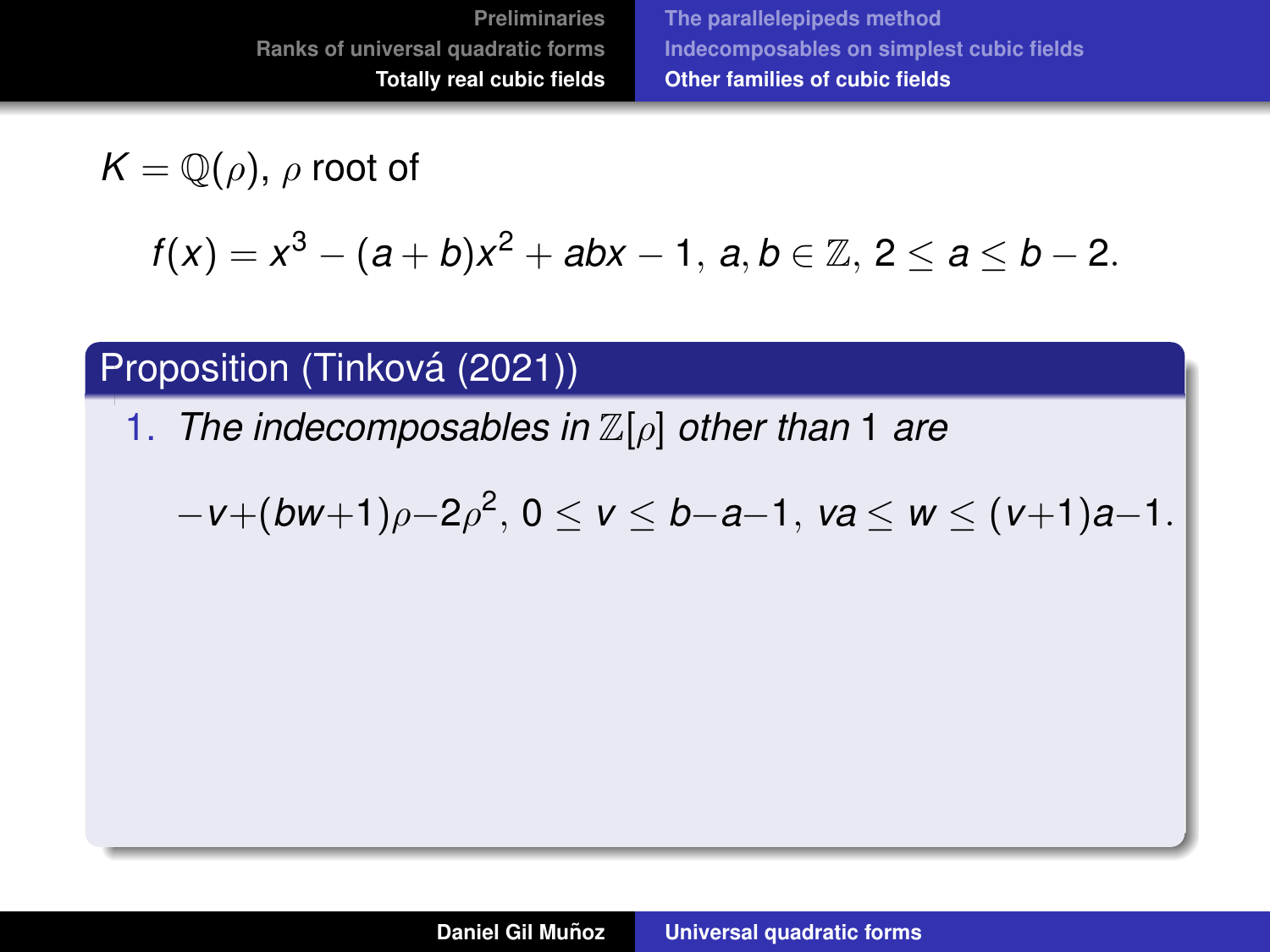$K = \mathbb{Q}(\rho)$, $\rho$ root of

$$f(x) = x^3 - (a+b)x^2 + abx - 1, \; a, b \in \mathbb{Z}, \; 2 \leq a \leq b - 2.$$

**Proposition (Tinková (2021))**

1. *The indecomposables in* $\mathbb{Z}[\rho]$ *other than* 1 *are*

$$-v+(bw+1)\rho-2\rho^2, \; 0 \leq v \leq b-a-1, \; va \leq w \leq (v+1)a-1.$$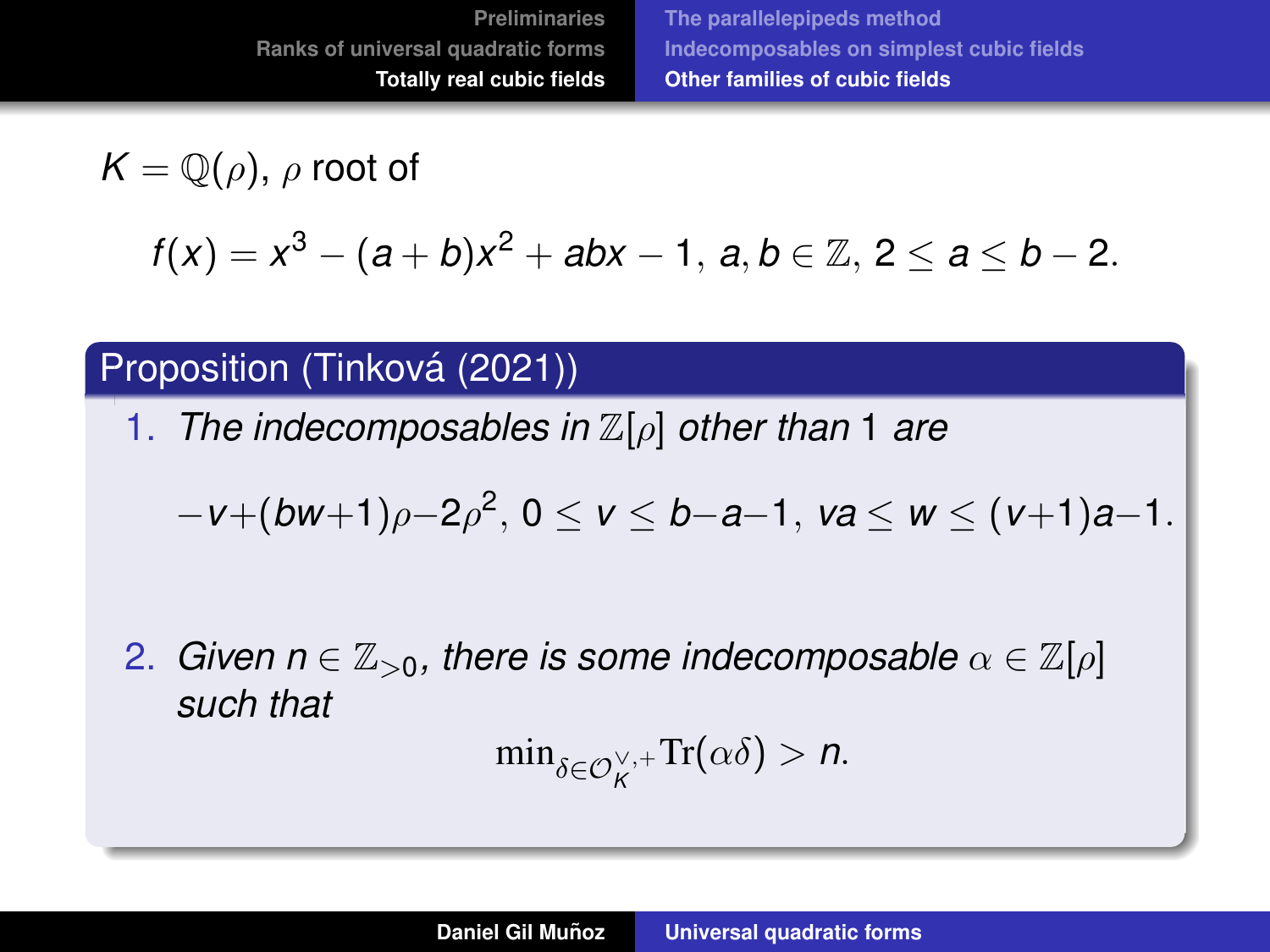$K = \mathbb{Q}(\rho)$, $\rho$ root of

$$f(x) = x^3 - (a+b)x^2 + abx - 1,\ a, b \in \mathbb{Z},\ 2 \leq a \leq b-2.$$

**Proposition (Tinková (2021))**

1. *The indecomposables in* $\mathbb{Z}[\rho]$ *other than* 1 *are*

   $$-v+(bw+1)\rho-2\rho^2,\ 0 \leq v \leq b-a-1,\ va \leq w \leq (v+1)a-1.$$

2. *Given* $n \in \mathbb{Z}_{>0}$*, there is some indecomposable* $\alpha \in \mathbb{Z}[\rho]$ *such that*

   $$\min_{\delta \in \mathcal{O}_K^{\vee,+}} \mathrm{Tr}(\alpha\delta) > n.$$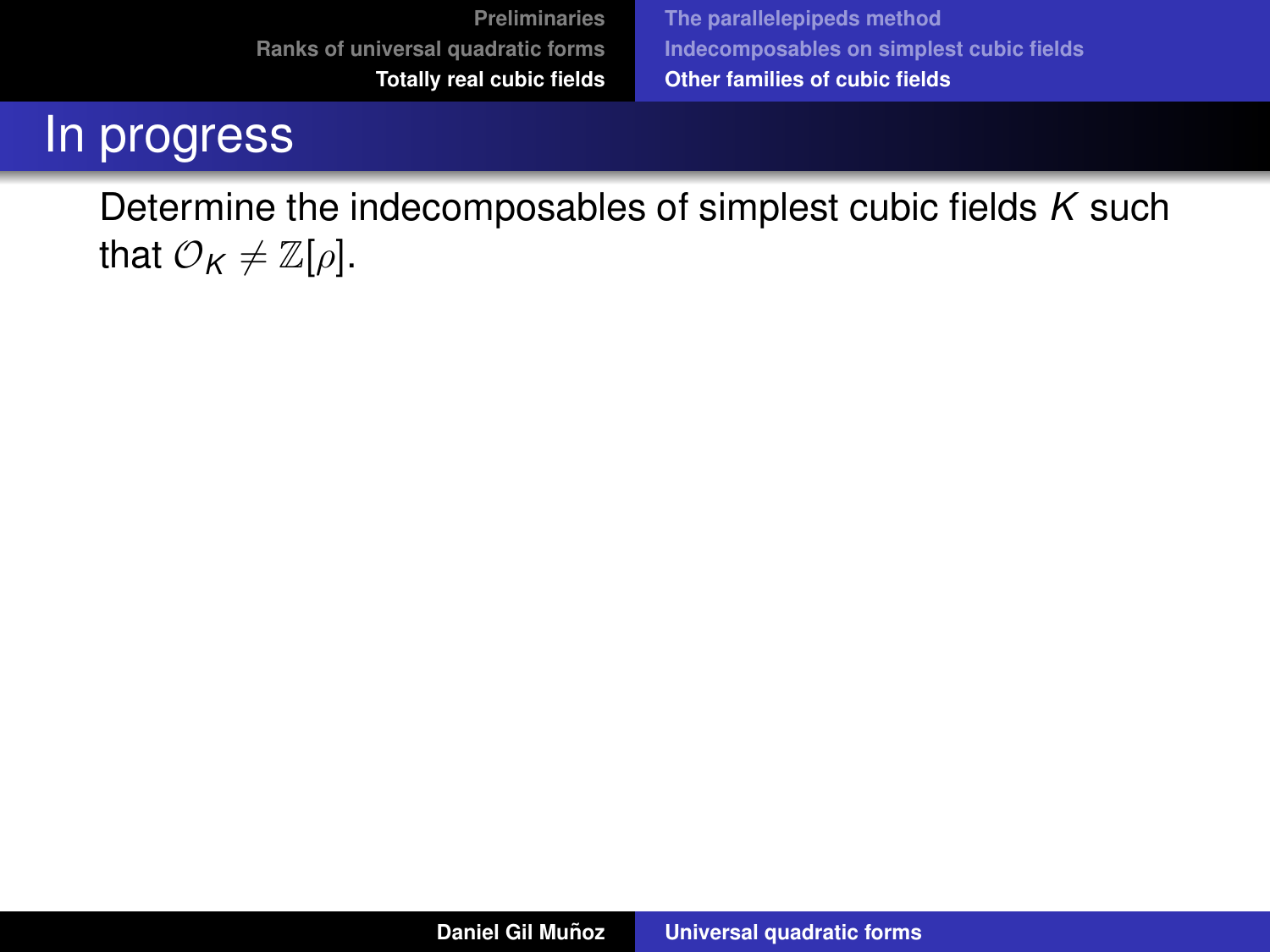# In progress

Determine the indecomposables of simplest cubic fields $K$ such that $\mathcal{O}_K \neq \mathbb{Z}[\rho]$.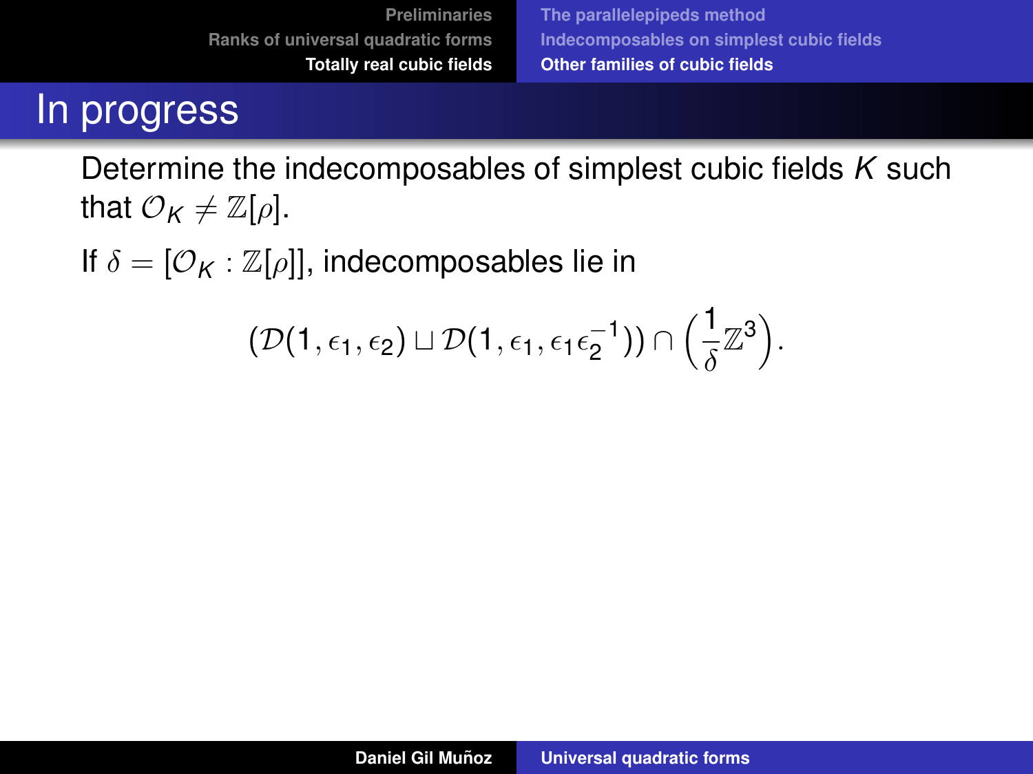# In progress

Determine the indecomposables of simplest cubic fields $K$ such that $\mathcal{O}_K \neq \mathbb{Z}[\rho]$.

If $\delta = [\mathcal{O}_K : \mathbb{Z}[\rho]]$, indecomposables lie in

$$(\mathcal{D}(1, \epsilon_1, \epsilon_2) \sqcup \mathcal{D}(1, \epsilon_1, \epsilon_1\epsilon_2^{-1})) \cap \left(\frac{1}{\delta}\mathbb{Z}^3\right).$$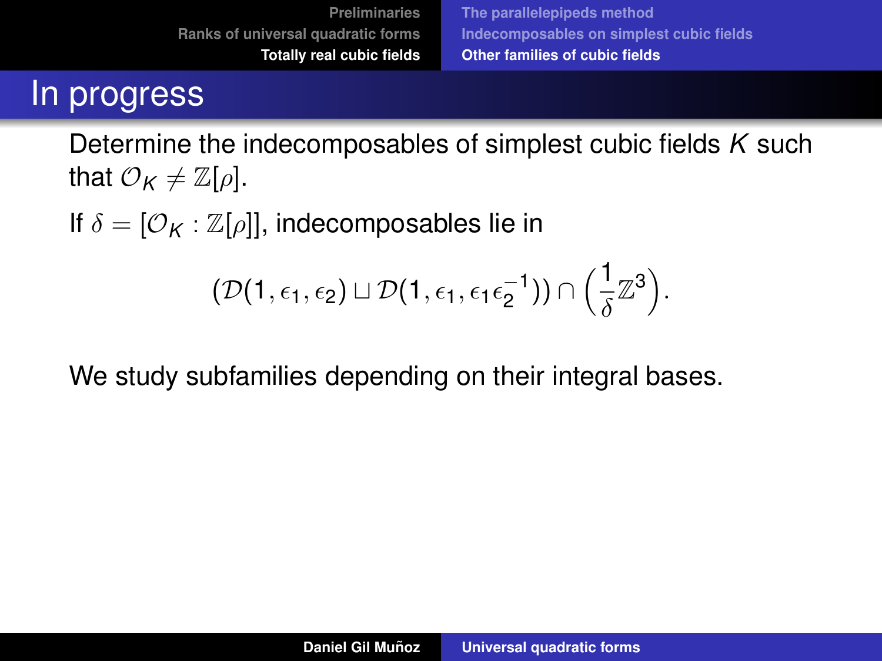# In progress

Determine the indecomposables of simplest cubic fields $K$ such that $\mathcal{O}_K \neq \mathbb{Z}[\rho]$.

If $\delta = [\mathcal{O}_K : \mathbb{Z}[\rho]]$, indecomposables lie in

$$(\mathcal{D}(1, \epsilon_1, \epsilon_2) \sqcup \mathcal{D}(1, \epsilon_1, \epsilon_1\epsilon_2^{-1})) \cap \left(\frac{1}{\delta}\mathbb{Z}^3\right).$$

We study subfamilies depending on their integral bases.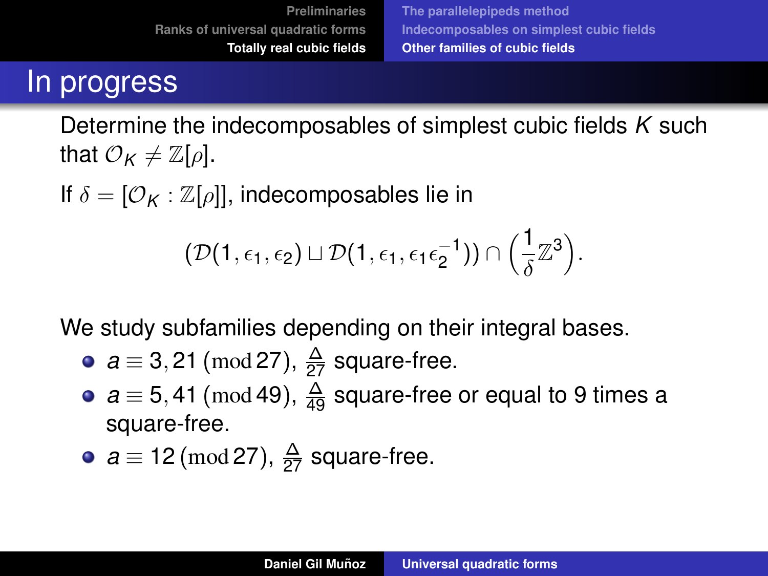# In progress

Determine the indecomposables of simplest cubic fields $K$ such that $\mathcal{O}_K \neq \mathbb{Z}[\rho]$.

If $\delta = [\mathcal{O}_K : \mathbb{Z}[\rho]]$, indecomposables lie in

$$(\mathcal{D}(1, \epsilon_1, \epsilon_2) \sqcup \mathcal{D}(1, \epsilon_1, \epsilon_1 \epsilon_2^{-1})) \cap \left(\frac{1}{\delta}\mathbb{Z}^3\right).$$

We study subfamilies depending on their integral bases.

- $a \equiv 3, 21 \pmod{27}$, $\frac{\Delta}{27}$ square-free.
- $a \equiv 5, 41 \pmod{49}$, $\frac{\Delta}{49}$ square-free or equal to 9 times a square-free.
- $a \equiv 12 \pmod{27}$, $\frac{\Delta}{27}$ square-free.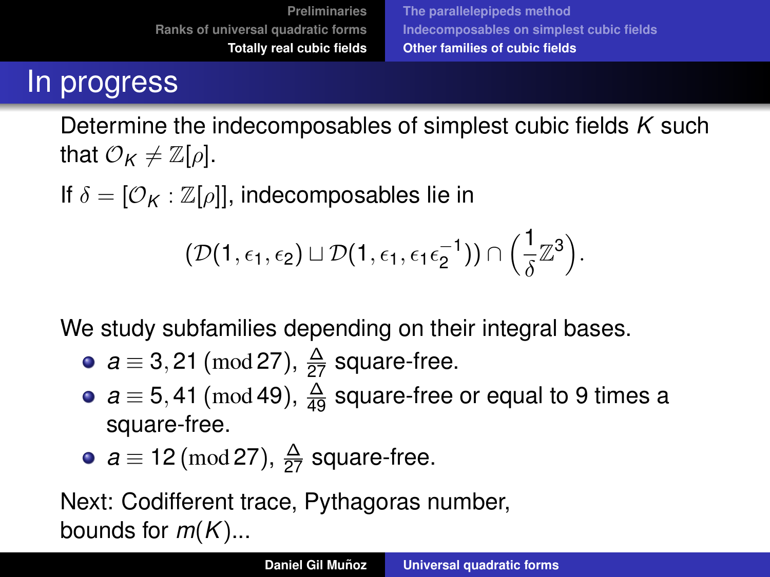# In progress

Determine the indecomposables of simplest cubic fields $K$ such that $\mathcal{O}_K \neq \mathbb{Z}[\rho]$.

If $\delta = [\mathcal{O}_K : \mathbb{Z}[\rho]]$, indecomposables lie in

$$(\mathcal{D}(1, \epsilon_1, \epsilon_2) \sqcup \mathcal{D}(1, \epsilon_1, \epsilon_1\epsilon_2^{-1})) \cap \left(\frac{1}{\delta}\mathbb{Z}^3\right).$$

We study subfamilies depending on their integral bases.

- $a \equiv 3, 21 \pmod{27}$, $\frac{\Delta}{27}$ square-free.
- $a \equiv 5, 41 \pmod{49}$, $\frac{\Delta}{49}$ square-free or equal to 9 times a square-free.
- $a \equiv 12 \pmod{27}$, $\frac{\Delta}{27}$ square-free.

Next: Codifferent trace, Pythagoras number, bounds for $m(K)$...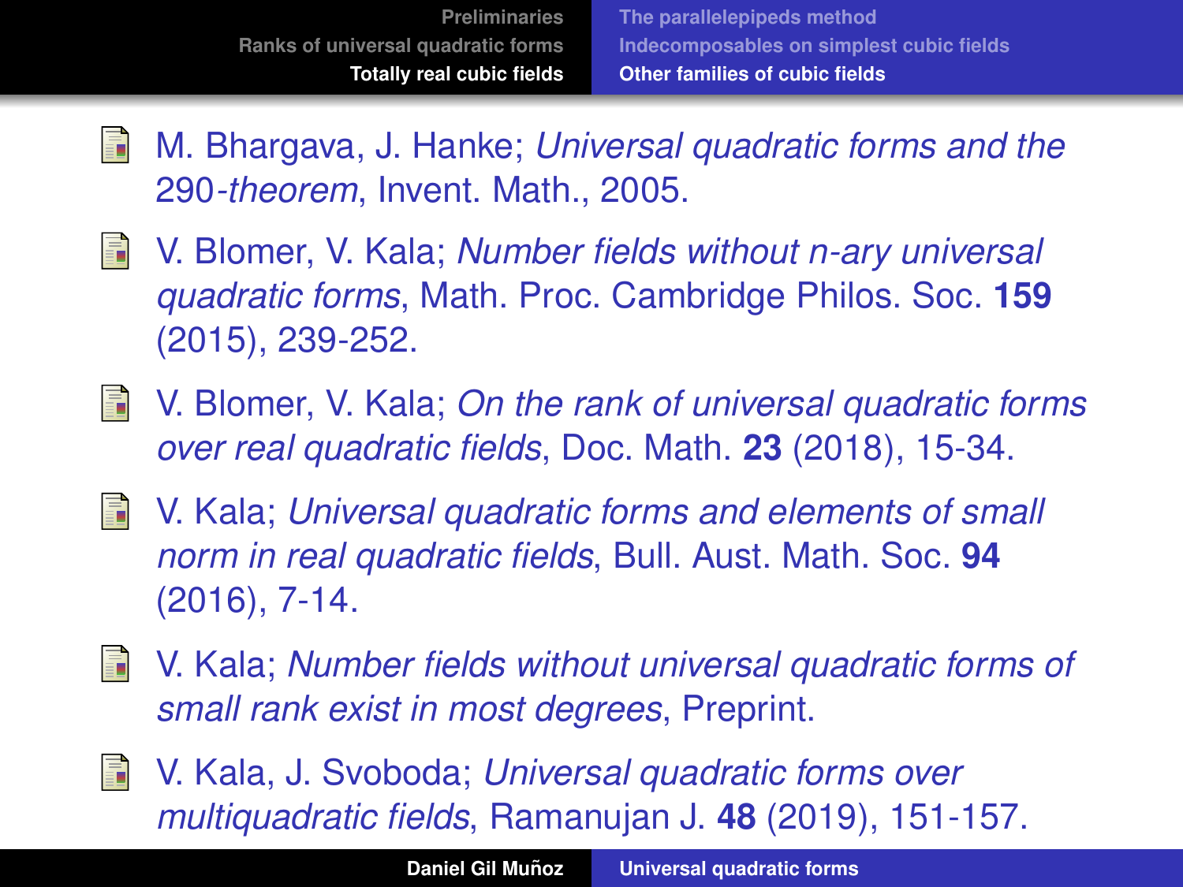- M. Bhargava, J. Hanke; *Universal quadratic forms and the 290-theorem*, Invent. Math., 2005.
- V. Blomer, V. Kala; *Number fields without n-ary universal quadratic forms*, Math. Proc. Cambridge Philos. Soc. **159** (2015), 239-252.
- V. Blomer, V. Kala; *On the rank of universal quadratic forms over real quadratic fields*, Doc. Math. **23** (2018), 15-34.
- V. Kala; *Universal quadratic forms and elements of small norm in real quadratic fields*, Bull. Aust. Math. Soc. **94** (2016), 7-14.
- V. Kala; *Number fields without universal quadratic forms of small rank exist in most degrees*, Preprint.
- V. Kala, J. Svoboda; *Universal quadratic forms over multiquadratic fields*, Ramanujan J. **48** (2019), 151-157.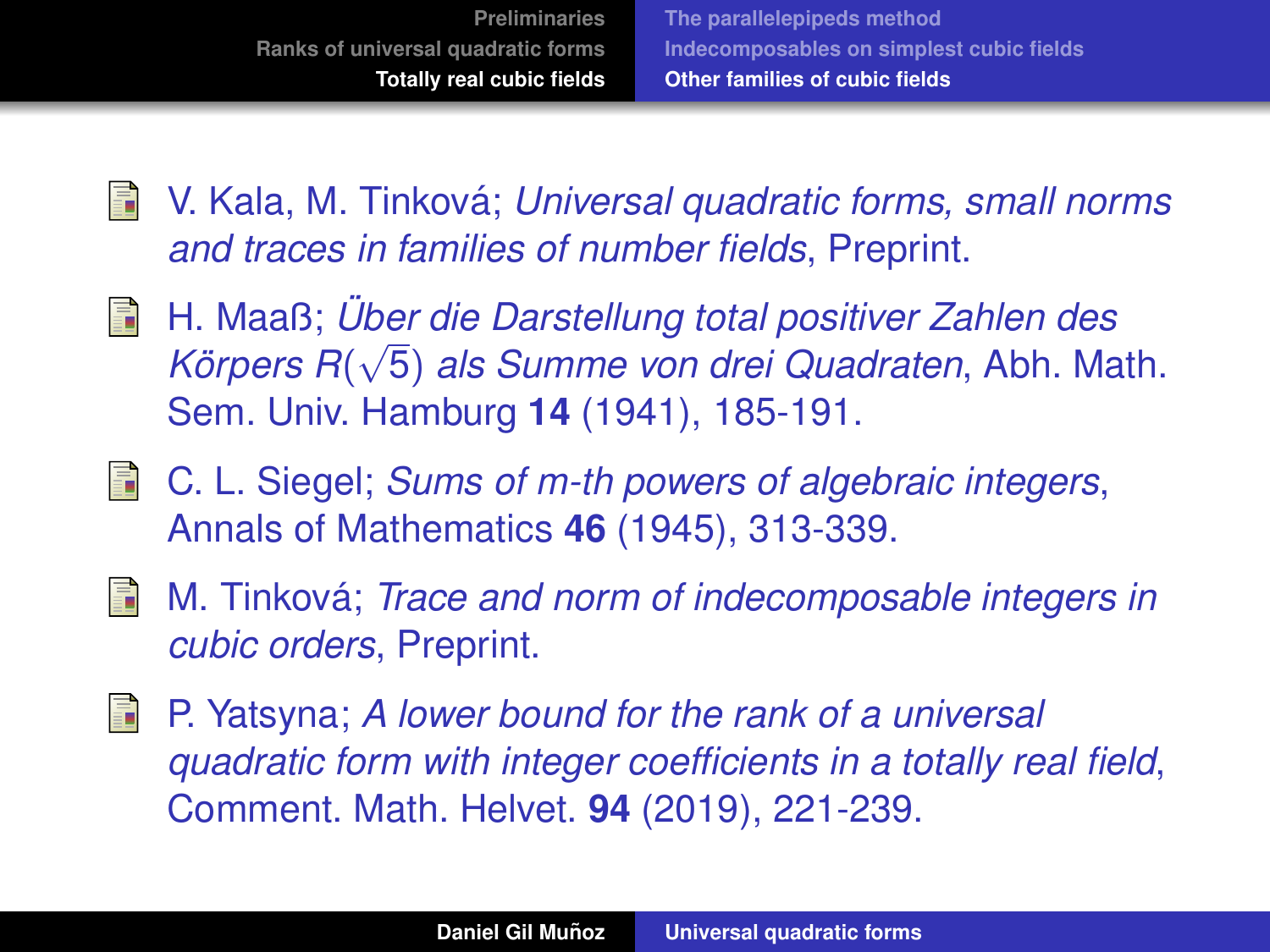- V. Kala, M. Tinková; *Universal quadratic forms, small norms and traces in families of number fields*, Preprint.
- H. Maaß; *Über die Darstellung total positiver Zahlen des Körpers $R(\sqrt{5})$ als Summe von drei Quadraten*, Abh. Math. Sem. Univ. Hamburg **14** (1941), 185-191.
- C. L. Siegel; *Sums of m-th powers of algebraic integers*, Annals of Mathematics **46** (1945), 313-339.
- M. Tinková; *Trace and norm of indecomposable integers in cubic orders*, Preprint.
- P. Yatsyna; *A lower bound for the rank of a universal quadratic form with integer coefficients in a totally real field*, Comment. Math. Helvet. **94** (2019), 221-239.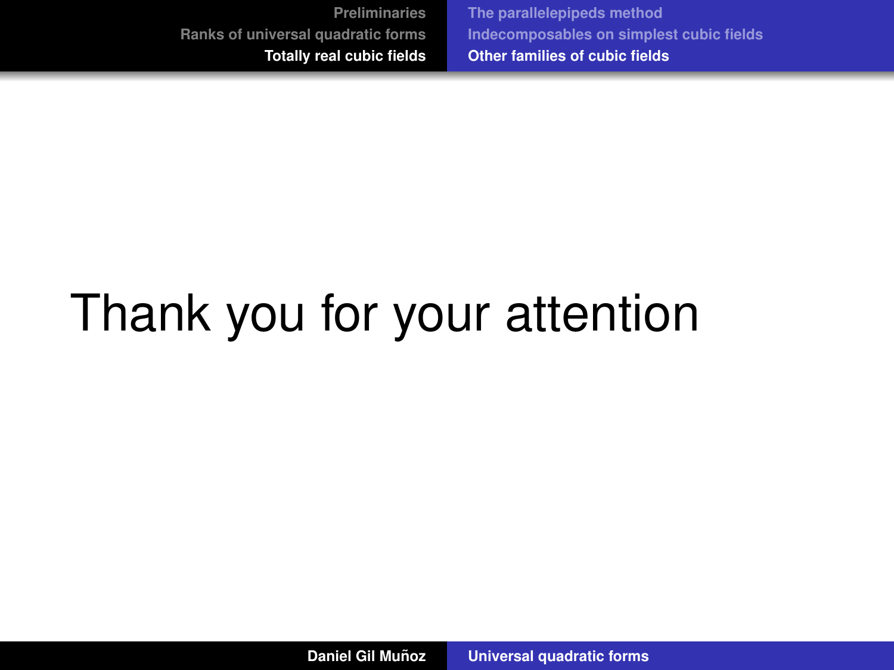Thank you for your attention